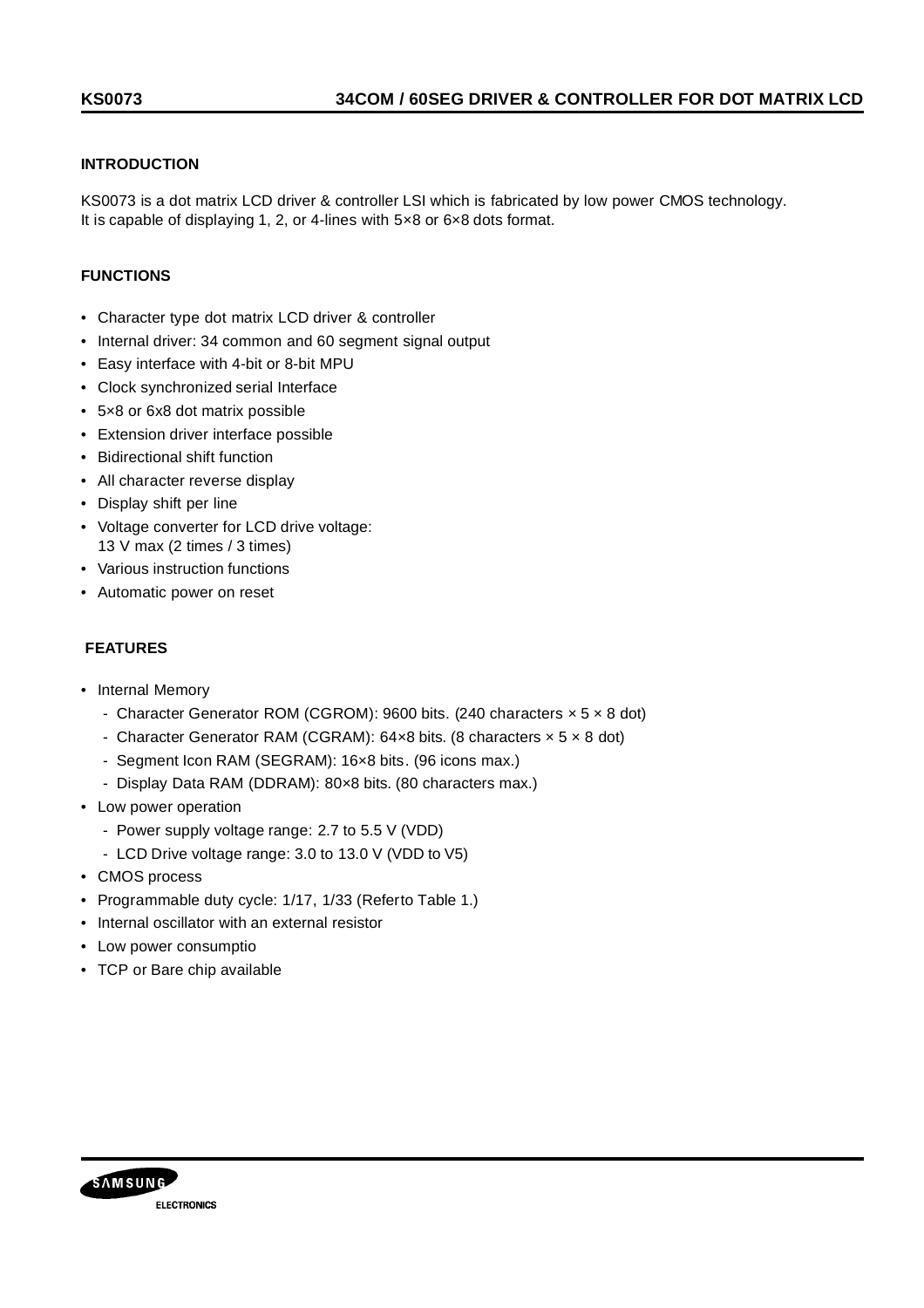# KS0073 34COM / 60SEG DRIVER & CONTROLLER FOR DOT MATRIX LCD

## INTRODUCTION

KS0073 is a dot matrix LCD driver & controller LSI which is fabricated by low power CMOS technology.
It is capable of displaying 1, 2, or 4-lines with 5×8 or 6×8 dots format.

## FUNCTIONS

- Character type dot matrix LCD driver & controller
- Internal driver: 34 common and 60 segment signal output
- Easy interface with 4-bit or 8-bit MPU
- Clock synchronized serial Interface
- 5×8 or 6x8 dot matrix possible
- Extension driver interface possible
- Bidirectional shift function
- All character reverse display
- Display shift per line
- Voltage converter for LCD drive voltage:
  13 V max (2 times / 3 times)
- Various instruction functions
- Automatic power on reset

## FEATURES

- Internal Memory
  - Character Generator ROM (CGROM): 9600 bits. (240 characters × 5 × 8 dot)
  - Character Generator RAM (CGRAM): 64×8 bits. (8 characters × 5 × 8 dot)
  - Segment Icon RAM (SEGRAM): 16×8 bits. (96 icons max.)
  - Display Data RAM (DDRAM): 80×8 bits. (80 characters max.)
- Low power operation
  - Power supply voltage range: 2.7 to 5.5 V (VDD)
  - LCD Drive voltage range: 3.0 to 13.0 V (VDD to V5)
- CMOS process
- Programmable duty cycle: 1/17, 1/33 (Referto Table 1.)
- Internal oscillator with an external resistor
- Low power consumptio
- TCP or Bare chip available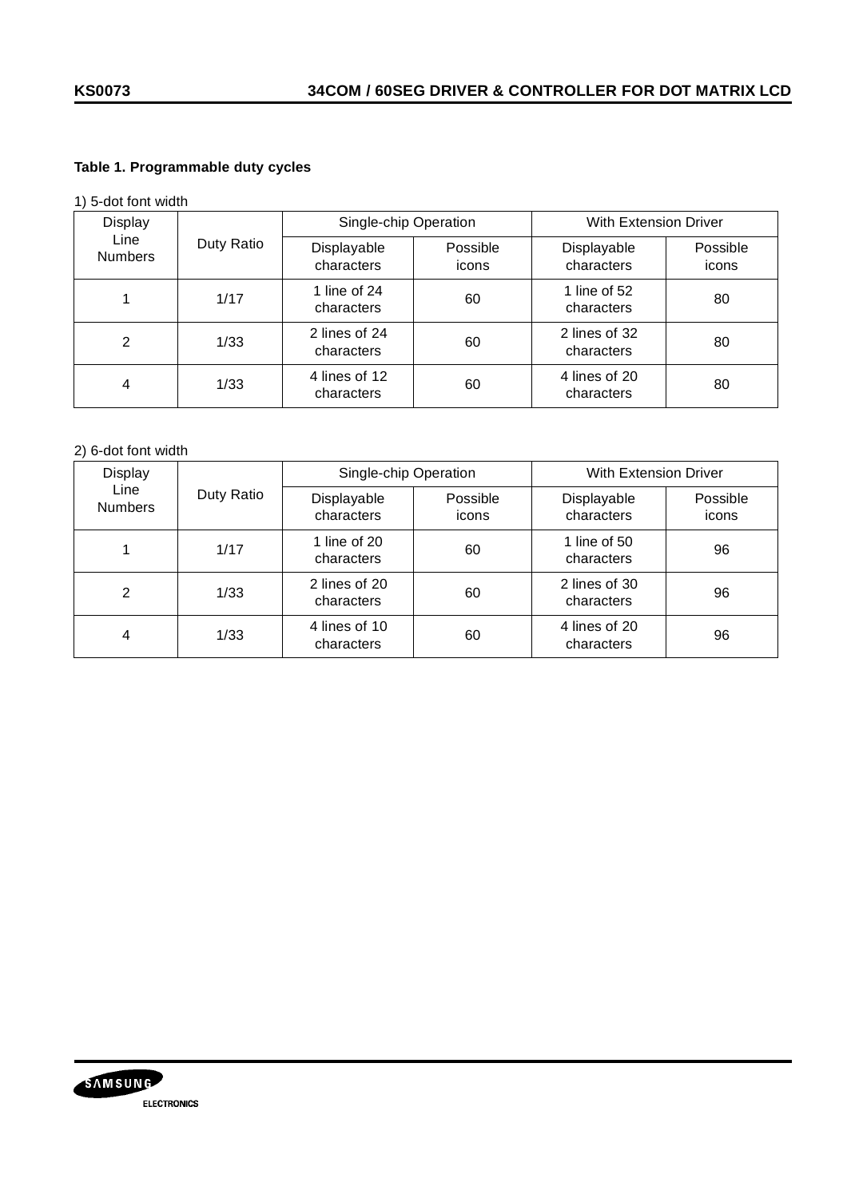**Table 1. Programmable duty cycles**

1) 5-dot font width

| Display Line Numbers | Duty Ratio | Single-chip Operation | | With Extension Driver | |
|---|---|---|---|---|---|
| | | Displayable characters | Possible icons | Displayable characters | Possible icons |
| 1 | 1/17 | 1 line of 24 characters | 60 | 1 line of 52 characters | 80 |
| 2 | 1/33 | 2 lines of 24 characters | 60 | 2 lines of 32 characters | 80 |
| 4 | 1/33 | 4 lines of 12 characters | 60 | 4 lines of 20 characters | 80 |

2) 6-dot font width

| Display Line Numbers | Duty Ratio | Single-chip Operation | | With Extension Driver | |
|---|---|---|---|---|---|
| | | Displayable characters | Possible icons | Displayable characters | Possible icons |
| 1 | 1/17 | 1 line of 20 characters | 60 | 1 line of 50 characters | 96 |
| 2 | 1/33 | 2 lines of 20 characters | 60 | 2 lines of 30 characters | 96 |
| 4 | 1/33 | 4 lines of 10 characters | 60 | 4 lines of 20 characters | 96 |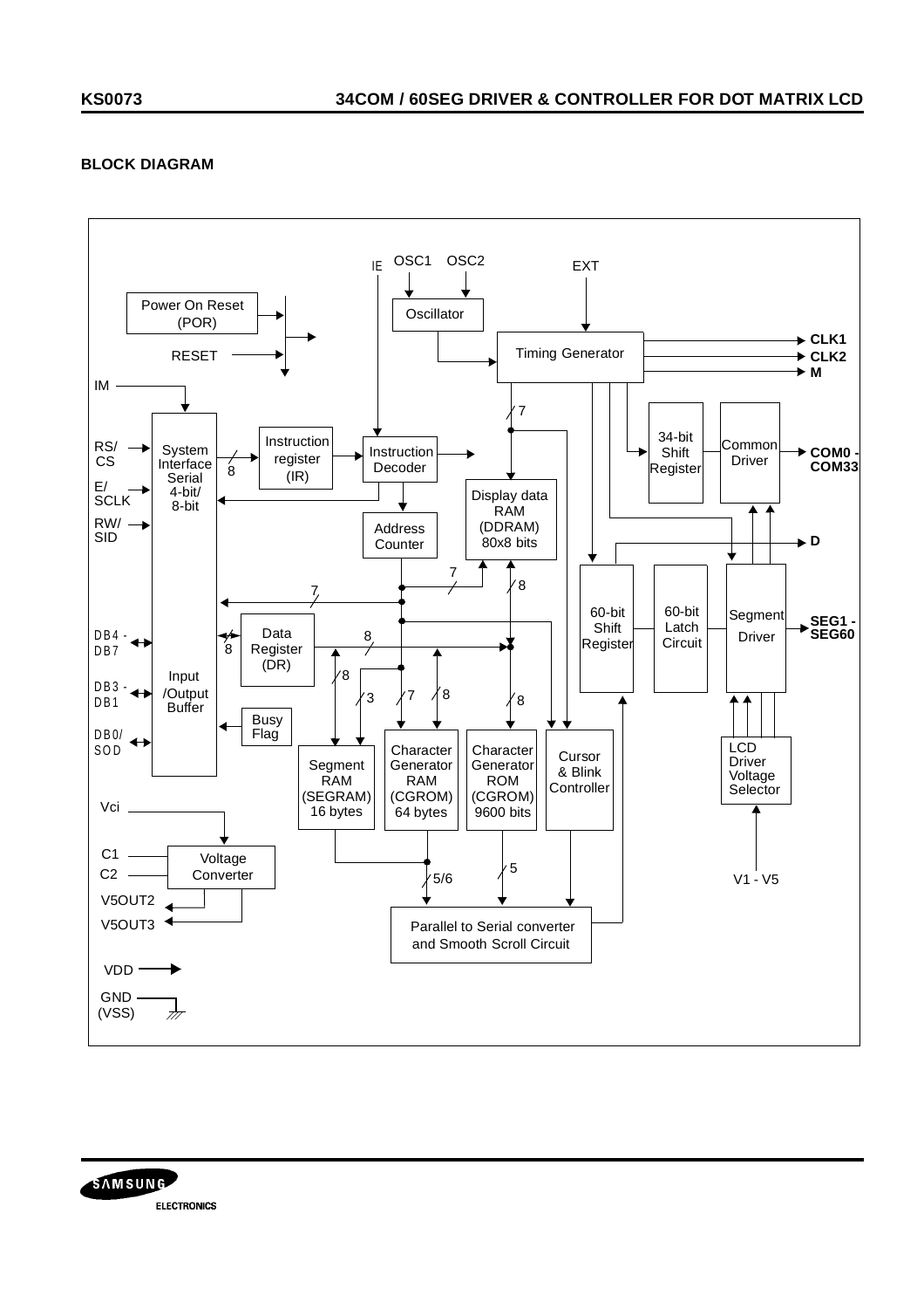## BLOCK DIAGRAM

IE
OSC1
OSC2
EXT
Power On Reset (POR)
Oscillator
RESET
Timing Generator
CLK1
CLK2
M
IM
7
34-bit Shift Register
Common Driver
COM0 - COM33
RS/ CS
E/ SCLK
RW/ SID
System Interface Serial 4-bit/ 8-bit
8
Instruction register (IR)
Instruction Decoder
Display data RAM (DDRAM) 80x8 bits
Address Counter
D
7
7
8
60-bit Shift Register
60-bit Latch Circuit
Segment Driver
SEG1 - SEG60
DB4 - DB7
8
Data Register (DR)
8
8
DB3 - DB1
Input /Output Buffer
3
7
8
8
DB0/ SOD
Busy Flag
Segment RAM (SEGRAM) 16 bytes
Character Generator RAM (CGROM) 64 bytes
Character Generator ROM (CGROM) 9600 bits
Cursor & Blink Controller
LCD Driver Voltage Selector
Vci
C1
C2
Voltage Converter
5
5/6
V1 - V5
V5OUT2
V5OUT3
Parallel to Serial converter and Smooth Scroll Circuit
VDD
GND (VSS)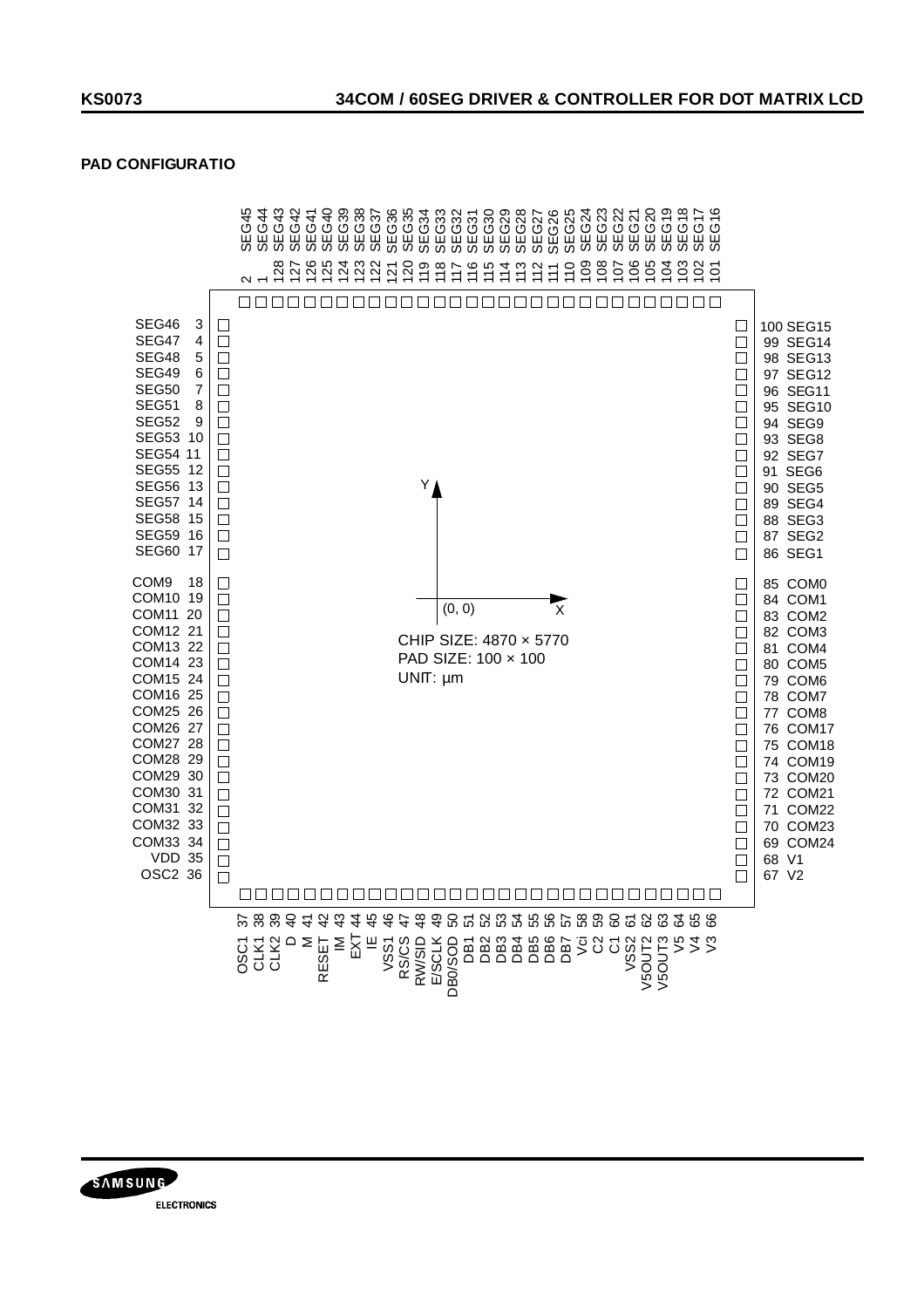## PAD CONFIGURATIO

SEG45 2
SEG44 1
SEG43 128
SEG42 127
SEG41 126
SEG40 125
SEG39 124
SEG38 123
SEG37 122
SEG36 121
SEG35 120
SEG34 119
SEG33 118
SEG32 117
SEG31 116
SEG30 115
SEG29 114
SEG28 113
SEG27 112
SEG26 111
SEG25 110
SEG24 109
SEG23 108
SEG22 107
SEG21 106
SEG20 105
SEG19 104
SEG18 103
SEG17 102
SEG16 101

SEG46 3
SEG47 4
SEG48 5
SEG49 6
SEG50 7
SEG51 8
SEG52 9
SEG53 10
SEG54 11
SEG55 12
SEG56 13
SEG57 14
SEG58 15
SEG59 16
SEG60 17
COM9 18
COM10 19
COM11 20
COM12 21
COM13 22
COM14 23
COM15 24
COM16 25
COM25 26
COM26 27
COM27 28
COM28 29
COM29 30
COM30 31
COM31 32
COM32 33
COM33 34
VDD 35
OSC2 36

100 SEG15
99 SEG14
98 SEG13
97 SEG12
96 SEG11
95 SEG10
94 SEG9
93 SEG8
92 SEG7
91 SEG6
90 SEG5
89 SEG4
88 SEG3
87 SEG2
86 SEG1
85 COM0
84 COM1
83 COM2
82 COM3
81 COM4
80 COM5
79 COM6
78 COM7
77 COM8
76 COM17
75 COM18
74 COM19
73 COM20
72 COM21
71 COM22
70 COM23
69 COM24
68 V1
67 V2

OSC1 37
CLK1 38
CLK2 39
D 40
M 41
RESET 42
IM 43
EXT 44
IE 45
VSS1 46
RS/CS 47
RW/SID 48
E/SCLK 49
DB0/SOD 50
DB1 51
DB2 52
DB3 53
DB4 54
DB5 55
DB6 56
DB7 57
Vci 58
C2 59
C1 60
VSS2 61
V5OUT2 62
V5OUT3 63
V5 64
V4 65
V3 66

Y

X

(0, 0)

CHIP SIZE: 4870 × 5770
PAD SIZE: 100 × 100
UNIT: µm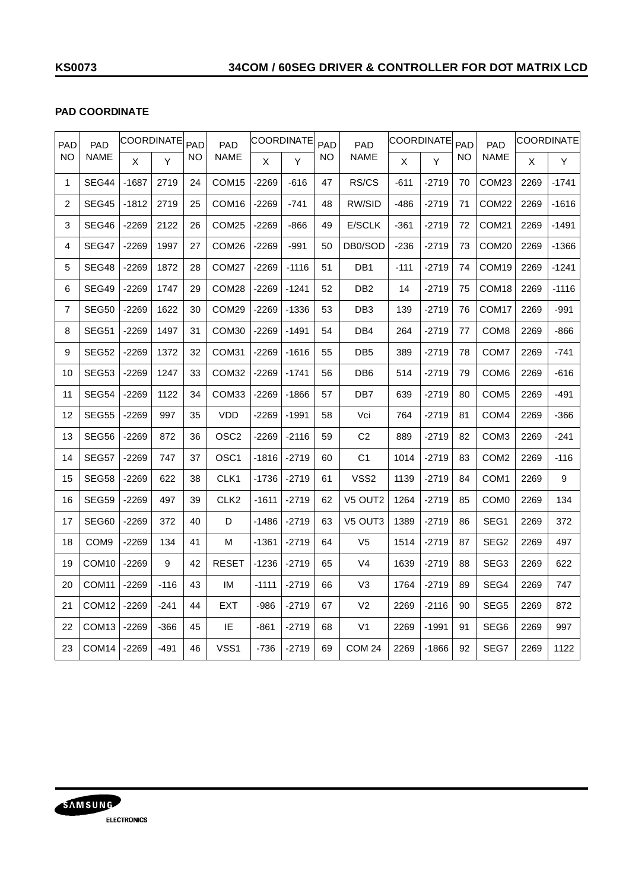## PAD COORDINATE

| PAD NO | PAD NAME | COORDINATE | | PAD NO | PAD NAME | COORDINATE | | PAD NO | PAD NAME | COORDINATE | | PAD NO | PAD NAME | COORDINATE | |
|---|---|---|---|---|---|---|---|---|---|---|---|---|---|---|---|
| | | X | Y | | | X | Y | | | X | Y | | | X | Y |
| 1 | SEG44 | -1687 | 2719 | 24 | COM15 | -2269 | -616 | 47 | RS/CS | -611 | -2719 | 70 | COM23 | 2269 | -1741 |
| 2 | SEG45 | -1812 | 2719 | 25 | COM16 | -2269 | -741 | 48 | RW/SID | -486 | -2719 | 71 | COM22 | 2269 | -1616 |
| 3 | SEG46 | -2269 | 2122 | 26 | COM25 | -2269 | -866 | 49 | E/SCLK | -361 | -2719 | 72 | COM21 | 2269 | -1491 |
| 4 | SEG47 | -2269 | 1997 | 27 | COM26 | -2269 | -991 | 50 | DB0/SOD | -236 | -2719 | 73 | COM20 | 2269 | -1366 |
| 5 | SEG48 | -2269 | 1872 | 28 | COM27 | -2269 | -1116 | 51 | DB1 | -111 | -2719 | 74 | COM19 | 2269 | -1241 |
| 6 | SEG49 | -2269 | 1747 | 29 | COM28 | -2269 | -1241 | 52 | DB2 | 14 | -2719 | 75 | COM18 | 2269 | -1116 |
| 7 | SEG50 | -2269 | 1622 | 30 | COM29 | -2269 | -1336 | 53 | DB3 | 139 | -2719 | 76 | COM17 | 2269 | -991 |
| 8 | SEG51 | -2269 | 1497 | 31 | COM30 | -2269 | -1491 | 54 | DB4 | 264 | -2719 | 77 | COM8 | 2269 | -866 |
| 9 | SEG52 | -2269 | 1372 | 32 | COM31 | -2269 | -1616 | 55 | DB5 | 389 | -2719 | 78 | COM7 | 2269 | -741 |
| 10 | SEG53 | -2269 | 1247 | 33 | COM32 | -2269 | -1741 | 56 | DB6 | 514 | -2719 | 79 | COM6 | 2269 | -616 |
| 11 | SEG54 | -2269 | 1122 | 34 | COM33 | -2269 | -1866 | 57 | DB7 | 639 | -2719 | 80 | COM5 | 2269 | -491 |
| 12 | SEG55 | -2269 | 997 | 35 | VDD | -2269 | -1991 | 58 | Vci | 764 | -2719 | 81 | COM4 | 2269 | -366 |
| 13 | SEG56 | -2269 | 872 | 36 | OSC2 | -2269 | -2116 | 59 | C2 | 889 | -2719 | 82 | COM3 | 2269 | -241 |
| 14 | SEG57 | -2269 | 747 | 37 | OSC1 | -1816 | -2719 | 60 | C1 | 1014 | -2719 | 83 | COM2 | 2269 | -116 |
| 15 | SEG58 | -2269 | 622 | 38 | CLK1 | -1736 | -2719 | 61 | VSS2 | 1139 | -2719 | 84 | COM1 | 2269 | 9 |
| 16 | SEG59 | -2269 | 497 | 39 | CLK2 | -1611 | -2719 | 62 | V5 OUT2 | 1264 | -2719 | 85 | COM0 | 2269 | 134 |
| 17 | SEG60 | -2269 | 372 | 40 | D | -1486 | -2719 | 63 | V5 OUT3 | 1389 | -2719 | 86 | SEG1 | 2269 | 372 |
| 18 | COM9 | -2269 | 134 | 41 | M | -1361 | -2719 | 64 | V5 | 1514 | -2719 | 87 | SEG2 | 2269 | 497 |
| 19 | COM10 | -2269 | 9 | 42 | RESET | -1236 | -2719 | 65 | V4 | 1639 | -2719 | 88 | SEG3 | 2269 | 622 |
| 20 | COM11 | -2269 | -116 | 43 | IM | -1111 | -2719 | 66 | V3 | 1764 | -2719 | 89 | SEG4 | 2269 | 747 |
| 21 | COM12 | -2269 | -241 | 44 | EXT | -986 | -2719 | 67 | V2 | 2269 | -2116 | 90 | SEG5 | 2269 | 872 |
| 22 | COM13 | -2269 | -366 | 45 | IE | -861 | -2719 | 68 | V1 | 2269 | -1991 | 91 | SEG6 | 2269 | 997 |
| 23 | COM14 | -2269 | -491 | 46 | VSS1 | -736 | -2719 | 69 | COM 24 | 2269 | -1866 | 92 | SEG7 | 2269 | 1122 |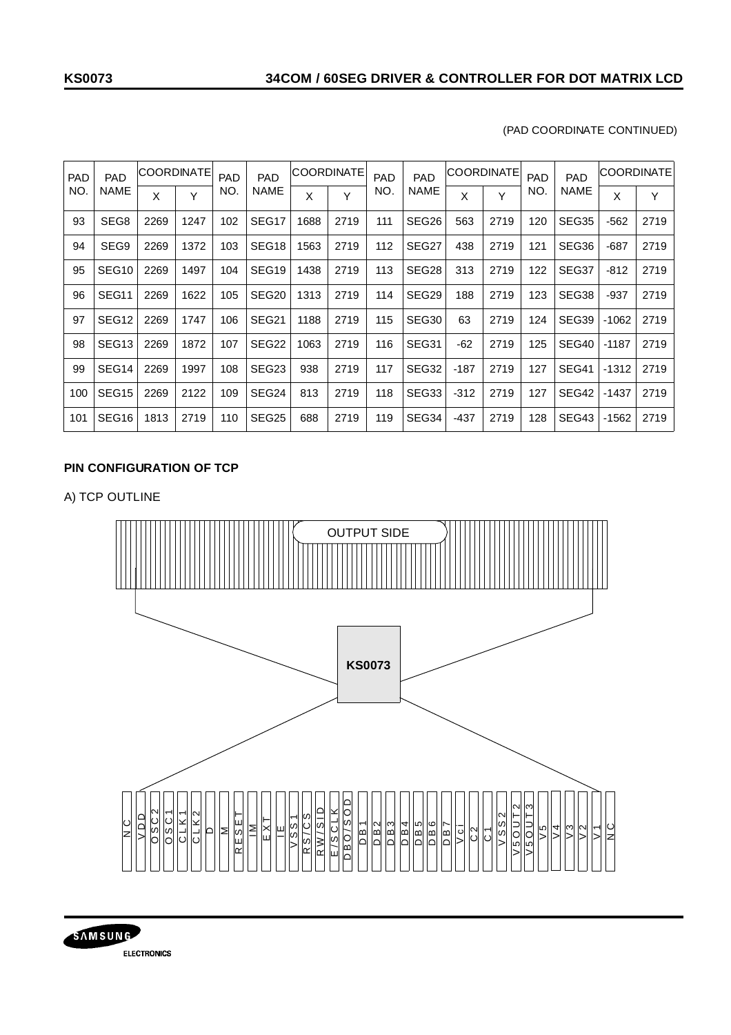(PAD COORDINATE CONTINUED)

| PAD NO. | PAD NAME | COORDINATE X | COORDINATE Y | PAD NO. | PAD NAME | COORDINATE X | COORDINATE Y | PAD NO. | PAD NAME | COORDINATE X | COORDINATE Y | PAD NO. | PAD NAME | COORDINATE X | COORDINATE Y |
|---|---|---|---|---|---|---|---|---|---|---|---|---|---|---|---|
| 93 | SEG8 | 2269 | 1247 | 102 | SEG17 | 1688 | 2719 | 111 | SEG26 | 563 | 2719 | 120 | SEG35 | -562 | 2719 |
| 94 | SEG9 | 2269 | 1372 | 103 | SEG18 | 1563 | 2719 | 112 | SEG27 | 438 | 2719 | 121 | SEG36 | -687 | 2719 |
| 95 | SEG10 | 2269 | 1497 | 104 | SEG19 | 1438 | 2719 | 113 | SEG28 | 313 | 2719 | 122 | SEG37 | -812 | 2719 |
| 96 | SEG11 | 2269 | 1622 | 105 | SEG20 | 1313 | 2719 | 114 | SEG29 | 188 | 2719 | 123 | SEG38 | -937 | 2719 |
| 97 | SEG12 | 2269 | 1747 | 106 | SEG21 | 1188 | 2719 | 115 | SEG30 | 63 | 2719 | 124 | SEG39 | -1062 | 2719 |
| 98 | SEG13 | 2269 | 1872 | 107 | SEG22 | 1063 | 2719 | 116 | SEG31 | -62 | 2719 | 125 | SEG40 | -1187 | 2719 |
| 99 | SEG14 | 2269 | 1997 | 108 | SEG23 | 938 | 2719 | 117 | SEG32 | -187 | 2719 | 127 | SEG41 | -1312 | 2719 |
| 100 | SEG15 | 2269 | 2122 | 109 | SEG24 | 813 | 2719 | 118 | SEG33 | -312 | 2719 | 127 | SEG42 | -1437 | 2719 |
| 101 | SEG16 | 1813 | 2719 | 110 | SEG25 | 688 | 2719 | 119 | SEG34 | -437 | 2719 | 128 | SEG43 | -1562 | 2719 |

## PIN CONFIGURATION OF TCP

A) TCP OUTLINE

OUTPUT SIDE

KS0073

NC VDD OSC2 OSC1 CLK1 CLK2 D M RESET IM EXT IE VSS1 RS/CS RW/SID E/SCLK DBO/SOD DB1 DB2 DB3 DB4 DB5 DB6 DB7 Vci C2 C1 VSS2 V5OUT2 V5OUT3 V5 V4 V3 V2 V1 NC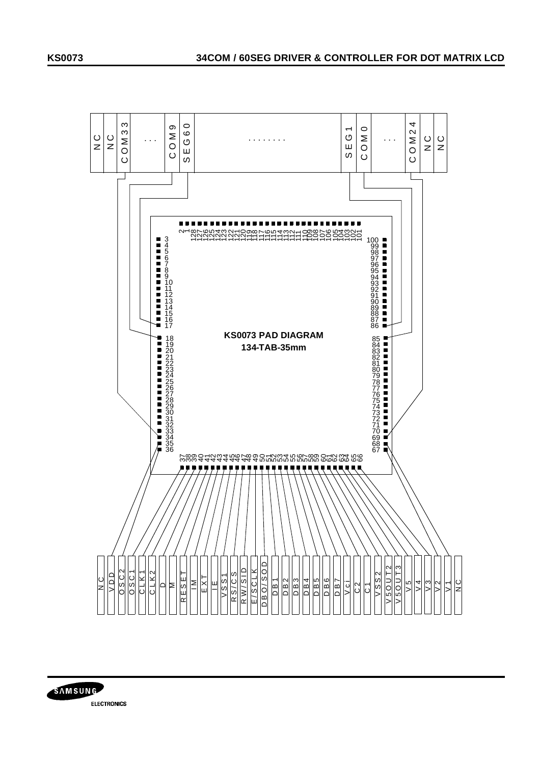KS0073 PAD DIAGRAM
134-TAB-35mm

NC NC COM33 . . . COM9 SEG60 . . . . . . . . SEG1 COM0 . . . COM24 NC NC

2 1 128 127 126 125 124 123 122 121 120 119 118 117 116 115 114 113 112 111 110 109 108 107 106 105 104 103 102 101

3 4 5 6 7 8 9 10 11 12 13 14 15 16 17 18 19 20 21 22 23 24 25 26 27 28 29 30 31 32 33 34 35 36

100 99 98 97 96 95 94 93 92 91 90 89 88 87 86 85 84 83 82 81 80 79 78 77 76 75 74 73 72 71 70 69 68 67

37 38 39 40 41 42 43 44 45 46 47 48 49 50 51 52 53 54 55 56 57 58 59 60 61 62 63 64 65 66

NC VDD OSC2 OSC1 CLK1 CLK2 D M RESET IM EXT IE VSS1 RS/CS RW/SID E/SCLK DB0/SOD DB1 DB2 DB3 DB4 DB5 DB6 DB7 Vci C2 C1 VSS2 V5OUT2 V5OUT3 V5 V4 V3 V2 V1 NC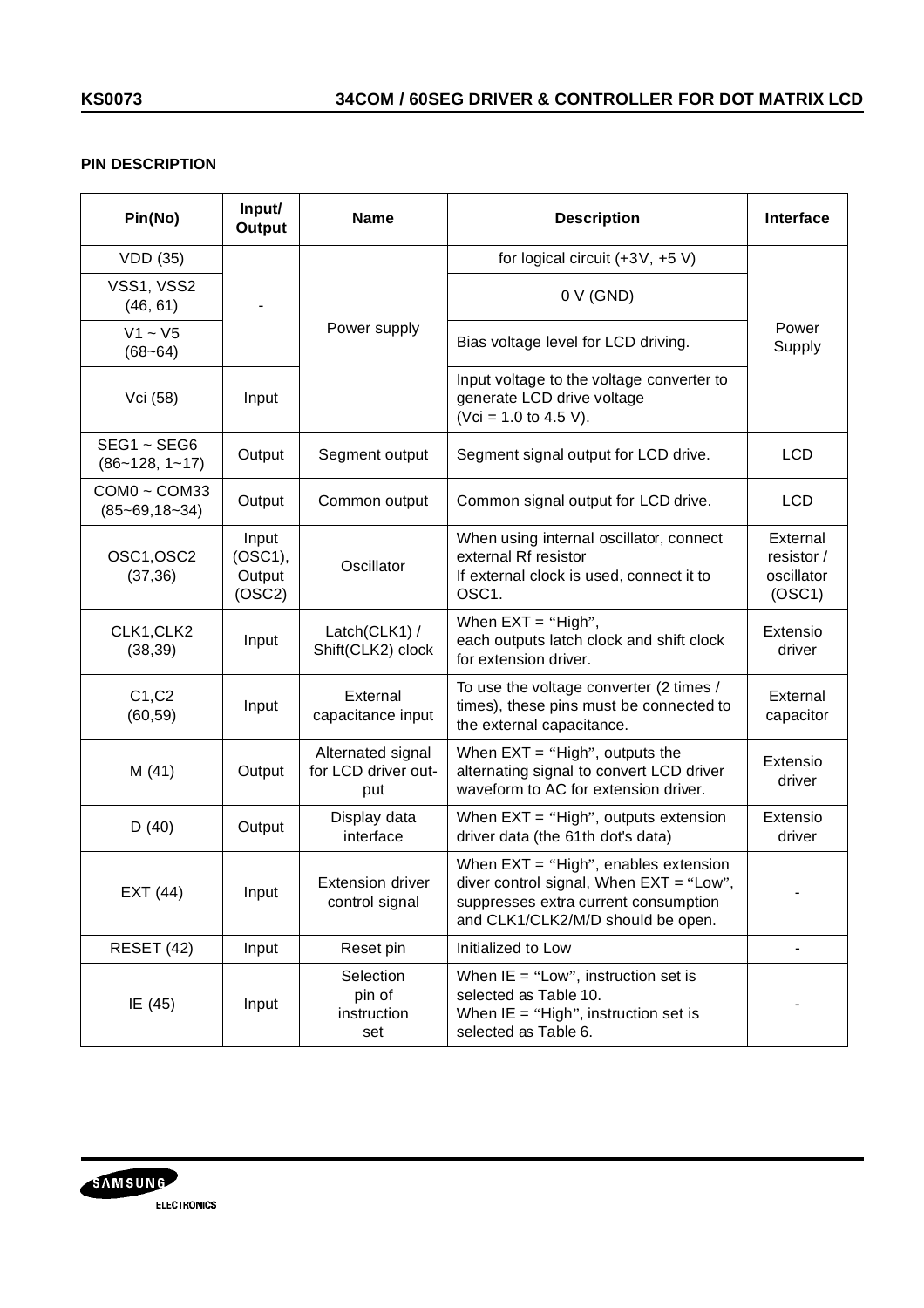## PIN DESCRIPTION

| Pin(No) | Input/ Output | Name | Description | Interface |
|---|---|---|---|---|
| VDD (35) | - | Power supply | for logical circuit (+3V, +5 V) | Power Supply |
| VSS1, VSS2 (46, 61) | | | 0 V (GND) | |
| V1 ~ V5 (68~64) | | | Bias voltage level for LCD driving. | |
| Vci (58) | Input | | Input voltage to the voltage converter to generate LCD drive voltage (Vci = 1.0 to 4.5 V). | |
| SEG1 ~ SEG6 (86~128, 1~17) | Output | Segment output | Segment signal output for LCD drive. | LCD |
| COM0 ~ COM33 (85~69,18~34) | Output | Common output | Common signal output for LCD drive. | LCD |
| OSC1,OSC2 (37,36) | Input (OSC1), Output (OSC2) | Oscillator | When using internal oscillator, connect external Rf resistor If external clock is used, connect it to OSC1. | External resistor / oscillator (OSC1) |
| CLK1,CLK2 (38,39) | Input | Latch(CLK1) / Shift(CLK2) clock | When EXT = "High", each outputs latch clock and shift clock for extension driver. | Extensio driver |
| C1,C2 (60,59) | Input | External capacitance input | To use the voltage converter (2 times / times), these pins must be connected to the external capacitance. | External capacitor |
| M (41) | Output | Alternated signal for LCD driver output | When EXT = "High", outputs the alternating signal to convert LCD driver waveform to AC for extension driver. | Extensio driver |
| D (40) | Output | Display data interface | When EXT = "High", outputs extension driver data (the 61th dot's data) | Extensio driver |
| EXT (44) | Input | Extension driver control signal | When EXT = "High", enables extension diver control signal, When EXT = "Low", suppresses extra current consumption and CLK1/CLK2/M/D should be open. | - |
| RESET (42) | Input | Reset pin | Initialized to Low | - |
| IE (45) | Input | Selection pin of instruction set | When IE = "Low", instruction set is selected as Table 10. When IE = "High", instruction set is selected as Table 6. | - |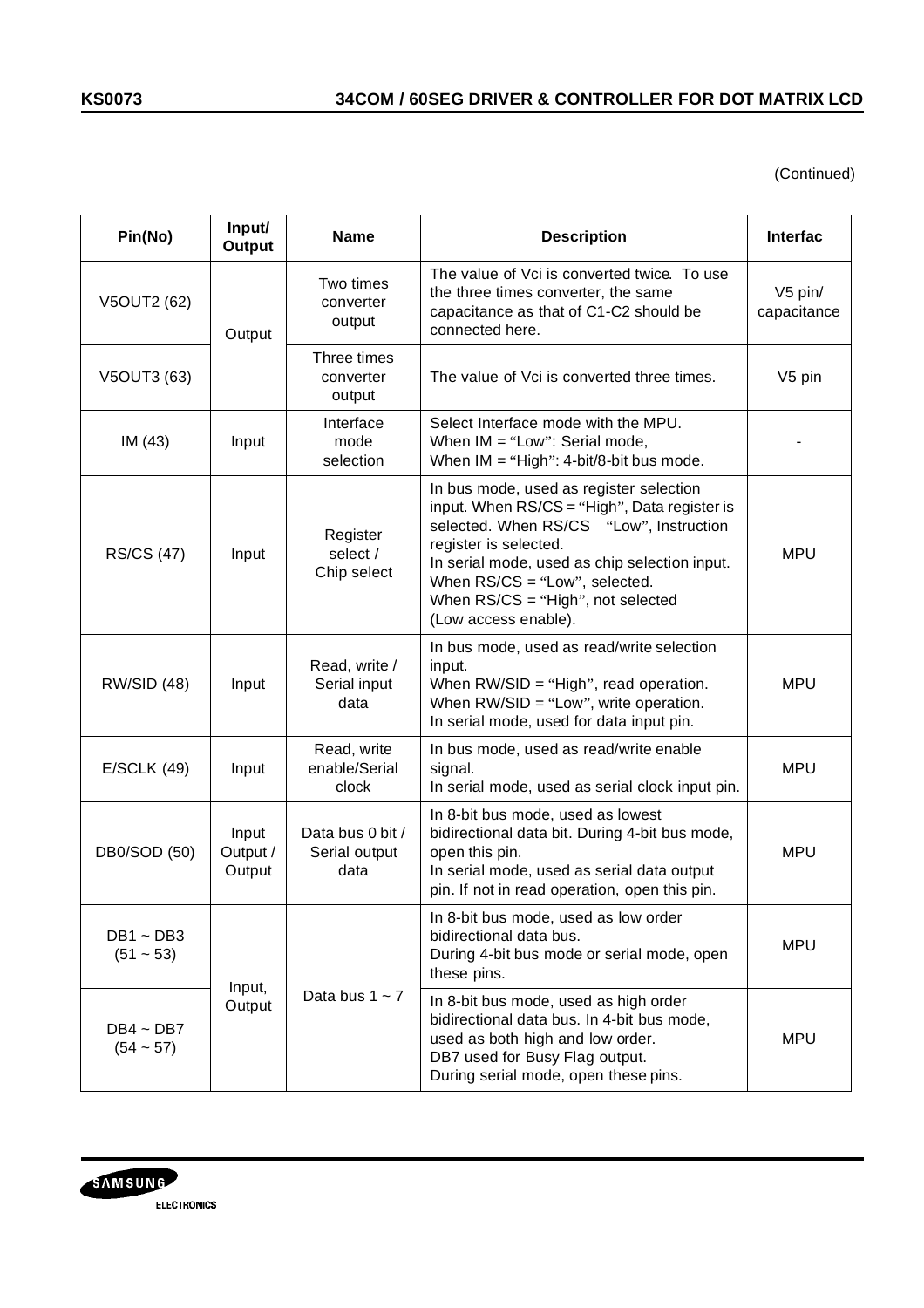(Continued)

| Pin(No) | Input/ Output | Name | Description | Interfac |
|---|---|---|---|---|
| V5OUT2 (62) | Output | Two times converter output | The value of Vci is converted twice. To use the three times converter, the same capacitance as that of C1-C2 should be connected here. | V5 pin/ capacitance |
| V5OUT3 (63) | | Three times converter output | The value of Vci is converted three times. | V5 pin |
| IM (43) | Input | Interface mode selection | Select Interface mode with the MPU.<br>When IM = "Low": Serial mode,<br>When IM = "High": 4-bit/8-bit bus mode. | - |
| RS/CS (47) | Input | Register select / Chip select | In bus mode, used as register selection input. When RS/CS = "High", Data register is selected. When RS/CS "Low", Instruction register is selected.<br>In serial mode, used as chip selection input. When RS/CS = "Low", selected.<br>When RS/CS = "High", not selected (Low access enable). | MPU |
| RW/SID (48) | Input | Read, write / Serial input data | In bus mode, used as read/write selection input.<br>When RW/SID = "High", read operation.<br>When RW/SID = "Low", write operation.<br>In serial mode, used for data input pin. | MPU |
| E/SCLK (49) | Input | Read, write enable/Serial clock | In bus mode, used as read/write enable signal.<br>In serial mode, used as serial clock input pin. | MPU |
| DB0/SOD (50) | Input Output / Output | Data bus 0 bit / Serial output data | In 8-bit bus mode, used as lowest bidirectional data bit. During 4-bit bus mode, open this pin.<br>In serial mode, used as serial data output pin. If not in read operation, open this pin. | MPU |
| DB1 ~ DB3 (51 ~ 53) | Input, Output | Data bus 1 ~ 7 | In 8-bit bus mode, used as low order bidirectional data bus.<br>During 4-bit bus mode or serial mode, open these pins. | MPU |
| DB4 ~ DB7 (54 ~ 57) | | | In 8-bit bus mode, used as high order bidirectional data bus. In 4-bit bus mode, used as both high and low order.<br>DB7 used for Busy Flag output.<br>During serial mode, open these pins. | MPU |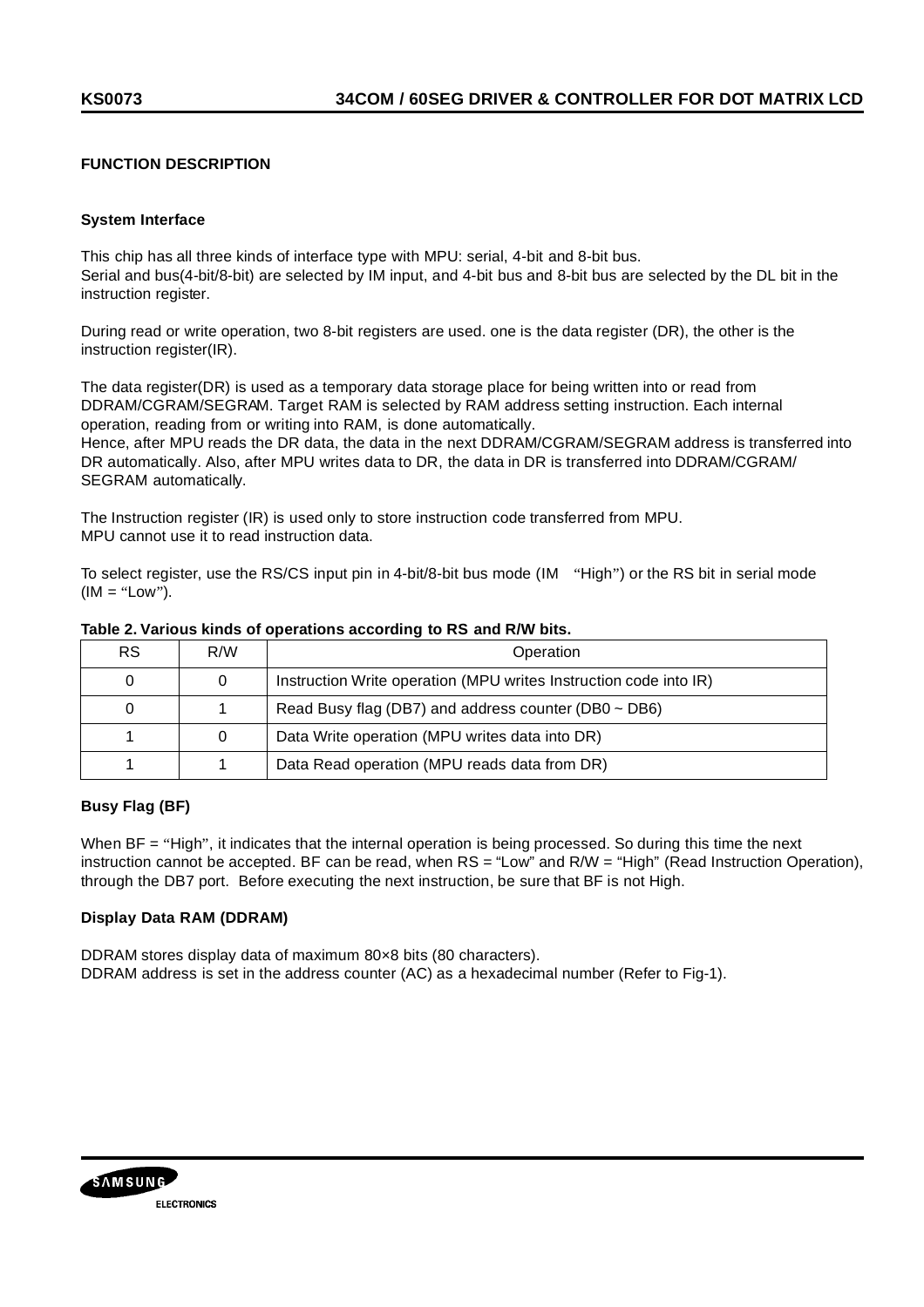## FUNCTION DESCRIPTION

### System Interface

This chip has all three kinds of interface type with MPU: serial, 4-bit and 8-bit bus.
Serial and bus(4-bit/8-bit) are selected by IM input, and 4-bit bus and 8-bit bus are selected by the DL bit in the instruction register.

During read or write operation, two 8-bit registers are used. one is the data register (DR), the other is the instruction register(IR).

The data register(DR) is used as a temporary data storage place for being written into or read from DDRAM/CGRAM/SEGRAM. Target RAM is selected by RAM address setting instruction. Each internal operation, reading from or writing into RAM, is done automatically.
Hence, after MPU reads the DR data, the data in the next DDRAM/CGRAM/SEGRAM address is transferred into DR automatically. Also, after MPU writes data to DR, the data in DR is transferred into DDRAM/CGRAM/SEGRAM automatically.

The Instruction register (IR) is used only to store instruction code transferred from MPU.
MPU cannot use it to read instruction data.

To select register, use the RS/CS input pin in 4-bit/8-bit bus mode (IM "High") or the RS bit in serial mode (IM = "Low").

**Table 2. Various kinds of operations according to RS and R/W bits.**

| RS | R/W | Operation |
|---|---|---|
| 0 | 0 | Instruction Write operation (MPU writes Instruction code into IR) |
| 0 | 1 | Read Busy flag (DB7) and address counter (DB0 ~ DB6) |
| 1 | 0 | Data Write operation (MPU writes data into DR) |
| 1 | 1 | Data Read operation (MPU reads data from DR) |

### Busy Flag (BF)

When BF = "High", it indicates that the internal operation is being processed. So during this time the next instruction cannot be accepted. BF can be read, when RS = "Low" and R/W = "High" (Read Instruction Operation), through the DB7 port. Before executing the next instruction, be sure that BF is not High.

### Display Data RAM (DDRAM)

DDRAM stores display data of maximum 80×8 bits (80 characters).
DDRAM address is set in the address counter (AC) as a hexadecimal number (Refer to Fig-1).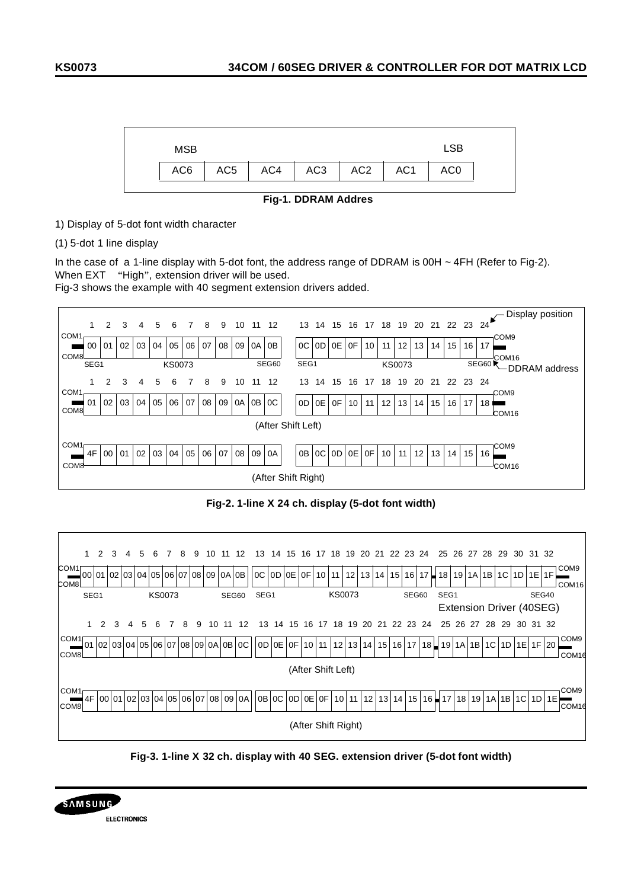| MSB | | | | | | LSB |
|---|---|---|---|---|---|---|
| AC6 | AC5 | AC4 | AC3 | AC2 | AC1 | AC0 |

**Fig-1. DDRAM Addres**

1) Display of 5-dot font width character

(1) 5-dot 1 line display

In the case of a 1-line display with 5-dot font, the address range of DDRAM is 00H ~ 4FH (Refer to Fig-2).
When EXT "High", extension driver will be used.
Fig-3 shows the example with 40 segment extension drivers added.

Display position

1 2 3 4 5 6 7 8 9 10 11 12 13 14 15 16 17 18 19 20 21 22 23 24

COM1 | 00 | 01 | 02 | 03 | 04 | 05 | 06 | 07 | 08 | 09 | 0A | 0B | 0C | 0D | 0E | 0F | 10 | 11 | 12 | 13 | 14 | 15 | 16 | 17 | COM9
COM8 COM16

SEG1 KS0073 SEG60 SEG1 KS0073 SEG60

DDRAM address

1 2 3 4 5 6 7 8 9 10 11 12 13 14 15 16 17 18 19 20 21 22 23 24

COM1 | 01 | 02 | 03 | 04 | 05 | 06 | 07 | 08 | 09 | 0A | 0B | 0C | 0D | 0E | 0F | 10 | 11 | 12 | 13 | 14 | 15 | 16 | 17 | 18 | COM9
COM8 COM16

(After Shift Left)

COM1 | 4F | 00 | 01 | 02 | 03 | 04 | 05 | 06 | 07 | 08 | 09 | 0A | 0B | 0C | 0D | 0E | 0F | 10 | 11 | 12 | 13 | 14 | 15 | 16 | COM9
COM8 COM16

(After Shift Right)

**Fig-2. 1-line X 24 ch. display (5-dot font width)**

1 2 3 4 5 6 7 8 9 10 11 12 13 14 15 16 17 18 19 20 21 22 23 24 25 26 27 28 29 30 31 32

COM1 | 00 | 01 | 02 | 03 | 04 | 05 | 06 | 07 | 08 | 09 | 0A | 0B | 0C | 0D | 0E | 0F | 10 | 11 | 12 | 13 | 14 | 15 | 16 | 17 | 18 | 19 | 1A | 1B | 1C | 1D | 1E | 1F | COM9
COM8 COM16

SEG1 KS0073 SEG60 SEG1 KS0073 SEG60 SEG1 SEG40

Extension Driver (40SEG)

1 2 3 4 5 6 7 8 9 10 11 12 13 14 15 16 17 18 19 20 21 22 23 24 25 26 27 28 29 30 31 32

COM1 | 01 | 02 | 03 | 04 | 05 | 06 | 07 | 08 | 09 | 0A | 0B | 0C | 0D | 0E | 0F | 10 | 11 | 12 | 13 | 14 | 15 | 16 | 17 | 18 | 19 | 1A | 1B | 1C | 1D | 1E | 1F | 20 | COM9
COM8 COM16

(After Shift Left)

COM1 | 4F | 00 | 01 | 02 | 03 | 04 | 05 | 06 | 07 | 08 | 09 | 0A | 0B | 0C | 0D | 0E | 0F | 10 | 11 | 12 | 13 | 14 | 15 | 16 | 17 | 18 | 19 | 1A | 1B | 1C | 1D | 1E | COM9
COM8 COM16

(After Shift Right)

**Fig-3. 1-line X 32 ch. display with 40 SEG. extension driver (5-dot font width)**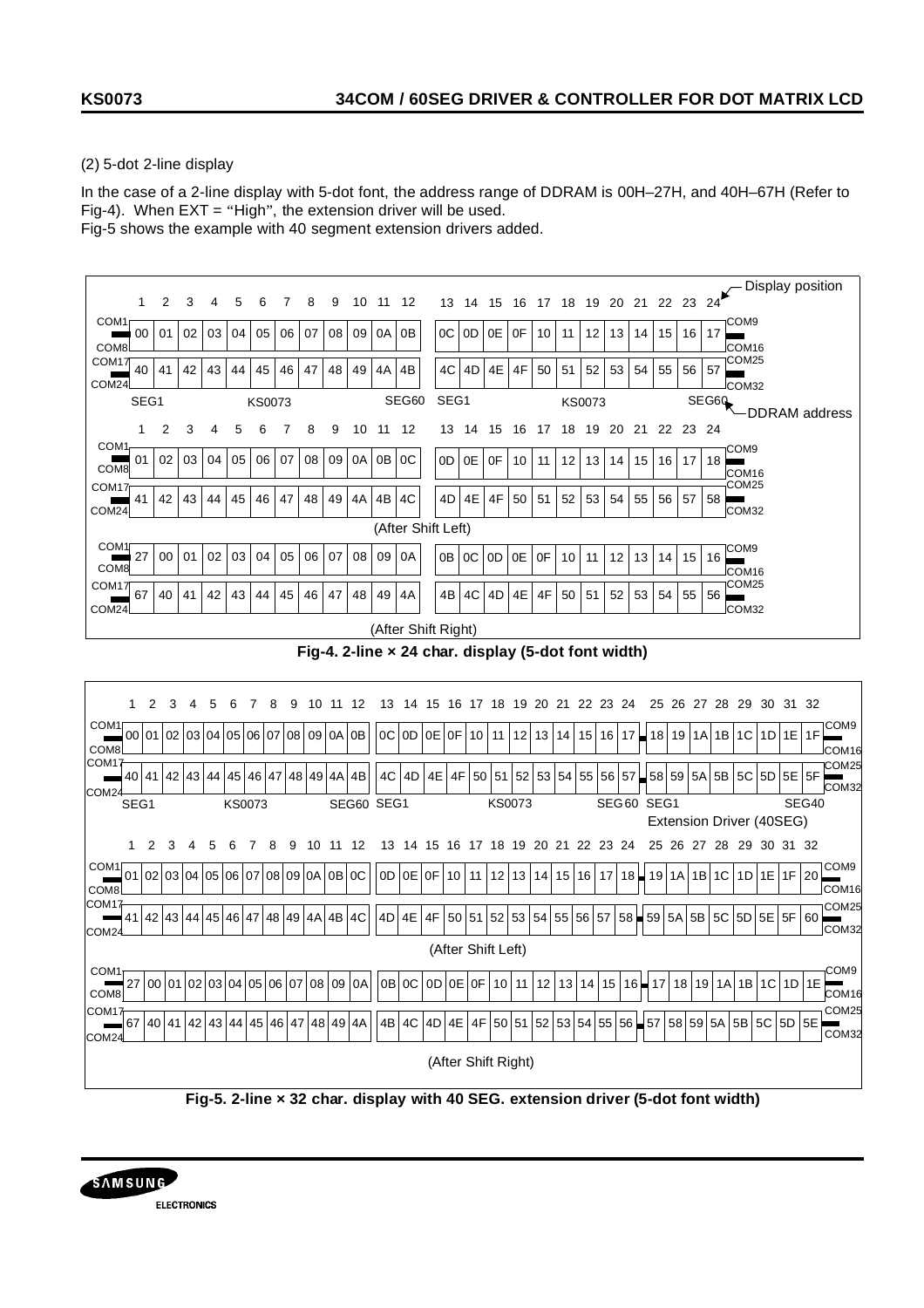(2) 5-dot 2-line display

In the case of a 2-line display with 5-dot font, the address range of DDRAM is 00H–27H, and 40H–67H (Refer to Fig-4). When EXT = "High", the extension driver will be used.
Fig-5 shows the example with 40 segment extension drivers added.

Display position

DDRAM address

| | 1 | 2 | 3 | 4 | 5 | 6 | 7 | 8 | 9 | 10 | 11 | 12 | 13 | 14 | 15 | 16 | 17 | 18 | 19 | 20 | 21 | 22 | 23 | 24 | |
|---|---|---|---|---|---|---|---|---|---|---|---|---|---|---|---|---|---|---|---|---|---|---|---|---|---|
| COM1–COM8 | 00 | 01 | 02 | 03 | 04 | 05 | 06 | 07 | 08 | 09 | 0A | 0B | 0C | 0D | 0E | 0F | 10 | 11 | 12 | 13 | 14 | 15 | 16 | 17 | COM9–COM16 |
| COM17–COM24 | 40 | 41 | 42 | 43 | 44 | 45 | 46 | 47 | 48 | 49 | 4A | 4B | 4C | 4D | 4E | 4F | 50 | 51 | 52 | 53 | 54 | 55 | 56 | 57 | COM25–COM32 |

SEG1 KS0073 SEG60 SEG1 KS0073 SEG60

| | 1 | 2 | 3 | 4 | 5 | 6 | 7 | 8 | 9 | 10 | 11 | 12 | 13 | 14 | 15 | 16 | 17 | 18 | 19 | 20 | 21 | 22 | 23 | 24 | |
|---|---|---|---|---|---|---|---|---|---|---|---|---|---|---|---|---|---|---|---|---|---|---|---|---|---|
| COM1–COM8 | 01 | 02 | 03 | 04 | 05 | 06 | 07 | 08 | 09 | 0A | 0B | 0C | 0D | 0E | 0F | 10 | 11 | 12 | 13 | 14 | 15 | 16 | 17 | 18 | COM9–COM16 |
| COM17–COM24 | 41 | 42 | 43 | 44 | 45 | 46 | 47 | 48 | 49 | 4A | 4B | 4C | 4D | 4E | 4F | 50 | 51 | 52 | 53 | 54 | 55 | 56 | 57 | 58 | COM25–COM32 |

(After Shift Left)

| | | | | | | | | | | | | | | | | | | | | | | | | | |
|---|---|---|---|---|---|---|---|---|---|---|---|---|---|---|---|---|---|---|---|---|---|---|---|---|---|
| COM1–COM8 | 27 | 00 | 01 | 02 | 03 | 04 | 05 | 06 | 07 | 08 | 09 | 0A | 0B | 0C | 0D | 0E | 0F | 10 | 11 | 12 | 13 | 14 | 15 | 16 | COM9–COM16 |
| COM17–COM24 | 67 | 40 | 41 | 42 | 43 | 44 | 45 | 46 | 47 | 48 | 49 | 4A | 4B | 4C | 4D | 4E | 4F | 50 | 51 | 52 | 53 | 54 | 55 | 56 | COM25–COM32 |

(After Shift Right)

**Fig-4. 2-line × 24 char. display (5-dot font width)**

| | 1 | 2 | 3 | 4 | 5 | 6 | 7 | 8 | 9 | 10 | 11 | 12 | 13 | 14 | 15 | 16 | 17 | 18 | 19 | 20 | 21 | 22 | 23 | 24 | 25 | 26 | 27 | 28 | 29 | 30 | 31 | 32 | |
|---|---|---|---|---|---|---|---|---|---|---|---|---|---|---|---|---|---|---|---|---|---|---|---|---|---|---|---|---|---|---|---|---|---|
| COM1–COM8 | 00 | 01 | 02 | 03 | 04 | 05 | 06 | 07 | 08 | 09 | 0A | 0B | 0C | 0D | 0E | 0F | 10 | 11 | 12 | 13 | 14 | 15 | 16 | 17 | 18 | 19 | 1A | 1B | 1C | 1D | 1E | 1F | COM9–COM16 |
| COM17–COM24 | 40 | 41 | 42 | 43 | 44 | 45 | 46 | 47 | 48 | 49 | 4A | 4B | 4C | 4D | 4E | 4F | 50 | 51 | 52 | 53 | 54 | 55 | 56 | 57 | 58 | 59 | 5A | 5B | 5C | 5D | 5E | 5F | COM25–COM32 |

SEG1 KS0073 SEG60 SEG1 KS0073 SEG60 SEG1 SEG40

Extension Driver (40SEG)

| | 1 | 2 | 3 | 4 | 5 | 6 | 7 | 8 | 9 | 10 | 11 | 12 | 13 | 14 | 15 | 16 | 17 | 18 | 19 | 20 | 21 | 22 | 23 | 24 | 25 | 26 | 27 | 28 | 29 | 30 | 31 | 32 | |
|---|---|---|---|---|---|---|---|---|---|---|---|---|---|---|---|---|---|---|---|---|---|---|---|---|---|---|---|---|---|---|---|---|---|
| COM1–COM8 | 01 | 02 | 03 | 04 | 05 | 06 | 07 | 08 | 09 | 0A | 0B | 0C | 0D | 0E | 0F | 10 | 11 | 12 | 13 | 14 | 15 | 16 | 17 | 18 | 19 | 1A | 1B | 1C | 1D | 1E | 1F | 20 | COM9–COM16 |
| COM17–COM24 | 41 | 42 | 43 | 44 | 45 | 46 | 47 | 48 | 49 | 4A | 4B | 4C | 4D | 4E | 4F | 50 | 51 | 52 | 53 | 54 | 55 | 56 | 57 | 58 | 59 | 5A | 5B | 5C | 5D | 5E | 5F | 60 | COM25–COM32 |

(After Shift Left)

| | | | | | | | | | | | | | | | | | | | | | | | | | | | | | | | | | |
|---|---|---|---|---|---|---|---|---|---|---|---|---|---|---|---|---|---|---|---|---|---|---|---|---|---|---|---|---|---|---|---|---|---|
| COM1–COM8 | 27 | 00 | 01 | 02 | 03 | 04 | 05 | 06 | 07 | 08 | 09 | 0A | 0B | 0C | 0D | 0E | 0F | 10 | 11 | 12 | 13 | 14 | 15 | 16 | 17 | 18 | 19 | 1A | 1B | 1C | 1D | 1E | COM9–COM16 |
| COM17–COM24 | 67 | 40 | 41 | 42 | 43 | 44 | 45 | 46 | 47 | 48 | 49 | 4A | 4B | 4C | 4D | 4E | 4F | 50 | 51 | 52 | 53 | 54 | 55 | 56 | 57 | 58 | 59 | 5A | 5B | 5C | 5D | 5E | COM25–COM32 |

(After Shift Right)

**Fig-5. 2-line × 32 char. display with 40 SEG. extension driver (5-dot font width)**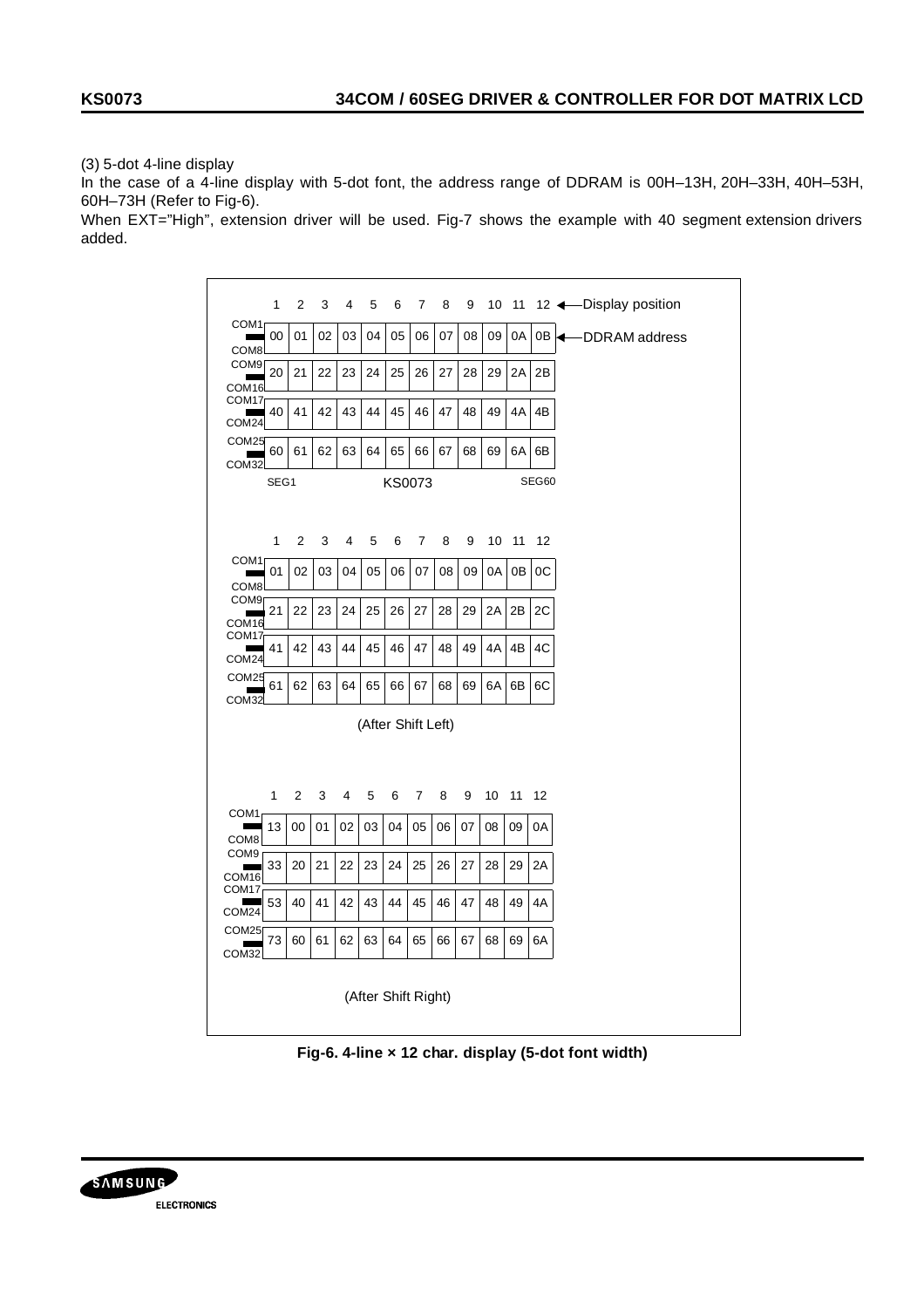(3) 5-dot 4-line display

In the case of a 4-line display with 5-dot font, the address range of DDRAM is 00H–13H, 20H–33H, 40H–53H, 60H–73H (Refer to Fig-6).

When EXT="High", extension driver will be used. Fig-7 shows the example with 40 segment extension drivers added.

| | 1 | 2 | 3 | 4 | 5 | 6 | 7 | 8 | 9 | 10 | 11 | 12 |
|---|---|---|---|---|---|---|---|---|---|---|---|---|
| COM1–COM8 | 00 | 01 | 02 | 03 | 04 | 05 | 06 | 07 | 08 | 09 | 0A | 0B |
| COM9–COM16 | 20 | 21 | 22 | 23 | 24 | 25 | 26 | 27 | 28 | 29 | 2A | 2B |
| COM17–COM24 | 40 | 41 | 42 | 43 | 44 | 45 | 46 | 47 | 48 | 49 | 4A | 4B |
| COM25–COM32 | 60 | 61 | 62 | 63 | 64 | 65 | 66 | 67 | 68 | 69 | 6A | 6B |

Display position
DDRAM address
SEG1
KS0073
SEG60

| | 1 | 2 | 3 | 4 | 5 | 6 | 7 | 8 | 9 | 10 | 11 | 12 |
|---|---|---|---|---|---|---|---|---|---|---|---|---|
| COM1–COM8 | 01 | 02 | 03 | 04 | 05 | 06 | 07 | 08 | 09 | 0A | 0B | 0C |
| COM9–COM16 | 21 | 22 | 23 | 24 | 25 | 26 | 27 | 28 | 29 | 2A | 2B | 2C |
| COM17–COM24 | 41 | 42 | 43 | 44 | 45 | 46 | 47 | 48 | 49 | 4A | 4B | 4C |
| COM25–COM32 | 61 | 62 | 63 | 64 | 65 | 66 | 67 | 68 | 69 | 6A | 6B | 6C |

(After Shift Left)

| | 1 | 2 | 3 | 4 | 5 | 6 | 7 | 8 | 9 | 10 | 11 | 12 |
|---|---|---|---|---|---|---|---|---|---|---|---|---|
| COM1–COM8 | 13 | 00 | 01 | 02 | 03 | 04 | 05 | 06 | 07 | 08 | 09 | 0A |
| COM9–COM16 | 33 | 20 | 21 | 22 | 23 | 24 | 25 | 26 | 27 | 28 | 29 | 2A |
| COM17–COM24 | 53 | 40 | 41 | 42 | 43 | 44 | 45 | 46 | 47 | 48 | 49 | 4A |
| COM25–COM32 | 73 | 60 | 61 | 62 | 63 | 64 | 65 | 66 | 67 | 68 | 69 | 6A |

(After Shift Right)

**Fig-6. 4-line × 12 char. display (5-dot font width)**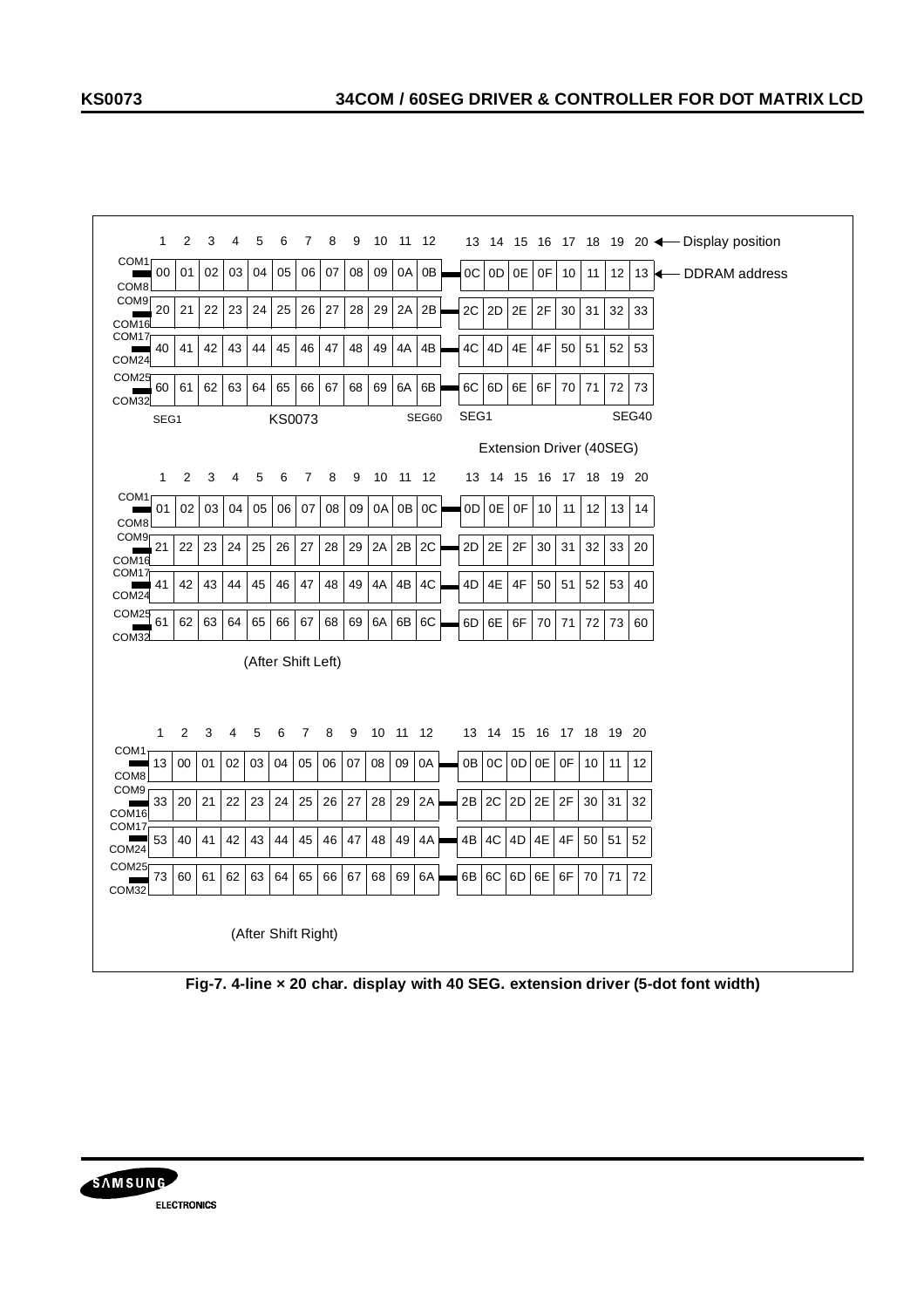| | 1 | 2 | 3 | 4 | 5 | 6 | 7 | 8 | 9 | 10 | 11 | 12 | 13 | 14 | 15 | 16 | 17 | 18 | 19 | 20 |
|---|---|---|---|---|---|---|---|---|---|---|---|---|---|---|---|---|---|---|---|---|
| COM1–COM8 | 00 | 01 | 02 | 03 | 04 | 05 | 06 | 07 | 08 | 09 | 0A | 0B | 0C | 0D | 0E | 0F | 10 | 11 | 12 | 13 |
| COM9–COM16 | 20 | 21 | 22 | 23 | 24 | 25 | 26 | 27 | 28 | 29 | 2A | 2B | 2C | 2D | 2E | 2F | 30 | 31 | 32 | 33 |
| COM17–COM24 | 40 | 41 | 42 | 43 | 44 | 45 | 46 | 47 | 48 | 49 | 4A | 4B | 4C | 4D | 4E | 4F | 50 | 51 | 52 | 53 |
| COM25–COM32 | 60 | 61 | 62 | 63 | 64 | 65 | 66 | 67 | 68 | 69 | 6A | 6B | 6C | 6D | 6E | 6F | 70 | 71 | 72 | 73 |

← Display position (top row numbers)

← DDRAM address (cell values)

SEG1 KS0073 SEG60 | SEG1 SEG40

Extension Driver (40SEG)

| | 1 | 2 | 3 | 4 | 5 | 6 | 7 | 8 | 9 | 10 | 11 | 12 | 13 | 14 | 15 | 16 | 17 | 18 | 19 | 20 |
|---|---|---|---|---|---|---|---|---|---|---|---|---|---|---|---|---|---|---|---|---|
| COM1–COM8 | 01 | 02 | 03 | 04 | 05 | 06 | 07 | 08 | 09 | 0A | 0B | 0C | 0D | 0E | 0F | 10 | 11 | 12 | 13 | 14 |
| COM9–COM16 | 21 | 22 | 23 | 24 | 25 | 26 | 27 | 28 | 29 | 2A | 2B | 2C | 2D | 2E | 2F | 30 | 31 | 32 | 33 | 20 |
| COM17–COM24 | 41 | 42 | 43 | 44 | 45 | 46 | 47 | 48 | 49 | 4A | 4B | 4C | 4D | 4E | 4F | 50 | 51 | 52 | 53 | 40 |
| COM25–COM32 | 61 | 62 | 63 | 64 | 65 | 66 | 67 | 68 | 69 | 6A | 6B | 6C | 6D | 6E | 6F | 70 | 71 | 72 | 73 | 60 |

(After Shift Left)

| | 1 | 2 | 3 | 4 | 5 | 6 | 7 | 8 | 9 | 10 | 11 | 12 | 13 | 14 | 15 | 16 | 17 | 18 | 19 | 20 |
|---|---|---|---|---|---|---|---|---|---|---|---|---|---|---|---|---|---|---|---|---|
| COM1–COM8 | 13 | 00 | 01 | 02 | 03 | 04 | 05 | 06 | 07 | 08 | 09 | 0A | 0B | 0C | 0D | 0E | 0F | 10 | 11 | 12 |
| COM9–COM16 | 33 | 20 | 21 | 22 | 23 | 24 | 25 | 26 | 27 | 28 | 29 | 2A | 2B | 2C | 2D | 2E | 2F | 30 | 31 | 32 |
| COM17–COM24 | 53 | 40 | 41 | 42 | 43 | 44 | 45 | 46 | 47 | 48 | 49 | 4A | 4B | 4C | 4D | 4E | 4F | 50 | 51 | 52 |
| COM25–COM32 | 73 | 60 | 61 | 62 | 63 | 64 | 65 | 66 | 67 | 68 | 69 | 6A | 6B | 6C | 6D | 6E | 6F | 70 | 71 | 72 |

(After Shift Right)

**Fig-7. 4-line × 20 char. display with 40 SEG. extension driver (5-dot font width)**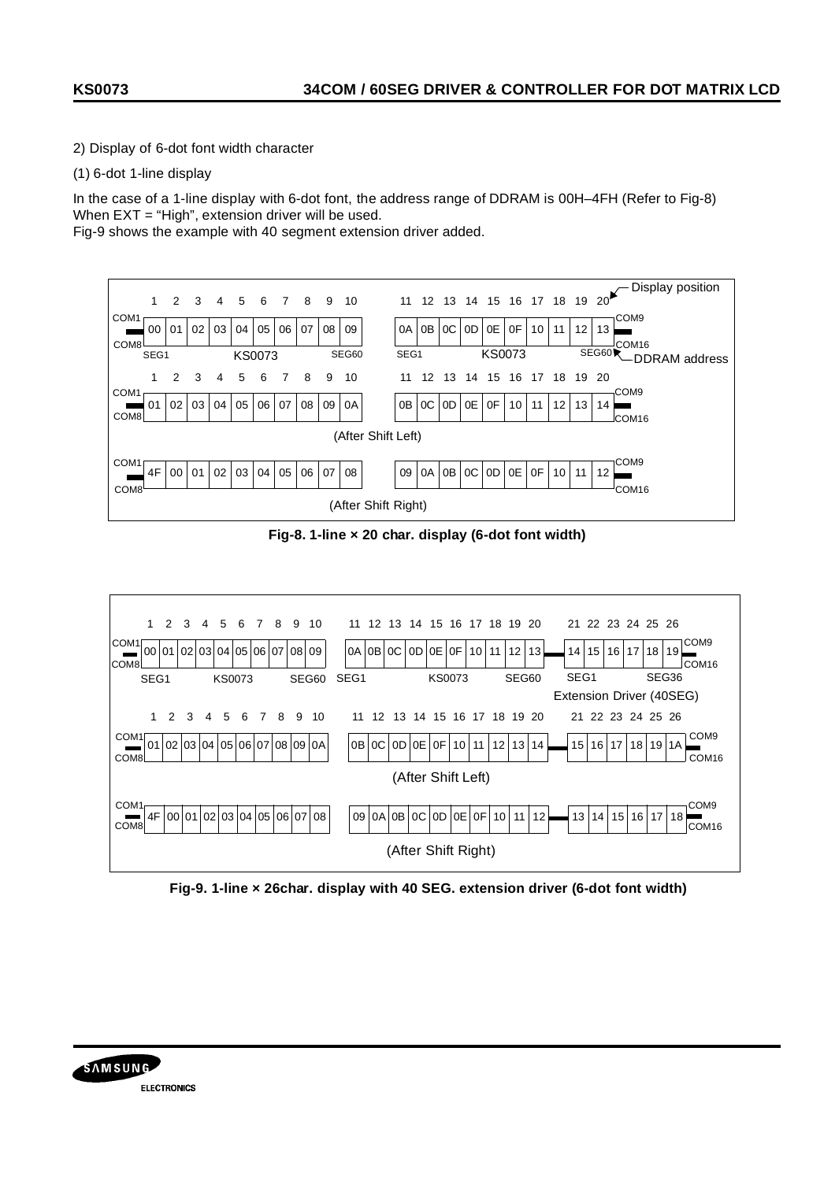2) Display of 6-dot font width character

(1) 6-dot 1-line display

In the case of a 1-line display with 6-dot font, the address range of DDRAM is 00H–4FH (Refer to Fig-8)
When EXT = "High", extension driver will be used.
Fig-9 shows the example with 40 segment extension driver added.

Display position

1 2 3 4 5 6 7 8 9 10 11 12 13 14 15 16 17 18 19 20

COM1 00 01 02 03 04 05 06 07 08 09 COM8 0A 0B 0C 0D 0E 0F 10 11 12 13 COM9 COM16

SEG1 KS0073 SEG60 SEG1 KS0073 SEG60

DDRAM address

1 2 3 4 5 6 7 8 9 10 11 12 13 14 15 16 17 18 19 20

COM1 01 02 03 04 05 06 07 08 09 0A COM8 0B 0C 0D 0E 0F 10 11 12 13 14 COM9 COM16

(After Shift Left)

COM1 4F 00 01 02 03 04 05 06 07 08 COM8 09 0A 0B 0C 0D 0E 0F 10 11 12 COM9 COM16

(After Shift Right)

**Fig-8. 1-line × 20 char. display (6-dot font width)**

1 2 3 4 5 6 7 8 9 10 11 12 13 14 15 16 17 18 19 20 21 22 23 24 25 26

COM1 00 01 02 03 04 05 06 07 08 09 COM8 0A 0B 0C 0D 0E 0F 10 11 12 13 14 15 16 17 18 19 COM9 COM16

SEG1 KS0073 SEG60 SEG1 KS0073 SEG60 SEG1 SEG36

Extension Driver (40SEG)

1 2 3 4 5 6 7 8 9 10 11 12 13 14 15 16 17 18 19 20 21 22 23 24 25 26

COM1 01 02 03 04 05 06 07 08 09 0A COM8 0B 0C 0D 0E 0F 10 11 12 13 14 15 16 17 18 19 1A COM9 COM16

(After Shift Left)

COM1 4F 00 01 02 03 04 05 06 07 08 COM8 09 0A 0B 0C 0D 0E 0F 10 11 12 13 14 15 16 17 18 COM9 COM16

(After Shift Right)

**Fig-9. 1-line × 26char. display with 40 SEG. extension driver (6-dot font width)**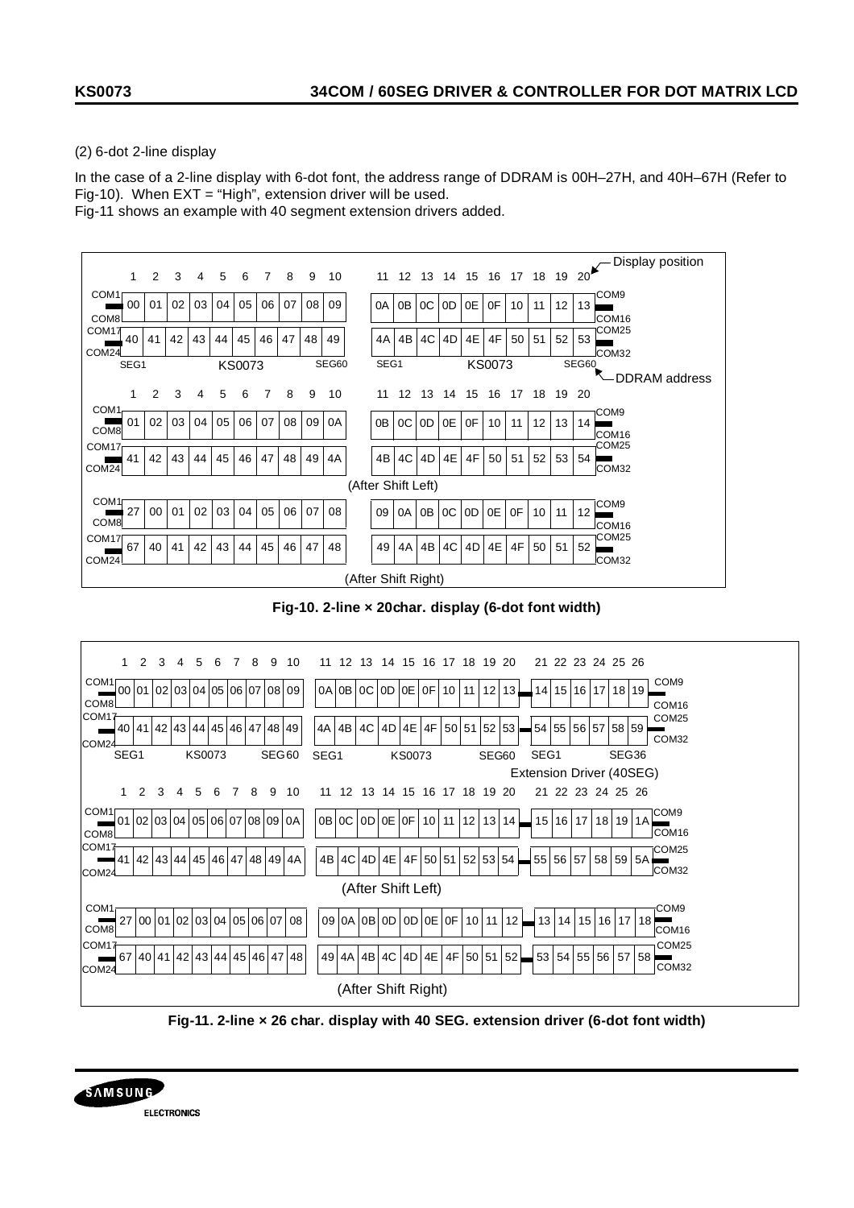(2) 6-dot 2-line display

In the case of a 2-line display with 6-dot font, the address range of DDRAM is 00H–27H, and 40H–67H (Refer to Fig-10). When EXT = "High", extension driver will be used.

Fig-11 shows an example with 40 segment extension drivers added.

Display position

| | 1 | 2 | 3 | 4 | 5 | 6 | 7 | 8 | 9 | 10 | 11 | 12 | 13 | 14 | 15 | 16 | 17 | 18 | 19 | 20 | |
|---|---|---|---|---|---|---|---|---|---|---|---|---|---|---|---|---|---|---|---|---|---|
| COM1–COM8 | 00 | 01 | 02 | 03 | 04 | 05 | 06 | 07 | 08 | 09 | 0A | 0B | 0C | 0D | 0E | 0F | 10 | 11 | 12 | 13 | COM9–COM16 |
| COM17–COM24 | 40 | 41 | 42 | 43 | 44 | 45 | 46 | 47 | 48 | 49 | 4A | 4B | 4C | 4D | 4E | 4F | 50 | 51 | 52 | 53 | COM25–COM32 |

SEG1 KS0073 SEG60 SEG1 KS0073 SEG60

DDRAM address

| | 1 | 2 | 3 | 4 | 5 | 6 | 7 | 8 | 9 | 10 | 11 | 12 | 13 | 14 | 15 | 16 | 17 | 18 | 19 | 20 | |
|---|---|---|---|---|---|---|---|---|---|---|---|---|---|---|---|---|---|---|---|---|---|
| COM1–COM8 | 01 | 02 | 03 | 04 | 05 | 06 | 07 | 08 | 09 | 0A | 0B | 0C | 0D | 0E | 0F | 10 | 11 | 12 | 13 | 14 | COM9–COM16 |
| COM17–COM24 | 41 | 42 | 43 | 44 | 45 | 46 | 47 | 48 | 49 | 4A | 4B | 4C | 4D | 4E | 4F | 50 | 51 | 52 | 53 | 54 | COM25–COM32 |

(After Shift Left)

| | | | | | | | | | | | | | | | | | | | | | |
|---|---|---|---|---|---|---|---|---|---|---|---|---|---|---|---|---|---|---|---|---|---|
| COM1–COM8 | 27 | 00 | 01 | 02 | 03 | 04 | 05 | 06 | 07 | 08 | 09 | 0A | 0B | 0C | 0D | 0E | 0F | 10 | 11 | 12 | COM9–COM16 |
| COM17–COM24 | 67 | 40 | 41 | 42 | 43 | 44 | 45 | 46 | 47 | 48 | 49 | 4A | 4B | 4C | 4D | 4E | 4F | 50 | 51 | 52 | COM25–COM32 |

(After Shift Right)

**Fig-10. 2-line × 20char. display (6-dot font width)**

| | 1 | 2 | 3 | 4 | 5 | 6 | 7 | 8 | 9 | 10 | 11 | 12 | 13 | 14 | 15 | 16 | 17 | 18 | 19 | 20 | 21 | 22 | 23 | 24 | 25 | 26 | |
|---|---|---|---|---|---|---|---|---|---|---|---|---|---|---|---|---|---|---|---|---|---|---|---|---|---|---|---|
| COM1–COM8 | 00 | 01 | 02 | 03 | 04 | 05 | 06 | 07 | 08 | 09 | 0A | 0B | 0C | 0D | 0E | 0F | 10 | 11 | 12 | 13 | 14 | 15 | 16 | 17 | 18 | 19 | COM9–COM16 |
| COM17–COM24 | 40 | 41 | 42 | 43 | 44 | 45 | 46 | 47 | 48 | 49 | 4A | 4B | 4C | 4D | 4E | 4F | 50 | 51 | 52 | 53 | 54 | 55 | 56 | 57 | 58 | 59 | COM25–COM32 |

SEG1 KS0073 SEG60 SEG1 KS0073 SEG60 SEG1 SEG36

Extension Driver (40SEG)

| | 1 | 2 | 3 | 4 | 5 | 6 | 7 | 8 | 9 | 10 | 11 | 12 | 13 | 14 | 15 | 16 | 17 | 18 | 19 | 20 | 21 | 22 | 23 | 24 | 25 | 26 | |
|---|---|---|---|---|---|---|---|---|---|---|---|---|---|---|---|---|---|---|---|---|---|---|---|---|---|---|---|
| COM1–COM8 | 01 | 02 | 03 | 04 | 05 | 06 | 07 | 08 | 09 | 0A | 0B | 0C | 0D | 0E | 0F | 10 | 11 | 12 | 13 | 14 | 15 | 16 | 17 | 18 | 19 | 1A | COM9–COM16 |
| COM17–COM24 | 41 | 42 | 43 | 44 | 45 | 46 | 47 | 48 | 49 | 4A | 4B | 4C | 4D | 4E | 4F | 50 | 51 | 52 | 53 | 54 | 55 | 56 | 57 | 58 | 59 | 5A | COM25–COM32 |

(After Shift Left)

| | | | | | | | | | | | | | | | | | | | | | | | | | | | |
|---|---|---|---|---|---|---|---|---|---|---|---|---|---|---|---|---|---|---|---|---|---|---|---|---|---|---|---|
| COM1–COM8 | 27 | 00 | 01 | 02 | 03 | 04 | 05 | 06 | 07 | 08 | 09 | 0A | 0B | 0D | 0D | 0E | 0F | 10 | 11 | 12 | 13 | 14 | 15 | 16 | 17 | 18 | COM9–COM16 |
| COM17–COM24 | 67 | 40 | 41 | 42 | 43 | 44 | 45 | 46 | 47 | 48 | 49 | 4A | 4B | 4C | 4D | 4E | 4F | 50 | 51 | 52 | 53 | 54 | 55 | 56 | 57 | 58 | COM25–COM32 |

(After Shift Right)

**Fig-11. 2-line × 26 char. display with 40 SEG. extension driver (6-dot font width)**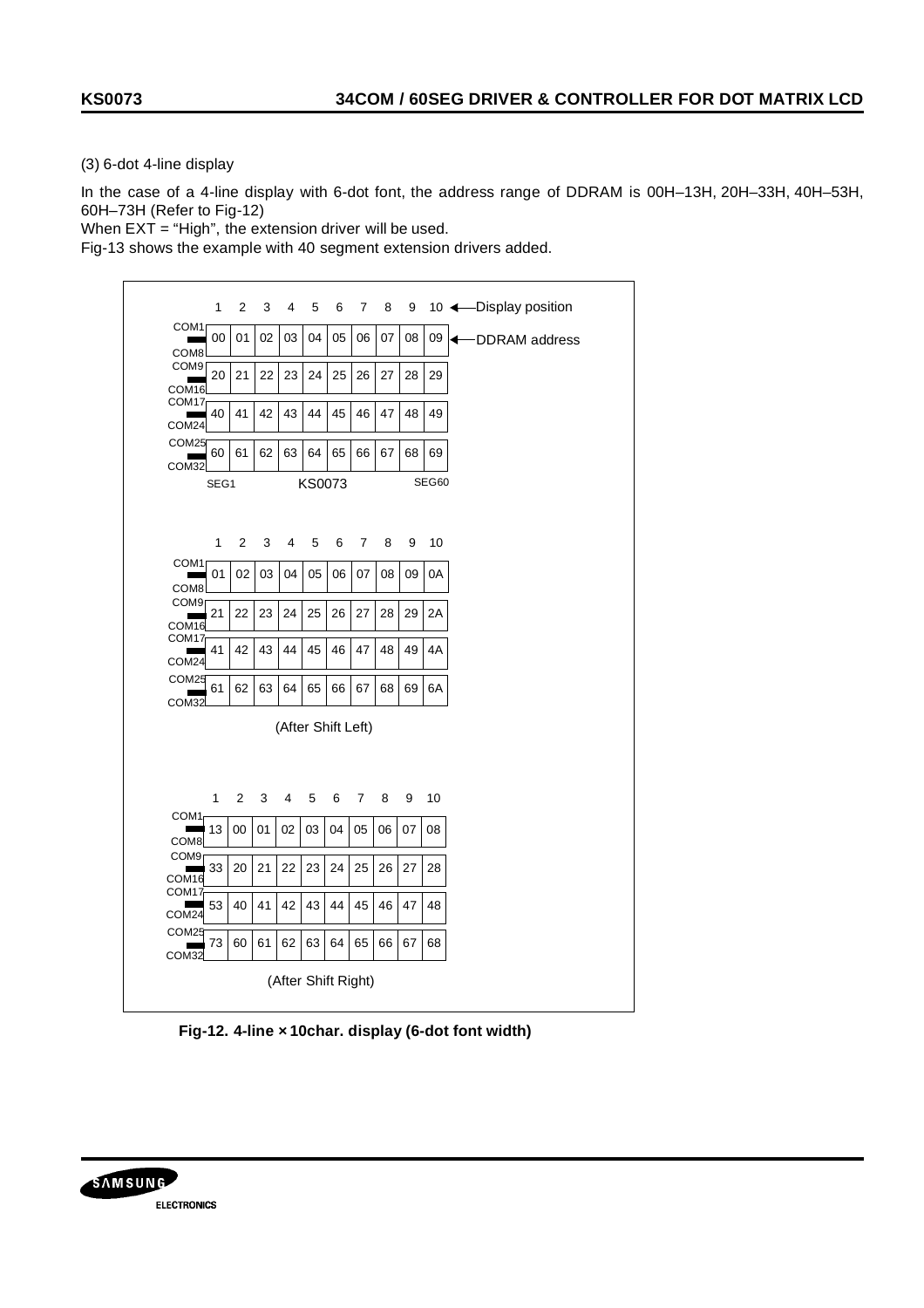(3) 6-dot 4-line display

In the case of a 4-line display with 6-dot font, the address range of DDRAM is 00H–13H, 20H–33H, 40H–53H, 60H–73H (Refer to Fig-12)

When EXT = "High", the extension driver will be used.

Fig-13 shows the example with 40 segment extension drivers added.

| | 1 | 2 | 3 | 4 | 5 | 6 | 7 | 8 | 9 | 10 |
|---|---|---|---|---|---|---|---|---|---|---|
| COM1–COM8 | 00 | 01 | 02 | 03 | 04 | 05 | 06 | 07 | 08 | 09 |
| COM9–COM16 | 20 | 21 | 22 | 23 | 24 | 25 | 26 | 27 | 28 | 29 |
| COM17–COM24 | 40 | 41 | 42 | 43 | 44 | 45 | 46 | 47 | 48 | 49 |
| COM25–COM32 | 60 | 61 | 62 | 63 | 64 | 65 | 66 | 67 | 68 | 69 |

Display position (1–10); DDRAM address; SEG1 – KS0073 – SEG60

| | 1 | 2 | 3 | 4 | 5 | 6 | 7 | 8 | 9 | 10 |
|---|---|---|---|---|---|---|---|---|---|---|
| COM1–COM8 | 01 | 02 | 03 | 04 | 05 | 06 | 07 | 08 | 09 | 0A |
| COM9–COM16 | 21 | 22 | 23 | 24 | 25 | 26 | 27 | 28 | 29 | 2A |
| COM17–COM24 | 41 | 42 | 43 | 44 | 45 | 46 | 47 | 48 | 49 | 4A |
| COM25–COM32 | 61 | 62 | 63 | 64 | 65 | 66 | 67 | 68 | 69 | 6A |

(After Shift Left)

| | 1 | 2 | 3 | 4 | 5 | 6 | 7 | 8 | 9 | 10 |
|---|---|---|---|---|---|---|---|---|---|---|
| COM1–COM8 | 13 | 00 | 01 | 02 | 03 | 04 | 05 | 06 | 07 | 08 |
| COM9–COM16 | 33 | 20 | 21 | 22 | 23 | 24 | 25 | 26 | 27 | 28 |
| COM17–COM24 | 53 | 40 | 41 | 42 | 43 | 44 | 45 | 46 | 47 | 48 |
| COM25–COM32 | 73 | 60 | 61 | 62 | 63 | 64 | 65 | 66 | 67 | 68 |

(After Shift Right)

**Fig-12. 4-line × 10char. display (6-dot font width)**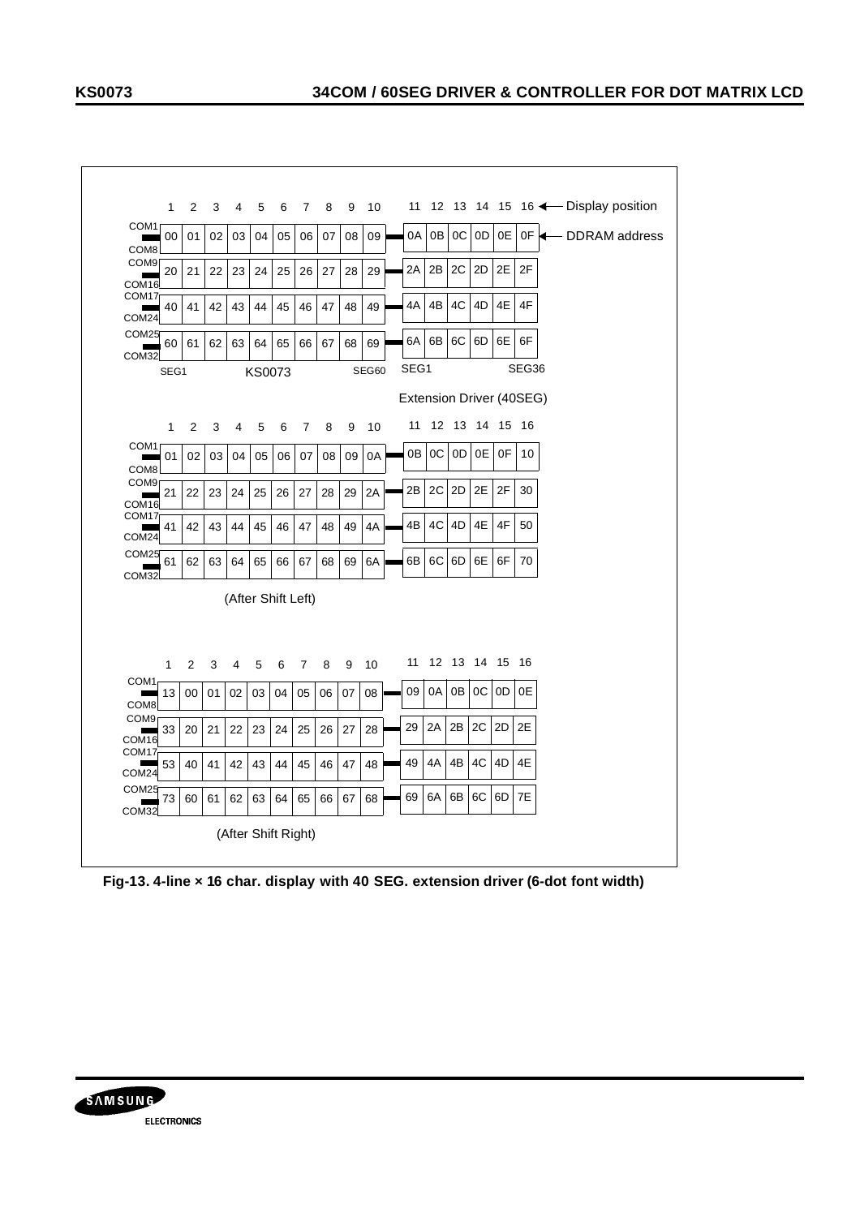1 2 3 4 5 6 7 8 9 10 11 12 13 14 15 16 ← Display position

| | 1 | 2 | 3 | 4 | 5 | 6 | 7 | 8 | 9 | 10 | 11 | 12 | 13 | 14 | 15 | 16 |
|---|---|---|---|---|---|---|---|---|---|---|---|---|---|---|---|---|
| COM1–COM8 | 00 | 01 | 02 | 03 | 04 | 05 | 06 | 07 | 08 | 09 | 0A | 0B | 0C | 0D | 0E | 0F |
| COM9–COM16 | 20 | 21 | 22 | 23 | 24 | 25 | 26 | 27 | 28 | 29 | 2A | 2B | 2C | 2D | 2E | 2F |
| COM17–COM24 | 40 | 41 | 42 | 43 | 44 | 45 | 46 | 47 | 48 | 49 | 4A | 4B | 4C | 4D | 4E | 4F |
| COM25–COM32 | 60 | 61 | 62 | 63 | 64 | 65 | 66 | 67 | 68 | 69 | 6A | 6B | 6C | 6D | 6E | 6F |

← DDRAM address

SEG1 KS0073 SEG60 SEG1 SEG36

Extension Driver (40SEG)

| | 1 | 2 | 3 | 4 | 5 | 6 | 7 | 8 | 9 | 10 | 11 | 12 | 13 | 14 | 15 | 16 |
|---|---|---|---|---|---|---|---|---|---|---|---|---|---|---|---|---|
| COM1–COM8 | 01 | 02 | 03 | 04 | 05 | 06 | 07 | 08 | 09 | 0A | 0B | 0C | 0D | 0E | 0F | 10 |
| COM9–COM16 | 21 | 22 | 23 | 24 | 25 | 26 | 27 | 28 | 29 | 2A | 2B | 2C | 2D | 2E | 2F | 30 |
| COM17–COM24 | 41 | 42 | 43 | 44 | 45 | 46 | 47 | 48 | 49 | 4A | 4B | 4C | 4D | 4E | 4F | 50 |
| COM25–COM32 | 61 | 62 | 63 | 64 | 65 | 66 | 67 | 68 | 69 | 6A | 6B | 6C | 6D | 6E | 6F | 70 |

(After Shift Left)

| | 1 | 2 | 3 | 4 | 5 | 6 | 7 | 8 | 9 | 10 | 11 | 12 | 13 | 14 | 15 | 16 |
|---|---|---|---|---|---|---|---|---|---|---|---|---|---|---|---|---|
| COM1–COM8 | 13 | 00 | 01 | 02 | 03 | 04 | 05 | 06 | 07 | 08 | 09 | 0A | 0B | 0C | 0D | 0E |
| COM9–COM16 | 33 | 20 | 21 | 22 | 23 | 24 | 25 | 26 | 27 | 28 | 29 | 2A | 2B | 2C | 2D | 2E |
| COM17–COM24 | 53 | 40 | 41 | 42 | 43 | 44 | 45 | 46 | 47 | 48 | 49 | 4A | 4B | 4C | 4D | 4E |
| COM25–COM32 | 73 | 60 | 61 | 62 | 63 | 64 | 65 | 66 | 67 | 68 | 69 | 6A | 6B | 6C | 6D | 7E |

(After Shift Right)

**Fig-13. 4-line × 16 char. display with 40 SEG. extension driver (6-dot font width)**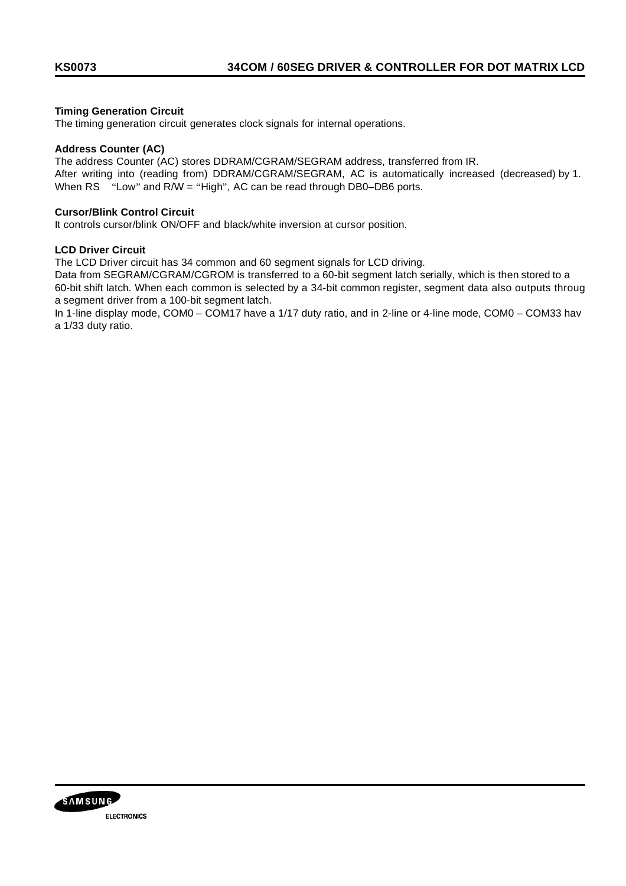### Timing Generation Circuit

The timing generation circuit generates clock signals for internal operations.

### Address Counter (AC)

The address Counter (AC) stores DDRAM/CGRAM/SEGRAM address, transferred from IR.
After writing into (reading from) DDRAM/CGRAM/SEGRAM, AC is automatically increased (decreased) by 1.
When RS "Low" and R/W = "High", AC can be read through DB0–DB6 ports.

### Cursor/Blink Control Circuit

It controls cursor/blink ON/OFF and black/white inversion at cursor position.

### LCD Driver Circuit

The LCD Driver circuit has 34 common and 60 segment signals for LCD driving.
Data from SEGRAM/CGRAM/CGROM is transferred to a 60-bit segment latch serially, which is then stored to a 60-bit shift latch. When each common is selected by a 34-bit common register, segment data also outputs throug a segment driver from a 100-bit segment latch.
In 1-line display mode, COM0 – COM17 have a 1/17 duty ratio, and in 2-line or 4-line mode, COM0 – COM33 hav a 1/33 duty ratio.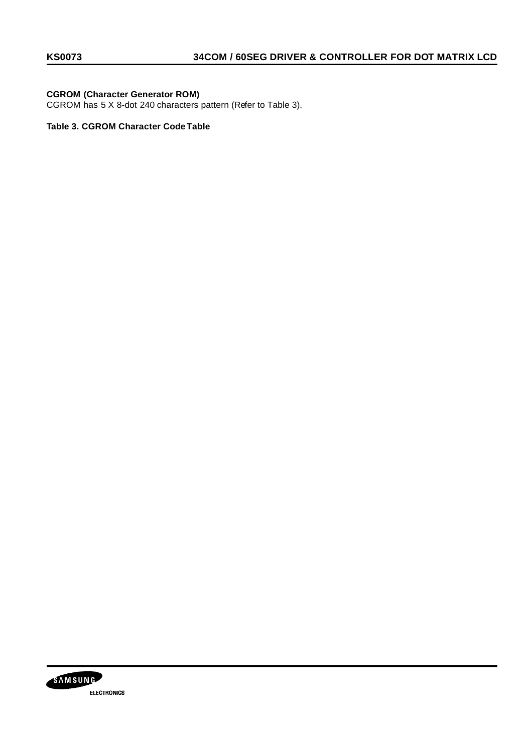**CGROM (Character Generator ROM)**

CGROM has 5 X 8-dot 240 characters pattern (Refer to Table 3).

**Table 3. CGROM Character Code Table**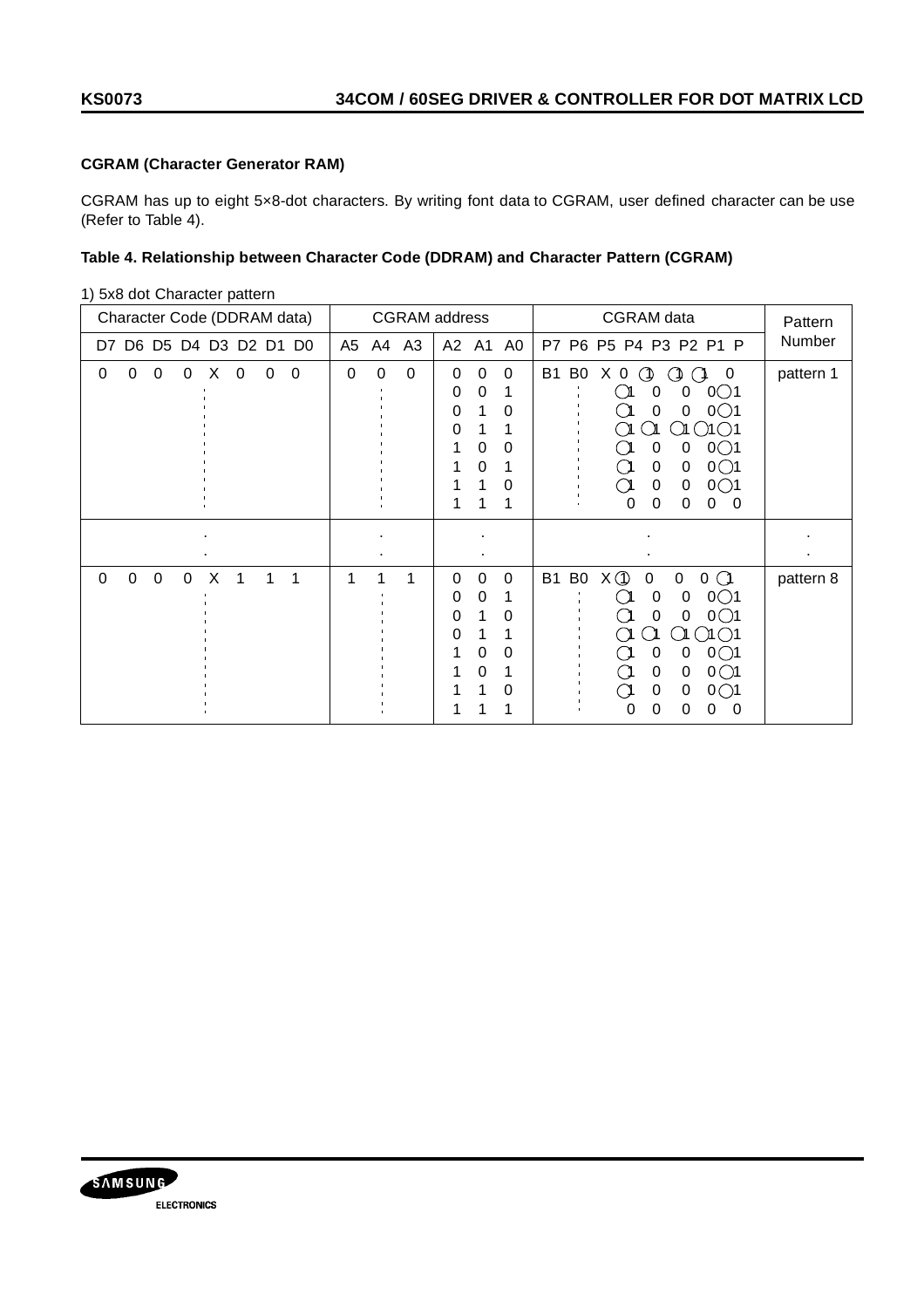## CGRAM (Character Generator RAM)

CGRAM has up to eight 5×8-dot characters. By writing font data to CGRAM, user defined character can be use (Refer to Table 4).

### Table 4. Relationship between Character Code (DDRAM) and Character Pattern (CGRAM)

1) 5x8 dot Character pattern

| Character Code (DDRAM data) | CGRAM address | | CGRAM data | Pattern Number |
|---|---|---|---|---|
| D7 D6 D5 D4 D3 D2 D1 D0 | A5 A4 A3 | A2 A1 A0 | P7 P6 P5 P4 P3 P2 P1 P | |
| 0 0 0 0 X 0 0 0 | 0 0 0 | 0 0 0<br>0 0 1<br>0 1 0<br>0 1 1<br>1 0 0<br>1 0 1<br>1 1 0<br>1 1 1 | B1 B0 X 0 1 1 1 0<br>1 0 0 0 1<br>1 0 0 0 1<br>1 1 1 1 1<br>1 0 0 0 1<br>1 0 0 0 1<br>1 0 0 0 1<br>0 0 0 0 0 | pattern 1 |
| .<br>. | .<br>. | .<br>. | .<br>. | .<br>. |
| 0 0 0 0 X 1 1 1 | 1 1 1 | 0 0 0<br>0 0 1<br>0 1 0<br>0 1 1<br>1 0 0<br>1 0 1<br>1 1 0<br>1 1 1 | B1 B0 X 1 0 0 0 1<br>1 0 0 0 1<br>1 0 0 0 1<br>1 1 1 1 1<br>1 0 0 0 1<br>1 0 0 0 1<br>1 0 0 0 1<br>0 0 0 0 0 | pattern 8 |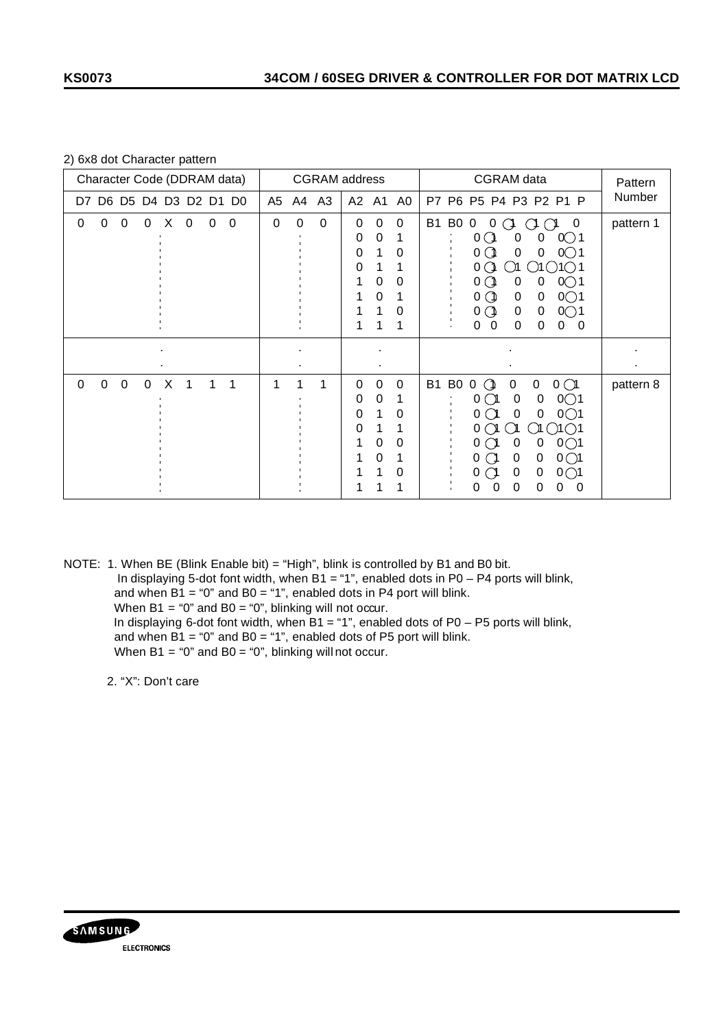2) 6x8 dot Character pattern

| Character Code (DDRAM data) | CGRAM address | | CGRAM data | Pattern Number |
|---|---|---|---|---|
| D7 D6 D5 D4 D3 D2 D1 D0 | A5 A4 A3 | A2 A1 A0 | P7 P6 P5 P4 P3 P2 P1 P | |
| 0 0 0 0 X 0 0 0 | 0 0 0 | 0 0 0 | B1 B0 0 0 ① ① ① 0 | pattern 1 |
| | | 0 0 1 | 0 ① 0 0 0 ① | |
| | | 0 1 0 | 0 ① 0 0 0 ① | |
| | | 0 1 1 | 0 ① ① ① ① ① | |
| | | 1 0 0 | 0 ① 0 0 0 ① | |
| | | 1 0 1 | 0 ① 0 0 0 ① | |
| | | 1 1 0 | 0 ① 0 0 0 ① | |
| | | 1 1 1 | 0 0 0 0 0 0 | |
| . | . | . | . | . |
| . | . | . | . | . |
| 0 0 0 0 X 1 1 1 | 1 1 1 | 0 0 0 | B1 B0 0 ① 0 0 0 ① | pattern 8 |
| | | 0 0 1 | 0 ① 0 0 0 ① | |
| | | 0 1 0 | 0 ① 0 0 0 ① | |
| | | 0 1 1 | 0 ① ① ① ① ① | |
| | | 1 0 0 | 0 ① 0 0 0 ① | |
| | | 1 0 1 | 0 ① 0 0 0 ① | |
| | | 1 1 0 | 0 ① 0 0 0 ① | |
| | | 1 1 1 | 0 0 0 0 0 0 | |

NOTE: 1. When BE (Blink Enable bit) = "High", blink is controlled by B1 and B0 bit.
In displaying 5-dot font width, when B1 = "1", enabled dots in P0 – P4 ports will blink, and when B1 = "0" and B0 = "1", enabled dots in P4 port will blink.
When B1 = "0" and B0 = "0", blinking will not occur.
In displaying 6-dot font width, when B1 = "1", enabled dots of P0 – P5 ports will blink, and when B1 = "0" and B0 = "1", enabled dots of P5 port will blink.
When B1 = "0" and B0 = "0", blinking will not occur.

2. "X": Don't care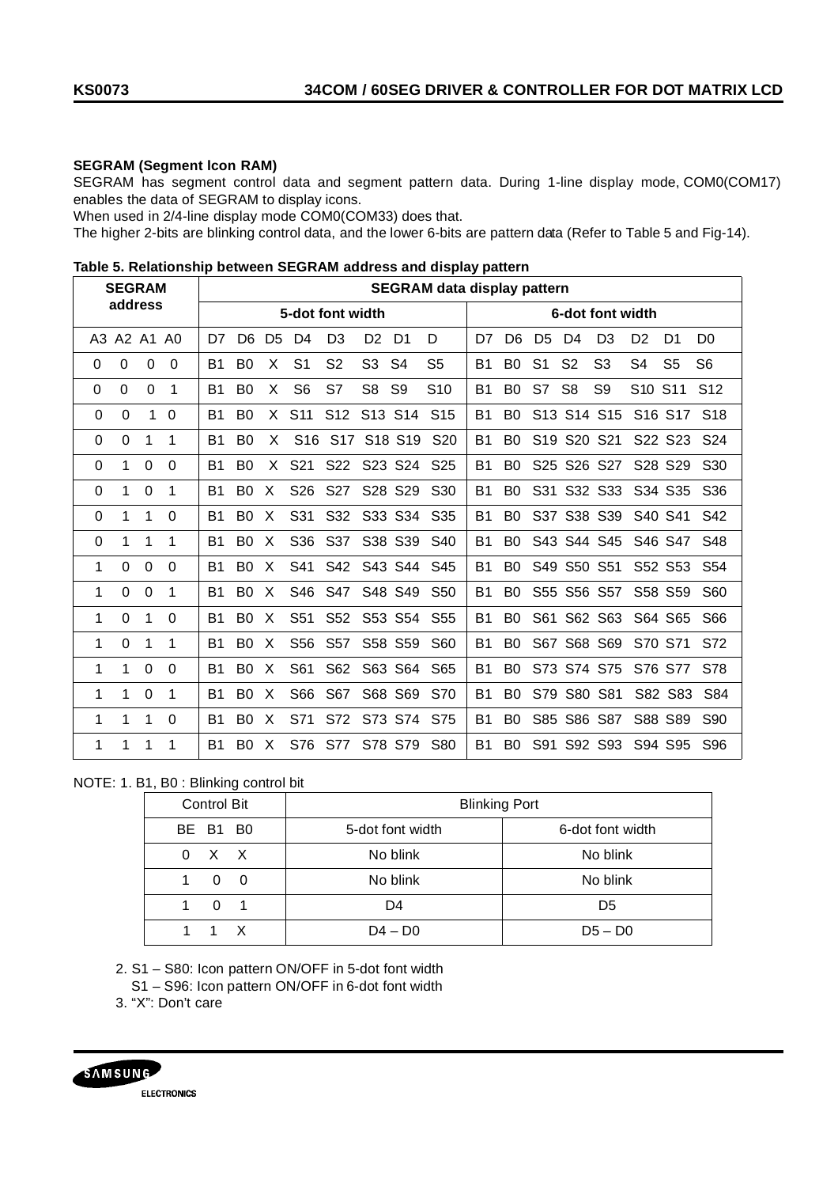**SEGRAM (Segment Icon RAM)**

SEGRAM has segment control data and segment pattern data. During 1-line display mode, COM0(COM17) enables the data of SEGRAM to display icons.

When used in 2/4-line display mode COM0(COM33) does that.

The higher 2-bits are blinking control data, and the lower 6-bits are pattern data (Refer to Table 5 and Fig-14).

**Table 5. Relationship between SEGRAM address and display pattern**

| SEGRAM address | | | | SEGRAM data display pattern | | | | | | | | | | | | | | | |
|---|---|---|---|---|---|---|---|---|---|---|---|---|---|---|---|---|---|---|---|
| | | | | 5-dot font width | | | | | | | | 6-dot font width | | | | | | | |
| A3 | A2 | A1 | A0 | D7 | D6 | D5 | D4 | D3 | D2 | D1 | D | D7 | D6 | D5 | D4 | D3 | D2 | D1 | D0 |
| 0 | 0 | 0 | 0 | B1 | B0 | X | S1 | S2 | S3 | S4 | S5 | B1 | B0 | S1 | S2 | S3 | S4 | S5 | S6 |
| 0 | 0 | 0 | 1 | B1 | B0 | X | S6 | S7 | S8 | S9 | S10 | B1 | B0 | S7 | S8 | S9 | S10 | S11 | S12 |
| 0 | 0 | 1 | 0 | B1 | B0 | X | S11 | S12 | S13 | S14 | S15 | B1 | B0 | S13 | S14 | S15 | S16 | S17 | S18 |
| 0 | 0 | 1 | 1 | B1 | B0 | X | S16 | S17 | S18 | S19 | S20 | B1 | B0 | S19 | S20 | S21 | S22 | S23 | S24 |
| 0 | 1 | 0 | 0 | B1 | B0 | X | S21 | S22 | S23 | S24 | S25 | B1 | B0 | S25 | S26 | S27 | S28 | S29 | S30 |
| 0 | 1 | 0 | 1 | B1 | B0 | X | S26 | S27 | S28 | S29 | S30 | B1 | B0 | S31 | S32 | S33 | S34 | S35 | S36 |
| 0 | 1 | 1 | 0 | B1 | B0 | X | S31 | S32 | S33 | S34 | S35 | B1 | B0 | S37 | S38 | S39 | S40 | S41 | S42 |
| 0 | 1 | 1 | 1 | B1 | B0 | X | S36 | S37 | S38 | S39 | S40 | B1 | B0 | S43 | S44 | S45 | S46 | S47 | S48 |
| 1 | 0 | 0 | 0 | B1 | B0 | X | S41 | S42 | S43 | S44 | S45 | B1 | B0 | S49 | S50 | S51 | S52 | S53 | S54 |
| 1 | 0 | 0 | 1 | B1 | B0 | X | S46 | S47 | S48 | S49 | S50 | B1 | B0 | S55 | S56 | S57 | S58 | S59 | S60 |
| 1 | 0 | 1 | 0 | B1 | B0 | X | S51 | S52 | S53 | S54 | S55 | B1 | B0 | S61 | S62 | S63 | S64 | S65 | S66 |
| 1 | 0 | 1 | 1 | B1 | B0 | X | S56 | S57 | S58 | S59 | S60 | B1 | B0 | S67 | S68 | S69 | S70 | S71 | S72 |
| 1 | 1 | 0 | 0 | B1 | B0 | X | S61 | S62 | S63 | S64 | S65 | B1 | B0 | S73 | S74 | S75 | S76 | S77 | S78 |
| 1 | 1 | 0 | 1 | B1 | B0 | X | S66 | S67 | S68 | S69 | S70 | B1 | B0 | S79 | S80 | S81 | S82 | S83 | S84 |
| 1 | 1 | 1 | 0 | B1 | B0 | X | S71 | S72 | S73 | S74 | S75 | B1 | B0 | S85 | S86 | S87 | S88 | S89 | S90 |
| 1 | 1 | 1 | 1 | B1 | B0 | X | S76 | S77 | S78 | S79 | S80 | B1 | B0 | S91 | S92 | S93 | S94 | S95 | S96 |

NOTE: 1. B1, B0 : Blinking control bit

| Control Bit | Blinking Port | |
|---|---|---|
| BE B1 B0 | 5-dot font width | 6-dot font width |
| 0 X X | No blink | No blink |
| 1 0 0 | No blink | No blink |
| 1 0 1 | D4 | D5 |
| 1 1 X | D4 – D0 | D5 – D0 |

2. S1 – S80: Icon pattern ON/OFF in 5-dot font width
   S1 – S96: Icon pattern ON/OFF in 6-dot font width
3. "X": Don't care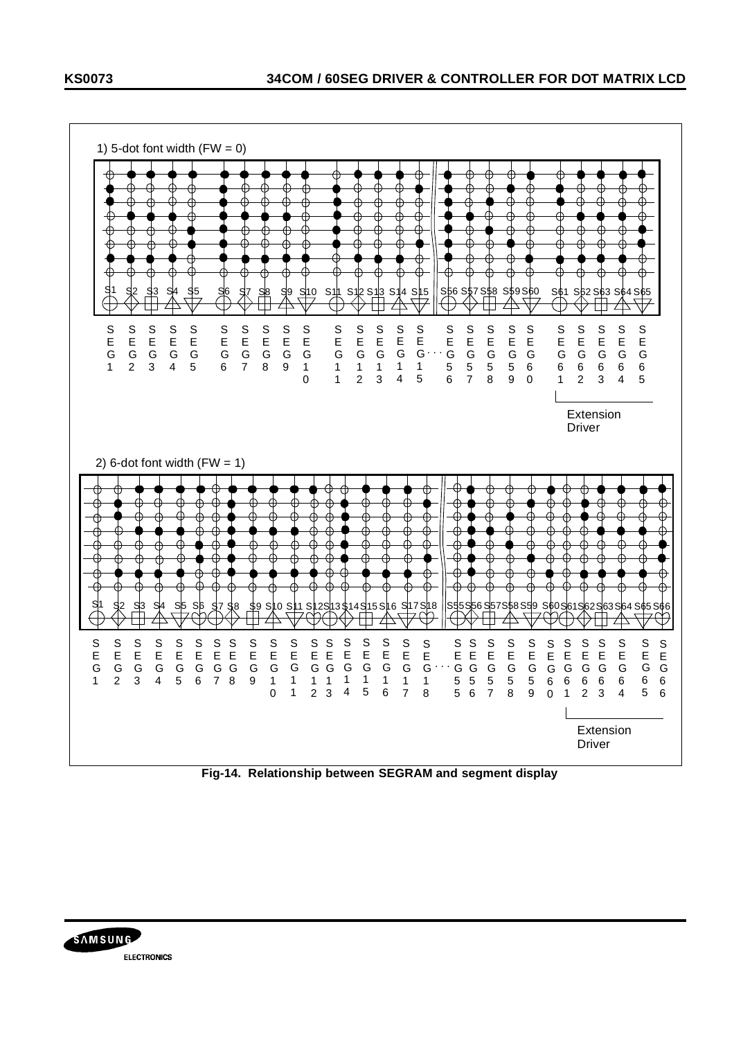1) 5-dot font width (FW = 0)

S1 S2 S3 S4 S5 S6 S7 S8 S9 S10 S11 S12 S13 S14 S15 S56 S57 S58 S59 S60 S61 S62 S63 S64 S65

SEG1 SEG2 SEG3 SEG4 SEG5 SEG6 SEG7 SEG8 SEG9 SEG10 SEG11 SEG12 SEG13 SEG14 SEG15 ... SEG56 SEG57 SEG58 SEG59 SEG60 SEG61 SEG62 SEG63 SEG64 SEG65

Extension Driver

2) 6-dot font width (FW = 1)

S1 S2 S3 S4 S5 S6 S7 S8 S9 S10 S11 S12 S13 S14 S15 S16 S17 S18 S55 S56 S57 S58 S59 S60 S61 S62 S63 S64 S65 S66

SEG1 SEG2 SEG3 SEG4 SEG5 SEG6 SEG7 SEG8 SEG9 SEG10 SEG11 SEG12 SEG13 SEG14 SEG15 SEG16 SEG17 SEG18 ... SEG55 SEG56 SEG57 SEG58 SEG59 SEG60 SEG61 SEG62 SEG63 SEG64 SEG65 SEG66

Extension Driver

**Fig-14. Relationship between SEGRAM and segment display**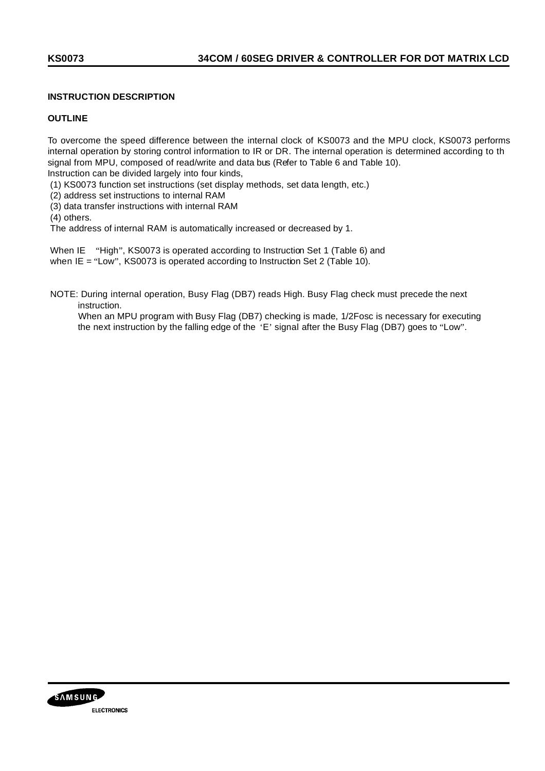## INSTRUCTION DESCRIPTION

### OUTLINE

To overcome the speed difference between the internal clock of KS0073 and the MPU clock, KS0073 performs internal operation by storing control information to IR or DR. The internal operation is determined according to th signal from MPU, composed of read/write and data bus (Refer to Table 6 and Table 10).
Instruction can be divided largely into four kinds,

(1) KS0073 function set instructions (set display methods, set data length, etc.)
(2) address set instructions to internal RAM
(3) data transfer instructions with internal RAM
(4) others.

The address of internal RAM is automatically increased or decreased by 1.

When IE "High", KS0073 is operated according to Instruction Set 1 (Table 6) and
when IE = "Low", KS0073 is operated according to Instruction Set 2 (Table 10).

NOTE: During internal operation, Busy Flag (DB7) reads High. Busy Flag check must precede the next instruction.
When an MPU program with Busy Flag (DB7) checking is made, 1/2Fosc is necessary for executing the next instruction by the falling edge of the 'E' signal after the Busy Flag (DB7) goes to "Low".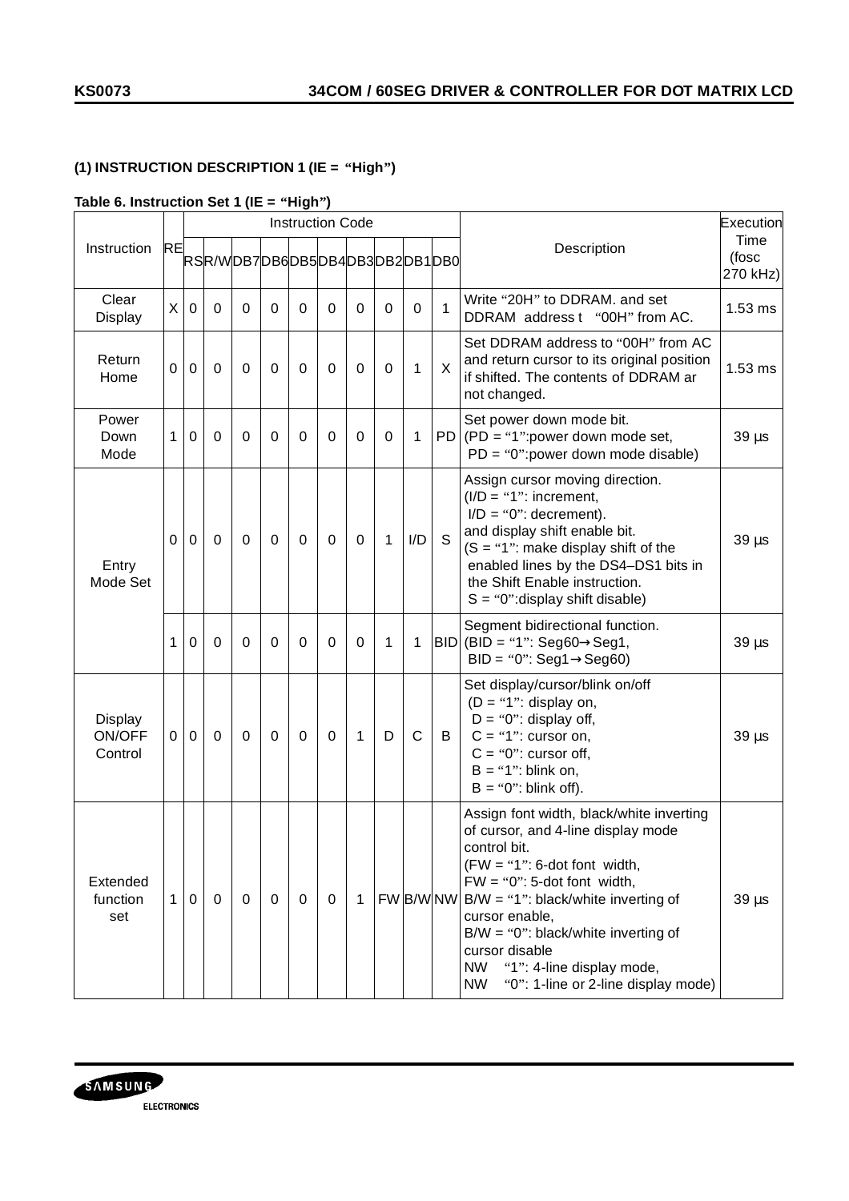### (1) INSTRUCTION DESCRIPTION 1 (IE = "High")

**Table 6. Instruction Set 1 (IE = "High")**

| Instruction | RE | Instruction Code | | | | | | | | | | Description | Execution Time (fosc 270 kHz) |
|---|---|---|---|---|---|---|---|---|---|---|---|---|---|
| | | RS | R/W | DB7 | DB6 | DB5 | DB4 | DB3 | DB2 | DB1 | DB0 | | |
| Clear Display | X | 0 | 0 | 0 | 0 | 0 | 0 | 0 | 0 | 0 | 1 | Write "20H" to DDRAM. and set DDRAM address t "00H" from AC. | 1.53 ms |
| Return Home | 0 | 0 | 0 | 0 | 0 | 0 | 0 | 0 | 0 | 1 | X | Set DDRAM address to "00H" from AC and return cursor to its original position if shifted. The contents of DDRAM ar not changed. | 1.53 ms |
| Power Down Mode | 1 | 0 | 0 | 0 | 0 | 0 | 0 | 0 | 0 | 1 | PD | Set power down mode bit. (PD = "1":power down mode set, PD = "0":power down mode disable) | 39 µs |
| Entry Mode Set | 0 | 0 | 0 | 0 | 0 | 0 | 0 | 0 | 1 | I/D | S | Assign cursor moving direction. (I/D = "1": increment, I/D = "0": decrement). and display shift enable bit. (S = "1": make display shift of the enabled lines by the DS4–DS1 bits in the Shift Enable instruction. S = "0":display shift disable) | 39 µs |
| | 1 | 0 | 0 | 0 | 0 | 0 | 0 | 0 | 1 | 1 | BID | Segment bidirectional function. (BID = "1": Seg60→Seg1, BID = "0": Seg1→Seg60) | 39 µs |
| Display ON/OFF Control | 0 | 0 | 0 | 0 | 0 | 0 | 0 | 1 | D | C | B | Set display/cursor/blink on/off (D = "1": display on, D = "0": display off, C = "1": cursor on, C = "0": cursor off, B = "1": blink on, B = "0": blink off). | 39 µs |
| Extended function set | 1 | 0 | 0 | 0 | 0 | 0 | 0 | 1 | FW | B/W | NW | Assign font width, black/white inverting of cursor, and 4-line display mode control bit. (FW = "1": 6-dot font width, FW = "0": 5-dot font width, B/W = "1": black/white inverting of cursor enable, B/W = "0": black/white inverting of cursor disable NW "1": 4-line display mode, NW "0": 1-line or 2-line display mode) | 39 µs |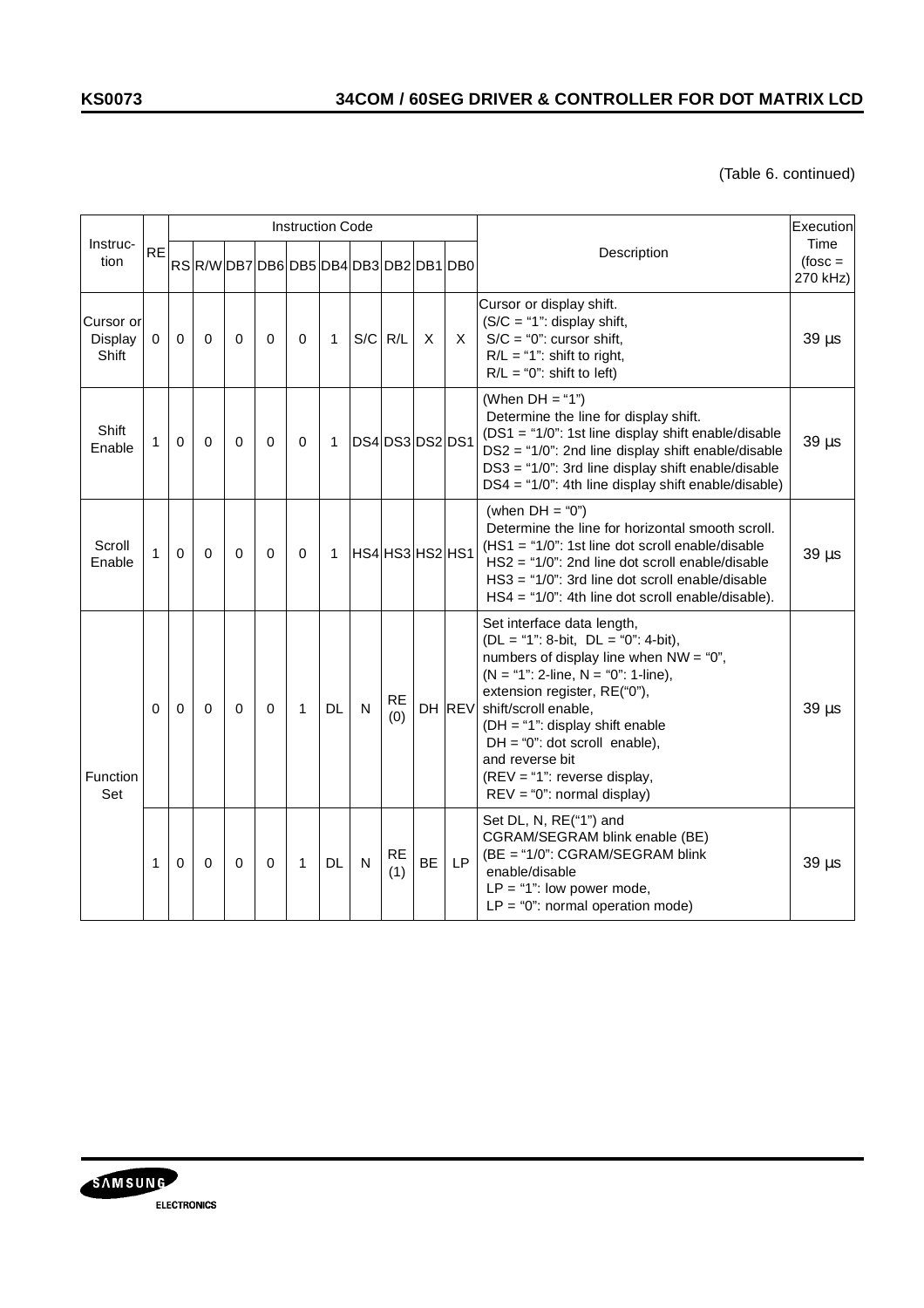(Table 6. continued)

| Instruction | RE | Instruction Code | | | | | | | | | | Description | Execution Time (fosc = 270 kHz) |
|---|---|---|---|---|---|---|---|---|---|---|---|---|---|
| | | RS | R/W | DB7 | DB6 | DB5 | DB4 | DB3 | DB2 | DB1 | DB0 | | |
| Cursor or Display Shift | 0 | 0 | 0 | 0 | 0 | 0 | 1 | S/C | R/L | X | X | Cursor or display shift. (S/C = "1": display shift, S/C = "0": cursor shift, R/L = "1": shift to right, R/L = "0": shift to left) | 39 µs |
| Shift Enable | 1 | 0 | 0 | 0 | 0 | 0 | 1 | DS4 | DS3 | DS2 | DS1 | (When DH = "1") Determine the line for display shift. (DS1 = "1/0": 1st line display shift enable/disable DS2 = "1/0": 2nd line display shift enable/disable DS3 = "1/0": 3rd line display shift enable/disable DS4 = "1/0": 4th line display shift enable/disable) | 39 µs |
| Scroll Enable | 1 | 0 | 0 | 0 | 0 | 0 | 1 | HS4 | HS3 | HS2 | HS1 | (when DH = "0") Determine the line for horizontal smooth scroll. (HS1 = "1/0": 1st line dot scroll enable/disable HS2 = "1/0": 2nd line dot scroll enable/disable HS3 = "1/0": 3rd line dot scroll enable/disable HS4 = "1/0": 4th line dot scroll enable/disable). | 39 µs |
| Function Set | 0 | 0 | 0 | 0 | 0 | 1 | DL | N | RE (0) | DH | REV | Set interface data length, (DL = "1": 8-bit, DL = "0": 4-bit), numbers of display line when NW = "0", (N = "1": 2-line, N = "0": 1-line), extension register, RE("0"), shift/scroll enable, (DH = "1": display shift enable DH = "0": dot scroll enable), and reverse bit (REV = "1": reverse display, REV = "0": normal display) | 39 µs |
| | 1 | 0 | 0 | 0 | 0 | 1 | DL | N | RE (1) | BE | LP | Set DL, N, RE("1") and CGRAM/SEGRAM blink enable (BE) (BE = "1/0": CGRAM/SEGRAM blink enable/disable LP = "1": low power mode, LP = "0": normal operation mode) | 39 µs |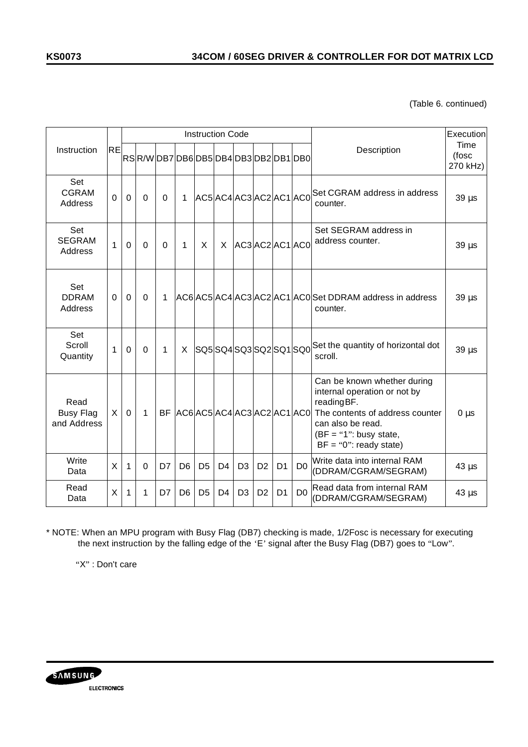(Table 6. continued)

| Instruction | RE | RS | R/W | DB7 | DB6 | DB5 | DB4 | DB3 | DB2 | DB1 | DB0 | Description | Execution Time (fosc 270 kHz) |
|---|---|---|---|---|---|---|---|---|---|---|---|---|---|
| | | Instruction Code | | | | | | | | | | | |
| Set CGRAM Address | 0 | 0 | 0 | 0 | 1 | AC5 | AC4 | AC3 | AC2 | AC1 | AC0 | Set CGRAM address in address counter. | 39 µs |
| Set SEGRAM Address | 1 | 0 | 0 | 0 | 1 | X | X | AC3 | AC2 | AC1 | AC0 | Set SEGRAM address in address counter. | 39 µs |
| Set DDRAM Address | 0 | 0 | 0 | 1 | AC6 | AC5 | AC4 | AC3 | AC2 | AC1 | AC0 | Set DDRAM address in address counter. | 39 µs |
| Set Scroll Quantity | 1 | 0 | 0 | 1 | X | SQ5 | SQ4 | SQ3 | SQ2 | SQ1 | SQ0 | Set the quantity of horizontal dot scroll. | 39 µs |
| Read Busy Flag and Address | X | 0 | 1 | BF | AC6 | AC5 | AC4 | AC3 | AC2 | AC1 | AC0 | Can be known whether during internal operation or not by reading BF. The contents of address counter can also be read. (BF = "1": busy state, BF = "0": ready state) | 0 µs |
| Write Data | X | 1 | 0 | D7 | D6 | D5 | D4 | D3 | D2 | D1 | D0 | Write data into internal RAM (DDRAM/CGRAM/SEGRAM) | 43 µs |
| Read Data | X | 1 | 1 | D7 | D6 | D5 | D4 | D3 | D2 | D1 | D0 | Read data from internal RAM (DDRAM/CGRAM/SEGRAM) | 43 µs |

* NOTE: When an MPU program with Busy Flag (DB7) checking is made, 1/2Fosc is necessary for executing the next instruction by the falling edge of the 'E' signal after the Busy Flag (DB7) goes to "Low".

"X" : Don't care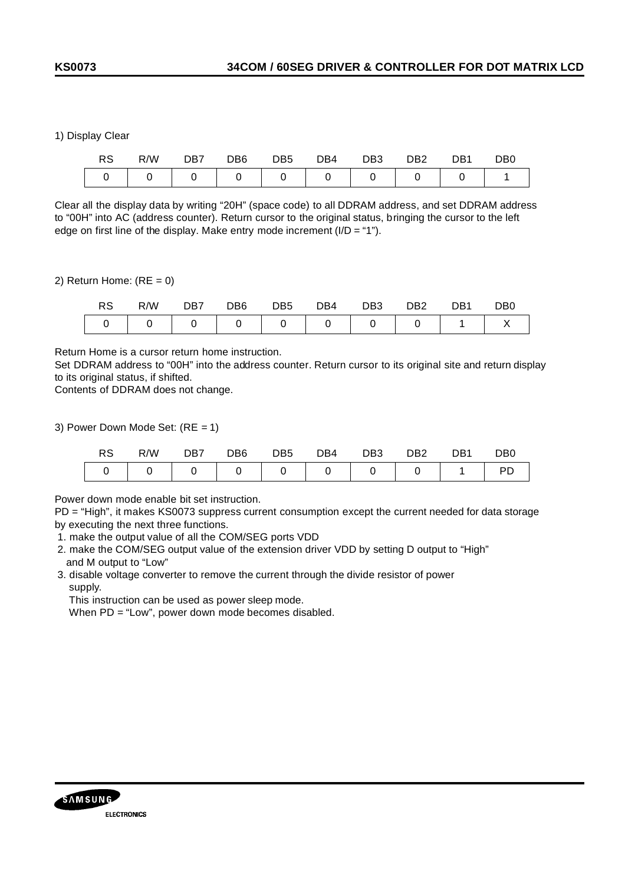1) Display Clear

| RS | R/W | DB7 | DB6 | DB5 | DB4 | DB3 | DB2 | DB1 | DB0 |
|---|---|---|---|---|---|---|---|---|---|
| 0 | 0 | 0 | 0 | 0 | 0 | 0 | 0 | 0 | 1 |

Clear all the display data by writing "20H" (space code) to all DDRAM address, and set DDRAM address to "00H" into AC (address counter). Return cursor to the original status, bringing the cursor to the left edge on first line of the display. Make entry mode increment (I/D = "1").

2) Return Home: (RE = 0)

| RS | R/W | DB7 | DB6 | DB5 | DB4 | DB3 | DB2 | DB1 | DB0 |
|---|---|---|---|---|---|---|---|---|---|
| 0 | 0 | 0 | 0 | 0 | 0 | 0 | 0 | 1 | X |

Return Home is a cursor return home instruction.
Set DDRAM address to "00H" into the address counter. Return cursor to its original site and return display to its original status, if shifted.
Contents of DDRAM does not change.

3) Power Down Mode Set: (RE = 1)

| RS | R/W | DB7 | DB6 | DB5 | DB4 | DB3 | DB2 | DB1 | DB0 |
|---|---|---|---|---|---|---|---|---|---|
| 0 | 0 | 0 | 0 | 0 | 0 | 0 | 0 | 1 | PD |

Power down mode enable bit set instruction.
PD = "High", it makes KS0073 suppress current consumption except the current needed for data storage by executing the next three functions.

1. make the output value of all the COM/SEG ports VDD
2. make the COM/SEG output value of the extension driver VDD by setting D output to "High" and M output to "Low"
3. disable voltage converter to remove the current through the divide resistor of power supply.

This instruction can be used as power sleep mode.
When PD = "Low", power down mode becomes disabled.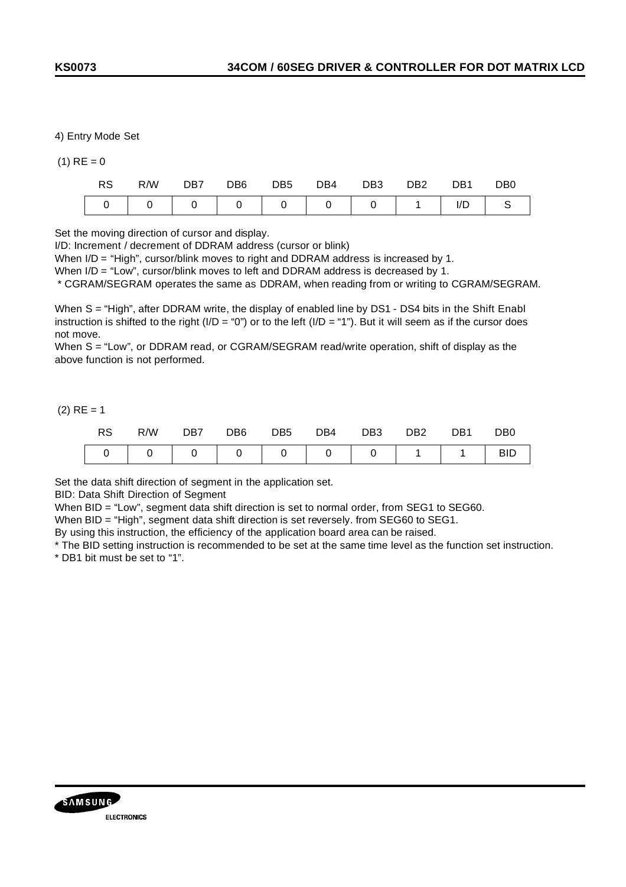4) Entry Mode Set

(1) RE = 0

| RS | R/W | DB7 | DB6 | DB5 | DB4 | DB3 | DB2 | DB1 | DB0 |
|---|---|---|---|---|---|---|---|---|---|
| 0 | 0 | 0 | 0 | 0 | 0 | 0 | 1 | I/D | S |

Set the moving direction of cursor and display.
I/D: Increment / decrement of DDRAM address (cursor or blink)
When I/D = "High", cursor/blink moves to right and DDRAM address is increased by 1.
When I/D = "Low", cursor/blink moves to left and DDRAM address is decreased by 1.
* CGRAM/SEGRAM operates the same as DDRAM, when reading from or writing to CGRAM/SEGRAM.

When S = "High", after DDRAM write, the display of enabled line by DS1 - DS4 bits in the Shift Enabl instruction is shifted to the right (I/D = "0") or to the left (I/D = "1"). But it will seem as if the cursor does not move.
When S = "Low", or DDRAM read, or CGRAM/SEGRAM read/write operation, shift of display as the above function is not performed.

(2) RE = 1

| RS | R/W | DB7 | DB6 | DB5 | DB4 | DB3 | DB2 | DB1 | DB0 |
|---|---|---|---|---|---|---|---|---|---|
| 0 | 0 | 0 | 0 | 0 | 0 | 0 | 1 | 1 | BID |

Set the data shift direction of segment in the application set.
BID: Data Shift Direction of Segment
When BID = "Low", segment data shift direction is set to normal order, from SEG1 to SEG60.
When BID = "High", segment data shift direction is set reversely. from SEG60 to SEG1.
By using this instruction, the efficiency of the application board area can be raised.
* The BID setting instruction is recommended to be set at the same time level as the function set instruction.
* DB1 bit must be set to "1".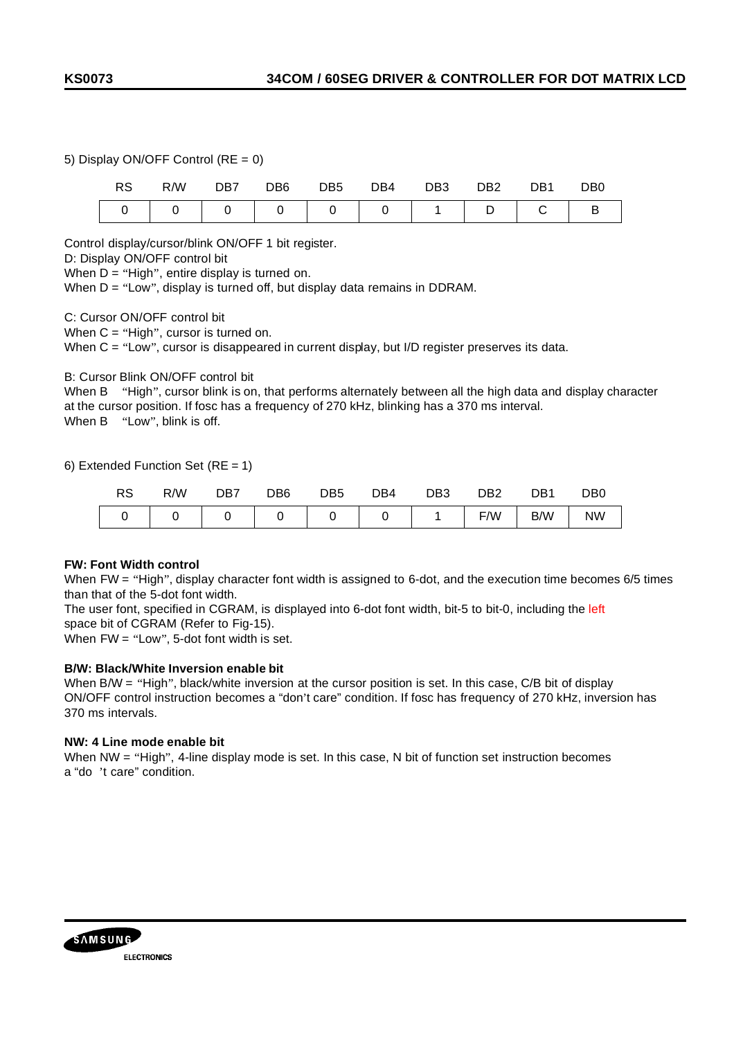5) Display ON/OFF Control (RE = 0)

| RS | R/W | DB7 | DB6 | DB5 | DB4 | DB3 | DB2 | DB1 | DB0 |
|---|---|---|---|---|---|---|---|---|---|
| 0 | 0 | 0 | 0 | 0 | 0 | 1 | D | C | B |

Control display/cursor/blink ON/OFF 1 bit register.
D: Display ON/OFF control bit
When D = "High", entire display is turned on.
When D = "Low", display is turned off, but display data remains in DDRAM.

C: Cursor ON/OFF control bit
When C = "High", cursor is turned on.
When C = "Low", cursor is disappeared in current display, but I/D register preserves its data.

B: Cursor Blink ON/OFF control bit
When B "High", cursor blink is on, that performs alternately between all the high data and display character at the cursor position. If fosc has a frequency of 270 kHz, blinking has a 370 ms interval.
When B "Low", blink is off.

6) Extended Function Set (RE = 1)

| RS | R/W | DB7 | DB6 | DB5 | DB4 | DB3 | DB2 | DB1 | DB0 |
|---|---|---|---|---|---|---|---|---|---|
| 0 | 0 | 0 | 0 | 0 | 0 | 1 | F/W | B/W | NW |

**FW: Font Width control**
When FW = "High", display character font width is assigned to 6-dot, and the execution time becomes 6/5 times than that of the 5-dot font width.
The user font, specified in CGRAM, is displayed into 6-dot font width, bit-5 to bit-0, including the left space bit of CGRAM (Refer to Fig-15).
When FW = "Low", 5-dot font width is set.

**B/W: Black/White Inversion enable bit**
When B/W = "High", black/white inversion at the cursor position is set. In this case, C/B bit of display ON/OFF control instruction becomes a "don't care" condition. If fosc has frequency of 270 kHz, inversion has 370 ms intervals.

**NW: 4 Line mode enable bit**
When NW = "High", 4-line display mode is set. In this case, N bit of function set instruction becomes a "do 't care" condition.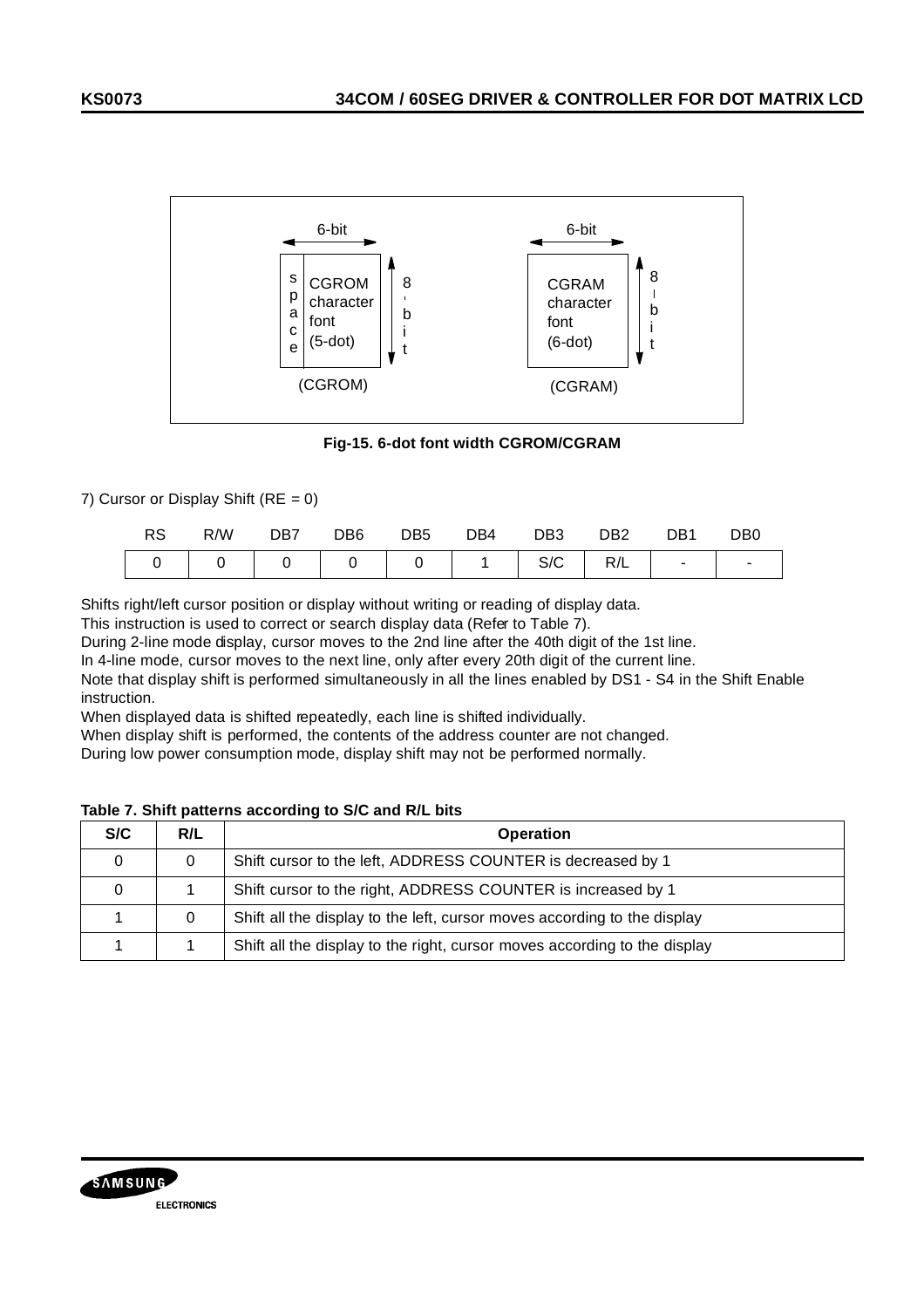6-bit

space

CGROM character font (5-dot)

8-bit

(CGROM)

6-bit

CGRAM character font (6-dot)

8-bit

(CGRAM)

**Fig-15. 6-dot font width CGROM/CGRAM**

7) Cursor or Display Shift (RE = 0)

| RS | R/W | DB7 | DB6 | DB5 | DB4 | DB3 | DB2 | DB1 | DB0 |
|---|---|---|---|---|---|---|---|---|---|
| 0 | 0 | 0 | 0 | 0 | 1 | S/C | R/L | - | - |

Shifts right/left cursor position or display without writing or reading of display data.
This instruction is used to correct or search display data (Refer to Table 7).
During 2-line mode display, cursor moves to the 2nd line after the 40th digit of the 1st line.
In 4-line mode, cursor moves to the next line, only after every 20th digit of the current line.
Note that display shift is performed simultaneously in all the lines enabled by DS1 - S4 in the Shift Enable instruction.
When displayed data is shifted repeatedly, each line is shifted individually.
When display shift is performed, the contents of the address counter are not changed.
During low power consumption mode, display shift may not be performed normally.

**Table 7. Shift patterns according to S/C and R/L bits**

| S/C | R/L | Operation |
|---|---|---|
| 0 | 0 | Shift cursor to the left, ADDRESS COUNTER is decreased by 1 |
| 0 | 1 | Shift cursor to the right, ADDRESS COUNTER is increased by 1 |
| 1 | 0 | Shift all the display to the left, cursor moves according to the display |
| 1 | 1 | Shift all the display to the right, cursor moves according to the display |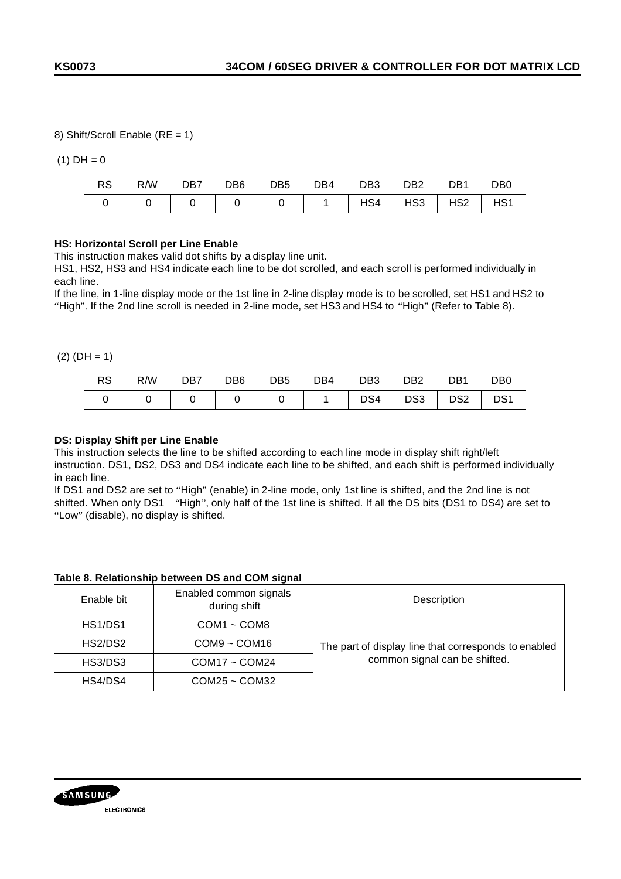8) Shift/Scroll Enable (RE = 1)

(1) DH = 0

| RS | R/W | DB7 | DB6 | DB5 | DB4 | DB3 | DB2 | DB1 | DB0 |
|---|---|---|---|---|---|---|---|---|---|
| 0 | 0 | 0 | 0 | 0 | 1 | HS4 | HS3 | HS2 | HS1 |

**HS: Horizontal Scroll per Line Enable**

This instruction makes valid dot shifts by a display line unit.
HS1, HS2, HS3 and HS4 indicate each line to be dot scrolled, and each scroll is performed individually in each line.
If the line, in 1-line display mode or the 1st line in 2-line display mode is to be scrolled, set HS1 and HS2 to "High". If the 2nd line scroll is needed in 2-line mode, set HS3 and HS4 to "High" (Refer to Table 8).

(2) (DH = 1)

| RS | R/W | DB7 | DB6 | DB5 | DB4 | DB3 | DB2 | DB1 | DB0 |
|---|---|---|---|---|---|---|---|---|---|
| 0 | 0 | 0 | 0 | 0 | 1 | DS4 | DS3 | DS2 | DS1 |

**DS: Display Shift per Line Enable**

This instruction selects the line to be shifted according to each line mode in display shift right/left instruction. DS1, DS2, DS3 and DS4 indicate each line to be shifted, and each shift is performed individually in each line.
If DS1 and DS2 are set to "High" (enable) in 2-line mode, only 1st line is shifted, and the 2nd line is not shifted. When only DS1 "High", only half of the 1st line is shifted. If all the DS bits (DS1 to DS4) are set to "Low" (disable), no display is shifted.

**Table 8. Relationship between DS and COM signal**

| Enable bit | Enabled common signals during shift | Description |
|---|---|---|
| HS1/DS1 | COM1 ~ COM8 | The part of display line that corresponds to enabled common signal can be shifted. |
| HS2/DS2 | COM9 ~ COM16 | |
| HS3/DS3 | COM17 ~ COM24 | |
| HS4/DS4 | COM25 ~ COM32 | |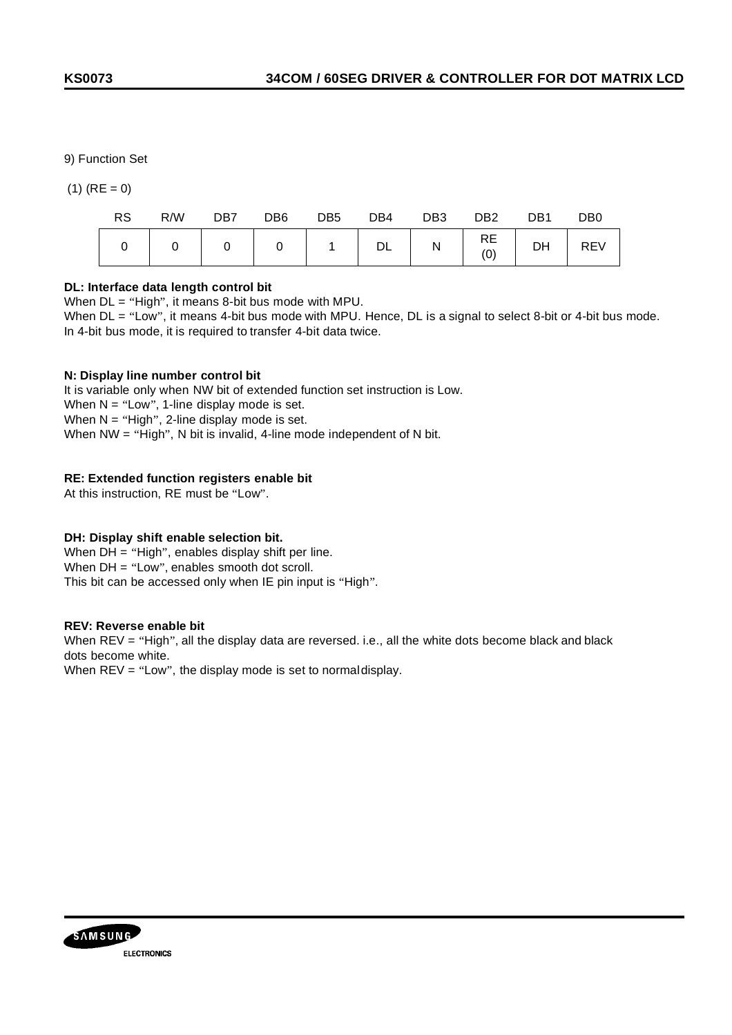9) Function Set

(1) (RE = 0)

| RS | R/W | DB7 | DB6 | DB5 | DB4 | DB3 | DB2 | DB1 | DB0 |
|---|---|---|---|---|---|---|---|---|---|
| 0 | 0 | 0 | 0 | 1 | DL | N | RE (0) | DH | REV |

**DL: Interface data length control bit**

When DL = "High", it means 8-bit bus mode with MPU.
When DL = "Low", it means 4-bit bus mode with MPU. Hence, DL is a signal to select 8-bit or 4-bit bus mode.
In 4-bit bus mode, it is required to transfer 4-bit data twice.

**N: Display line number control bit**

It is variable only when NW bit of extended function set instruction is Low.
When N = "Low", 1-line display mode is set.
When N = "High", 2-line display mode is set.
When NW = "High", N bit is invalid, 4-line mode independent of N bit.

**RE: Extended function registers enable bit**

At this instruction, RE must be "Low".

**DH: Display shift enable selection bit.**

When DH = "High", enables display shift per line.
When DH = "Low", enables smooth dot scroll.
This bit can be accessed only when IE pin input is "High".

**REV: Reverse enable bit**

When REV = "High", all the display data are reversed. i.e., all the white dots become black and black dots become white.
When REV = "Low", the display mode is set to normal display.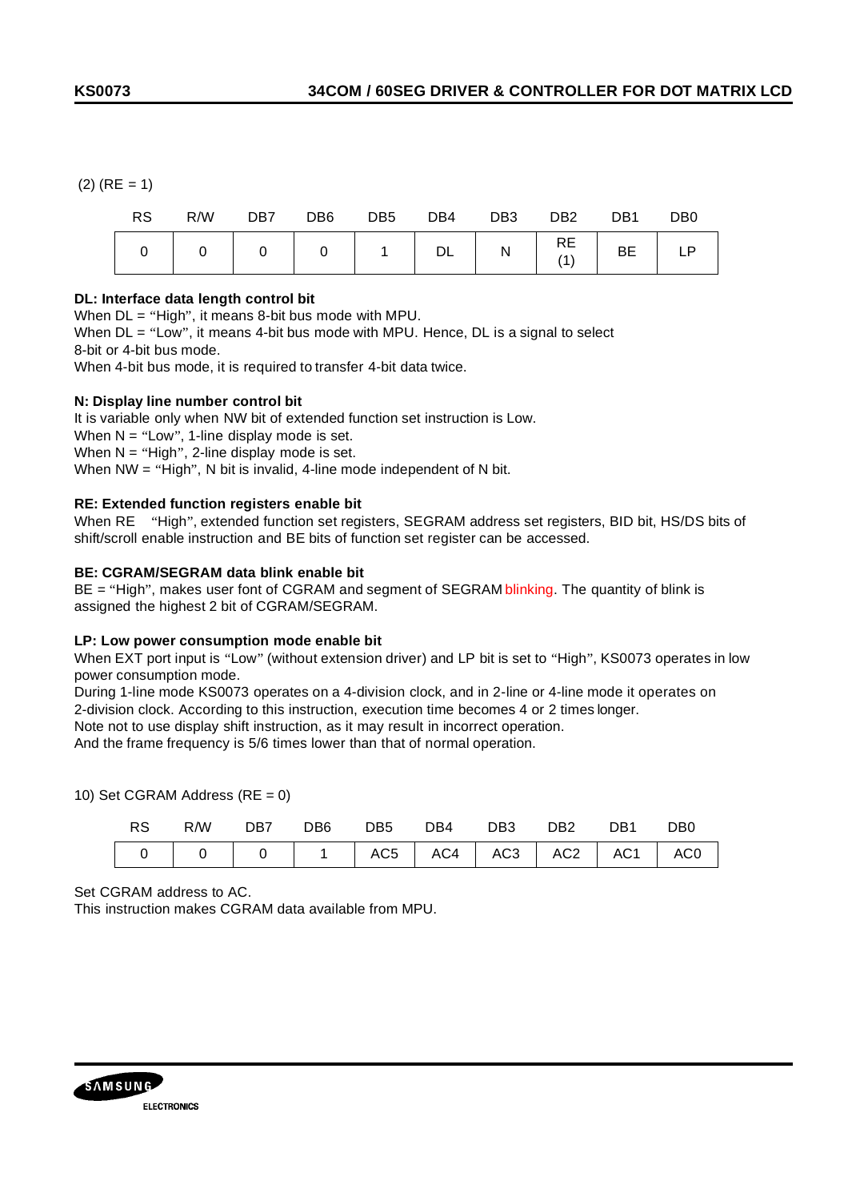(2) (RE = 1)

| RS | R/W | DB7 | DB6 | DB5 | DB4 | DB3 | DB2 | DB1 | DB0 |
|---|---|---|---|---|---|---|---|---|---|
| 0 | 0 | 0 | 0 | 1 | DL | N | RE (1) | BE | LP |

**DL: Interface data length control bit**
When DL = "High", it means 8-bit bus mode with MPU.
When DL = "Low", it means 4-bit bus mode with MPU. Hence, DL is a signal to select 8-bit or 4-bit bus mode.
When 4-bit bus mode, it is required to transfer 4-bit data twice.

**N: Display line number control bit**
It is variable only when NW bit of extended function set instruction is Low.
When N = "Low", 1-line display mode is set.
When N = "High", 2-line display mode is set.
When NW = "High", N bit is invalid, 4-line mode independent of N bit.

**RE: Extended function registers enable bit**
When RE "High", extended function set registers, SEGRAM address set registers, BID bit, HS/DS bits of shift/scroll enable instruction and BE bits of function set register can be accessed.

**BE: CGRAM/SEGRAM data blink enable bit**
BE = "High", makes user font of CGRAM and segment of SEGRAM blinking. The quantity of blink is assigned the highest 2 bit of CGRAM/SEGRAM.

**LP: Low power consumption mode enable bit**
When EXT port input is "Low" (without extension driver) and LP bit is set to "High", KS0073 operates in low power consumption mode.
During 1-line mode KS0073 operates on a 4-division clock, and in 2-line or 4-line mode it operates on 2-division clock. According to this instruction, execution time becomes 4 or 2 times longer.
Note not to use display shift instruction, as it may result in incorrect operation.
And the frame frequency is 5/6 times lower than that of normal operation.

10) Set CGRAM Address (RE = 0)

| RS | R/W | DB7 | DB6 | DB5 | DB4 | DB3 | DB2 | DB1 | DB0 |
|---|---|---|---|---|---|---|---|---|---|
| 0 | 0 | 0 | 1 | AC5 | AC4 | AC3 | AC2 | AC1 | AC0 |

Set CGRAM address to AC.
This instruction makes CGRAM data available from MPU.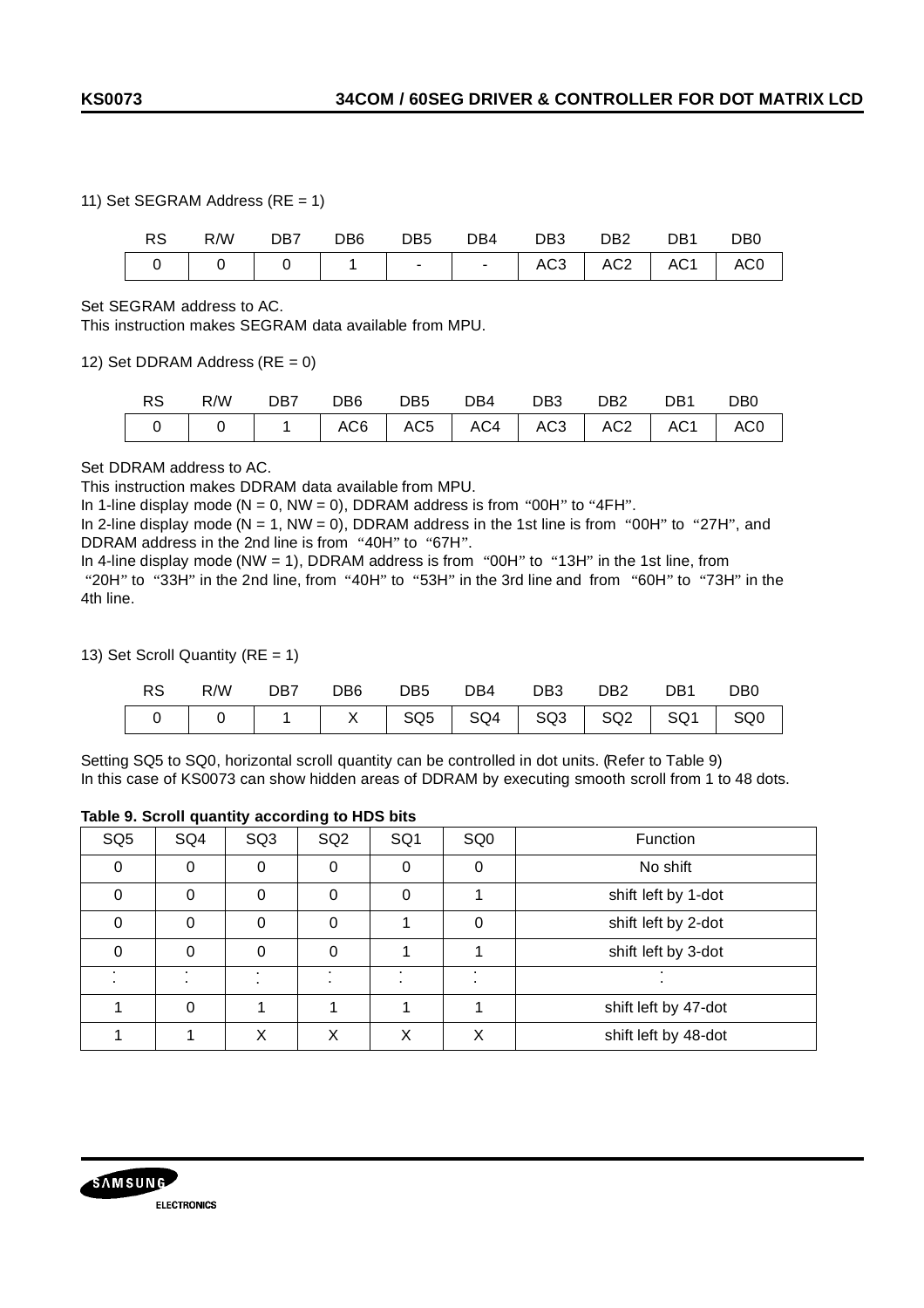11) Set SEGRAM Address (RE = 1)

| RS | R/W | DB7 | DB6 | DB5 | DB4 | DB3 | DB2 | DB1 | DB0 |
|---|---|---|---|---|---|---|---|---|---|
| 0 | 0 | 0 | 1 | - | - | AC3 | AC2 | AC1 | AC0 |

Set SEGRAM address to AC.
This instruction makes SEGRAM data available from MPU.

12) Set DDRAM Address (RE = 0)

| RS | R/W | DB7 | DB6 | DB5 | DB4 | DB3 | DB2 | DB1 | DB0 |
|---|---|---|---|---|---|---|---|---|---|
| 0 | 0 | 1 | AC6 | AC5 | AC4 | AC3 | AC2 | AC1 | AC0 |

Set DDRAM address to AC.
This instruction makes DDRAM data available from MPU.
In 1-line display mode (N = 0, NW = 0), DDRAM address is from "00H" to "4FH".
In 2-line display mode (N = 1, NW = 0), DDRAM address in the 1st line is from "00H" to "27H", and DDRAM address in the 2nd line is from "40H" to "67H".
In 4-line display mode (NW = 1), DDRAM address is from "00H" to "13H" in the 1st line, from "20H" to "33H" in the 2nd line, from "40H" to "53H" in the 3rd line and from "60H" to "73H" in the 4th line.

13) Set Scroll Quantity (RE = 1)

| RS | R/W | DB7 | DB6 | DB5 | DB4 | DB3 | DB2 | DB1 | DB0 |
|---|---|---|---|---|---|---|---|---|---|
| 0 | 0 | 1 | X | SQ5 | SQ4 | SQ3 | SQ2 | SQ1 | SQ0 |

Setting SQ5 to SQ0, horizontal scroll quantity can be controlled in dot units. (Refer to Table 9)
In this case of KS0073 can show hidden areas of DDRAM by executing smooth scroll from 1 to 48 dots.

**Table 9. Scroll quantity according to HDS bits**

| SQ5 | SQ4 | SQ3 | SQ2 | SQ1 | SQ0 | Function |
|---|---|---|---|---|---|---|
| 0 | 0 | 0 | 0 | 0 | 0 | No shift |
| 0 | 0 | 0 | 0 | 0 | 1 | shift left by 1-dot |
| 0 | 0 | 0 | 0 | 1 | 0 | shift left by 2-dot |
| 0 | 0 | 0 | 0 | 1 | 1 | shift left by 3-dot |
| : | : | : | : | : | : | : |
| 1 | 0 | 1 | 1 | 1 | 1 | shift left by 47-dot |
| 1 | 1 | X | X | X | X | shift left by 48-dot |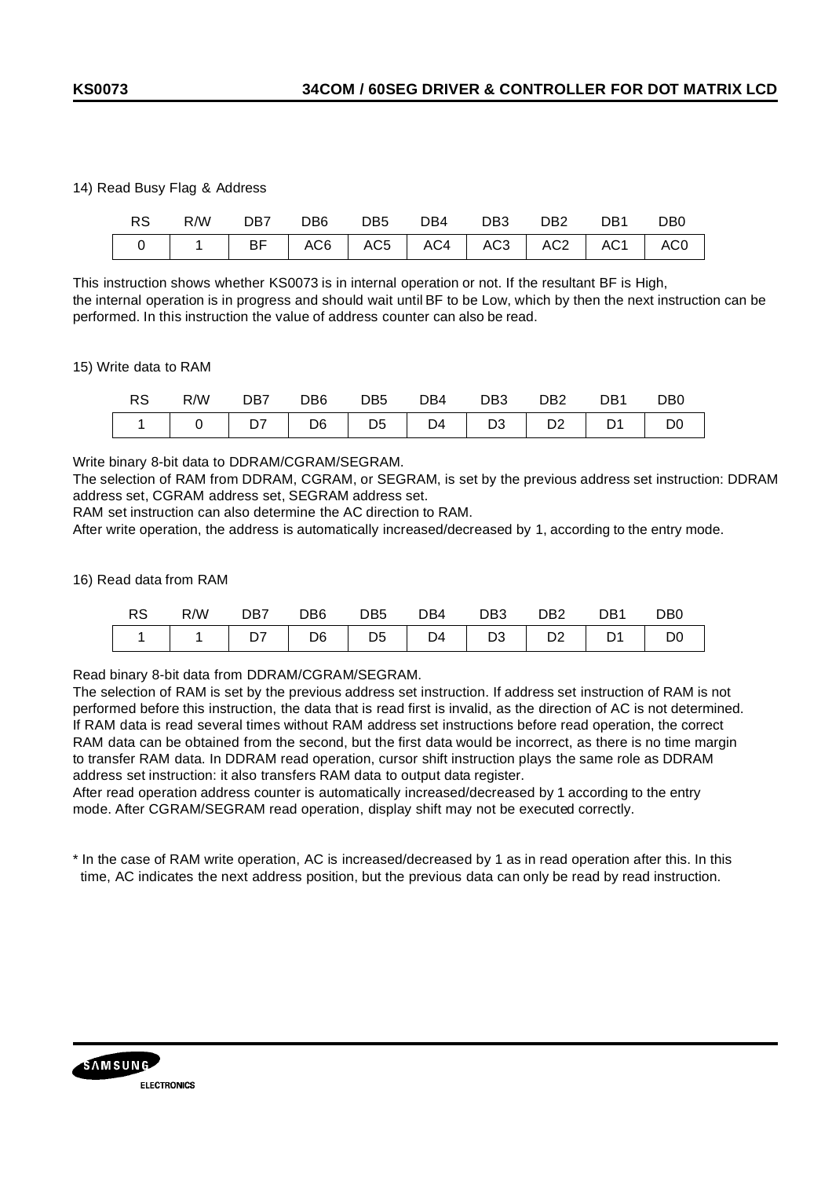14) Read Busy Flag & Address

| RS | R/W | DB7 | DB6 | DB5 | DB4 | DB3 | DB2 | DB1 | DB0 |
|---|---|---|---|---|---|---|---|---|---|
| 0 | 1 | BF | AC6 | AC5 | AC4 | AC3 | AC2 | AC1 | AC0 |

This instruction shows whether KS0073 is in internal operation or not. If the resultant BF is High, the internal operation is in progress and should wait until BF to be Low, which by then the next instruction can be performed. In this instruction the value of address counter can also be read.

15) Write data to RAM

| RS | R/W | DB7 | DB6 | DB5 | DB4 | DB3 | DB2 | DB1 | DB0 |
|---|---|---|---|---|---|---|---|---|---|
| 1 | 0 | D7 | D6 | D5 | D4 | D3 | D2 | D1 | D0 |

Write binary 8-bit data to DDRAM/CGRAM/SEGRAM.
The selection of RAM from DDRAM, CGRAM, or SEGRAM, is set by the previous address set instruction: DDRAM address set, CGRAM address set, SEGRAM address set.
RAM set instruction can also determine the AC direction to RAM.
After write operation, the address is automatically increased/decreased by 1, according to the entry mode.

16) Read data from RAM

| RS | R/W | DB7 | DB6 | DB5 | DB4 | DB3 | DB2 | DB1 | DB0 |
|---|---|---|---|---|---|---|---|---|---|
| 1 | 1 | D7 | D6 | D5 | D4 | D3 | D2 | D1 | D0 |

Read binary 8-bit data from DDRAM/CGRAM/SEGRAM.
The selection of RAM is set by the previous address set instruction. If address set instruction of RAM is not performed before this instruction, the data that is read first is invalid, as the direction of AC is not determined. If RAM data is read several times without RAM address set instructions before read operation, the correct RAM data can be obtained from the second, but the first data would be incorrect, as there is no time margin to transfer RAM data. In DDRAM read operation, cursor shift instruction plays the same role as DDRAM address set instruction: it also transfers RAM data to output data register.
After read operation address counter is automatically increased/decreased by 1 according to the entry mode. After CGRAM/SEGRAM read operation, display shift may not be executed correctly.

* In the case of RAM write operation, AC is increased/decreased by 1 as in read operation after this. In this time, AC indicates the next address position, but the previous data can only be read by read instruction.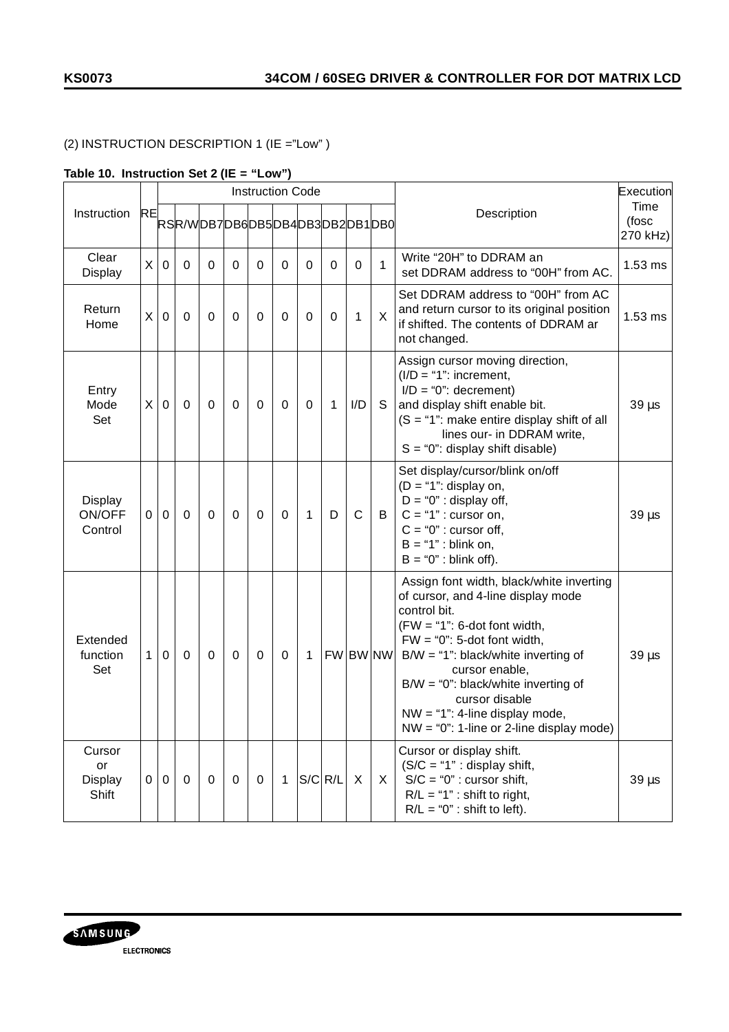(2) INSTRUCTION DESCRIPTION 1 (IE ="Low" )

**Table 10. Instruction Set 2 (IE = "Low")**

| Instruction | RE | Instruction Code | | | | | | | | | | Description | Execution Time (fosc 270 kHz) |
|---|---|---|---|---|---|---|---|---|---|---|---|---|---|
| | | RS | R/W | DB7 | DB6 | DB5 | DB4 | DB3 | DB2 | DB1 | DB0 | | |
| Clear Display | X | 0 | 0 | 0 | 0 | 0 | 0 | 0 | 0 | 0 | 1 | Write "20H" to DDRAM an set DDRAM address to "00H" from AC. | 1.53 ms |
| Return Home | X | 0 | 0 | 0 | 0 | 0 | 0 | 0 | 0 | 1 | X | Set DDRAM address to "00H" from AC and return cursor to its original position if shifted. The contents of DDRAM ar not changed. | 1.53 ms |
| Entry Mode Set | X | 0 | 0 | 0 | 0 | 0 | 0 | 0 | 1 | I/D | S | Assign cursor moving direction, (I/D = "1": increment, I/D = "0": decrement) and display shift enable bit. (S = "1": make entire display shift of all lines our- in DDRAM write, S = "0": display shift disable) | 39 µs |
| Display ON/OFF Control | 0 | 0 | 0 | 0 | 0 | 0 | 0 | 1 | D | C | B | Set display/cursor/blink on/off (D = "1": display on, D = "0" : display off, C = "1" : cursor on, C = "0" : cursor off, B = "1" : blink on, B = "0" : blink off). | 39 µs |
| Extended function Set | 1 | 0 | 0 | 0 | 0 | 0 | 0 | 1 | FW | BW | NW | Assign font width, black/white inverting of cursor, and 4-line display mode control bit. (FW = "1": 6-dot font width, FW = "0": 5-dot font width, B/W = "1": black/white inverting of cursor enable, B/W = "0": black/white inverting of cursor disable NW = "1": 4-line display mode, NW = "0": 1-line or 2-line display mode) | 39 µs |
| Cursor or Display Shift | 0 | 0 | 0 | 0 | 0 | 0 | 1 | S/C | R/L | X | X | Cursor or display shift. (S/C = "1" : display shift, S/C = "0" : cursor shift, R/L = "1" : shift to right, R/L = "0" : shift to left). | 39 µs |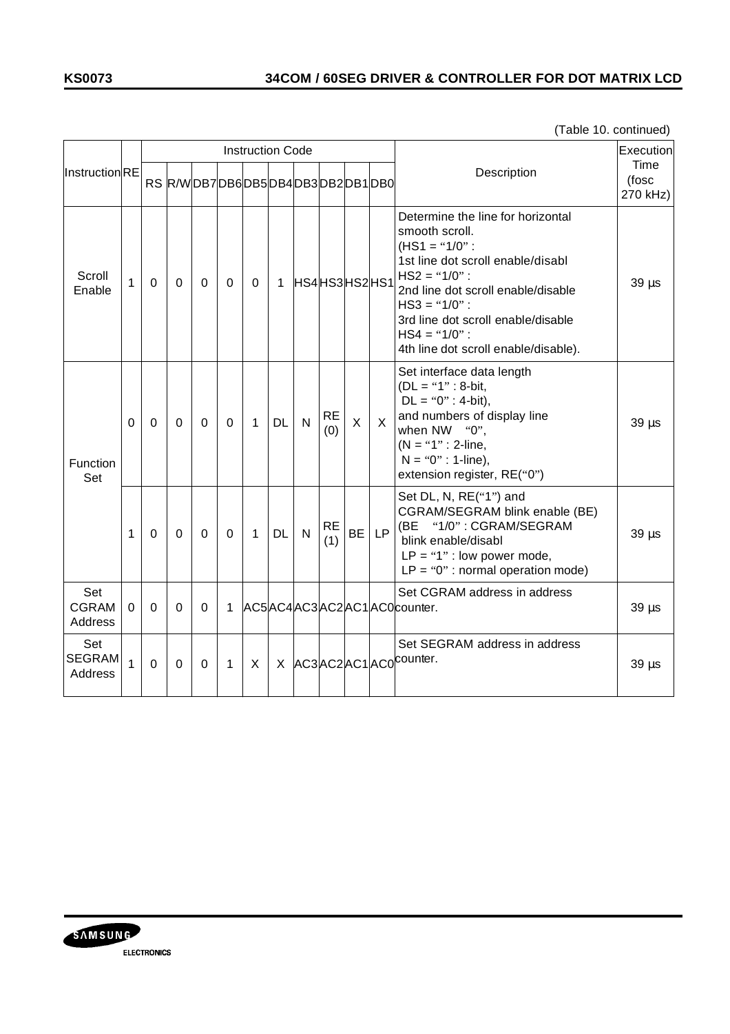(Table 10. continued)

| Instruction | RE | RS | R/W | DB7 | DB6 | DB5 | DB4 | DB3 | DB2 | DB1 | DB0 | Description | Execution Time (fosc 270 kHz) |
|---|---|---|---|---|---|---|---|---|---|---|---|---|---|
| Scroll Enable | 1 | 0 | 0 | 0 | 0 | 0 | 1 | HS4 | HS3 | HS2 | HS1 | Determine the line for horizontal smooth scroll. (HS1 = "1/0" : 1st line dot scroll enable/disabl HS2 = "1/0" : 2nd line dot scroll enable/disable HS3 = "1/0" : 3rd line dot scroll enable/disable HS4 = "1/0" : 4th line dot scroll enable/disable). | 39 µs |
| Function Set | 0 | 0 | 0 | 0 | 0 | 1 | DL | N | RE (0) | X | X | Set interface data length (DL = "1" : 8-bit, DL = "0" : 4-bit), and numbers of display line when NW "0", (N = "1" : 2-line, N = "0" : 1-line), extension register, RE("0") | 39 µs |
| | 1 | 0 | 0 | 0 | 0 | 1 | DL | N | RE (1) | BE | LP | Set DL, N, RE("1") and CGRAM/SEGRAM blink enable (BE) (BE "1/0" : CGRAM/SEGRAM blink enable/disabl LP = "1" : low power mode, LP = "0" : normal operation mode) | 39 µs |
| Set CGRAM Address | 0 | 0 | 0 | 0 | 1 | AC5 | AC4 | AC3 | AC2 | AC1 | AC0 | Set CGRAM address in address counter. | 39 µs |
| Set SEGRAM Address | 1 | 0 | 0 | 0 | 1 | X | X | AC3 | AC2 | AC1 | AC0 | Set SEGRAM address in address counter. | 39 µs |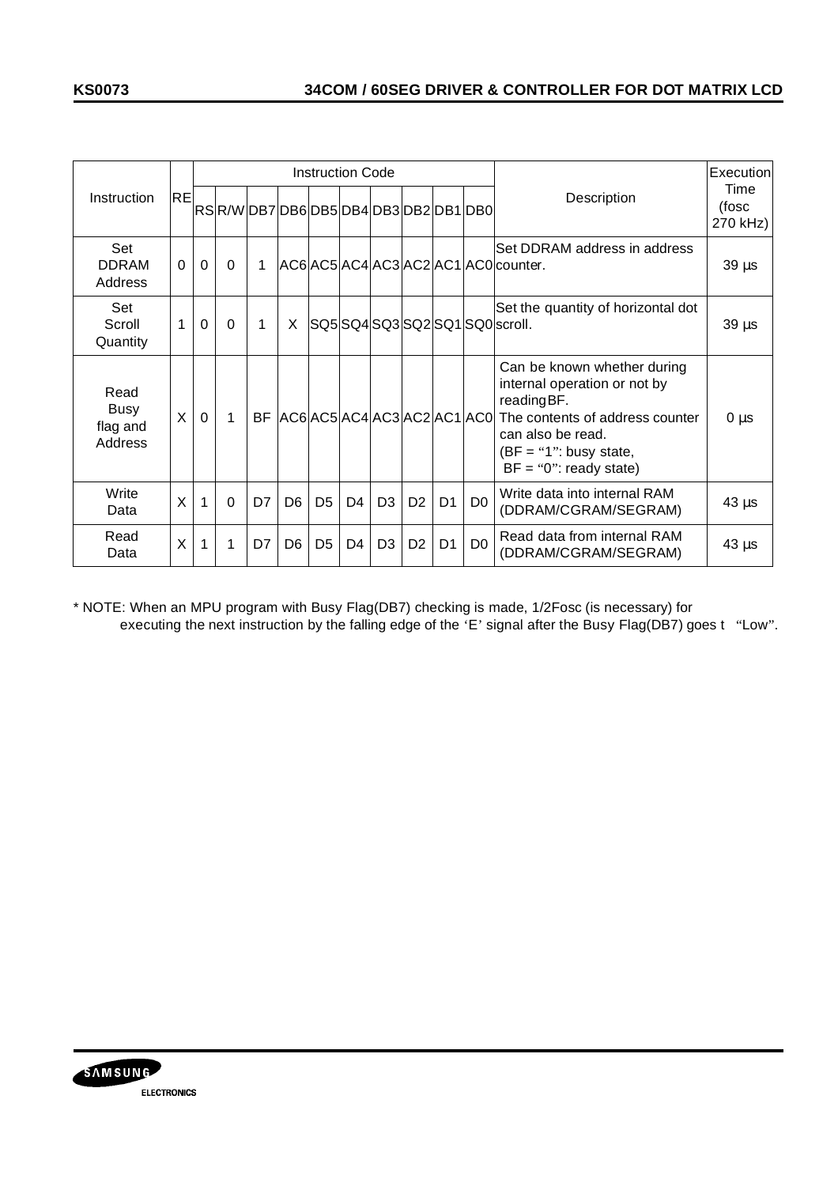| Instruction | RE | Instruction Code | | | | | | | | | | Description | Execution Time (fosc 270 kHz) |
|---|---|---|---|---|---|---|---|---|---|---|---|---|---|
| | | RS | R/W | DB7 | DB6 | DB5 | DB4 | DB3 | DB2 | DB1 | DB0 | | |
| Set DDRAM Address | 0 | 0 | 0 | 1 | AC6 | AC5 | AC4 | AC3 | AC2 | AC1 | AC0 | Set DDRAM address in address counter. | 39 µs |
| Set Scroll Quantity | 1 | 0 | 0 | 1 | X | SQ5 | SQ4 | SQ3 | SQ2 | SQ1 | SQ0 | Set the quantity of horizontal dot scroll. | 39 µs |
| Read Busy flag and Address | X | 0 | 1 | BF | AC6 | AC5 | AC4 | AC3 | AC2 | AC1 | AC0 | Can be known whether during internal operation or not by reading BF. The contents of address counter can also be read. (BF = "1": busy state, BF = "0": ready state) | 0 µs |
| Write Data | X | 1 | 0 | D7 | D6 | D5 | D4 | D3 | D2 | D1 | D0 | Write data into internal RAM (DDRAM/CGRAM/SEGRAM) | 43 µs |
| Read Data | X | 1 | 1 | D7 | D6 | D5 | D4 | D3 | D2 | D1 | D0 | Read data from internal RAM (DDRAM/CGRAM/SEGRAM) | 43 µs |

* NOTE: When an MPU program with Busy Flag(DB7) checking is made, 1/2Fosc (is necessary) for executing the next instruction by the falling edge of the 'E' signal after the Busy Flag(DB7) goes t "Low".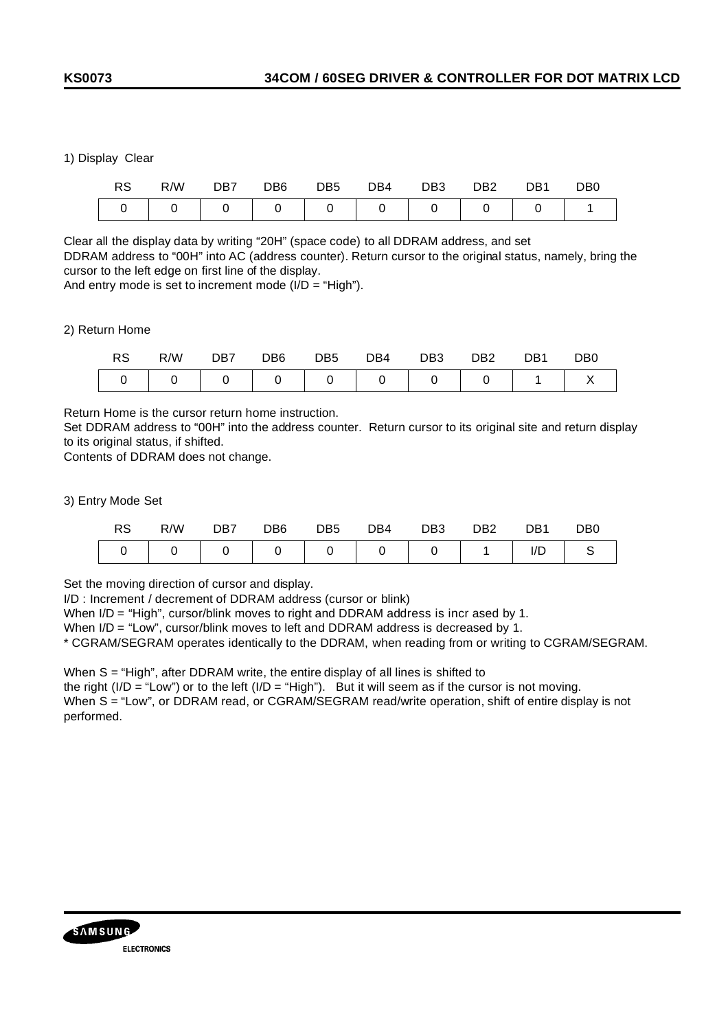1) Display Clear

| RS | R/W | DB7 | DB6 | DB5 | DB4 | DB3 | DB2 | DB1 | DB0 |
|---|---|---|---|---|---|---|---|---|---|
| 0 | 0 | 0 | 0 | 0 | 0 | 0 | 0 | 0 | 1 |

Clear all the display data by writing "20H" (space code) to all DDRAM address, and set DDRAM address to "00H" into AC (address counter). Return cursor to the original status, namely, bring the cursor to the left edge on first line of the display.
And entry mode is set to increment mode (I/D = "High").

2) Return Home

| RS | R/W | DB7 | DB6 | DB5 | DB4 | DB3 | DB2 | DB1 | DB0 |
|---|---|---|---|---|---|---|---|---|---|
| 0 | 0 | 0 | 0 | 0 | 0 | 0 | 0 | 1 | X |

Return Home is the cursor return home instruction.
Set DDRAM address to "00H" into the address counter. Return cursor to its original site and return display to its original status, if shifted.
Contents of DDRAM does not change.

3) Entry Mode Set

| RS | R/W | DB7 | DB6 | DB5 | DB4 | DB3 | DB2 | DB1 | DB0 |
|---|---|---|---|---|---|---|---|---|---|
| 0 | 0 | 0 | 0 | 0 | 0 | 0 | 1 | I/D | S |

Set the moving direction of cursor and display.
I/D : Increment / decrement of DDRAM address (cursor or blink)
When I/D = "High", cursor/blink moves to right and DDRAM address is incr ased by 1.
When I/D = "Low", cursor/blink moves to left and DDRAM address is decreased by 1.
* CGRAM/SEGRAM operates identically to the DDRAM, when reading from or writing to CGRAM/SEGRAM.

When S = "High", after DDRAM write, the entire display of all lines is shifted to the right (I/D = "Low") or to the left (I/D = "High"). But it will seem as if the cursor is not moving.
When S = "Low", or DDRAM read, or CGRAM/SEGRAM read/write operation, shift of entire display is not performed.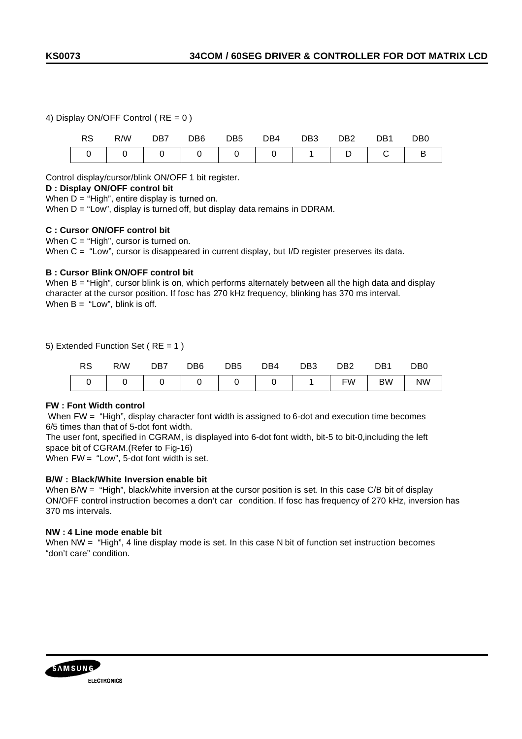4) Display ON/OFF Control ( RE = 0 )

| RS | R/W | DB7 | DB6 | DB5 | DB4 | DB3 | DB2 | DB1 | DB0 |
|---|---|---|---|---|---|---|---|---|---|
| 0 | 0 | 0 | 0 | 0 | 0 | 1 | D | C | B |

Control display/cursor/blink ON/OFF 1 bit register.

**D : Display ON/OFF control bit**

When D = "High", entire display is turned on.
When D = "Low", display is turned off, but display data remains in DDRAM.

**C : Cursor ON/OFF control bit**

When C = "High", cursor is turned on.
When C = "Low", cursor is disappeared in current display, but I/D register preserves its data.

**B : Cursor Blink ON/OFF control bit**

When B = "High", cursor blink is on, which performs alternately between all the high data and display character at the cursor position. If fosc has 270 kHz frequency, blinking has 370 ms interval.
When B = "Low", blink is off.

5) Extended Function Set ( RE = 1 )

| RS | R/W | DB7 | DB6 | DB5 | DB4 | DB3 | DB2 | DB1 | DB0 |
|---|---|---|---|---|---|---|---|---|---|
| 0 | 0 | 0 | 0 | 0 | 0 | 1 | FW | BW | NW |

**FW : Font Width control**

When FW = "High", display character font width is assigned to 6-dot and execution time becomes 6/5 times than that of 5-dot font width.
The user font, specified in CGRAM, is displayed into 6-dot font width, bit-5 to bit-0,including the left space bit of CGRAM.(Refer to Fig-16)
When FW = "Low", 5-dot font width is set.

**B/W : Black/White Inversion enable bit**

When B/W = "High", black/white inversion at the cursor position is set. In this case C/B bit of display ON/OFF control instruction becomes a don't car condition. If fosc has frequency of 270 kHz, inversion has 370 ms intervals.

**NW : 4 Line mode enable bit**

When NW = "High", 4 line display mode is set. In this case N bit of function set instruction becomes "don't care" condition.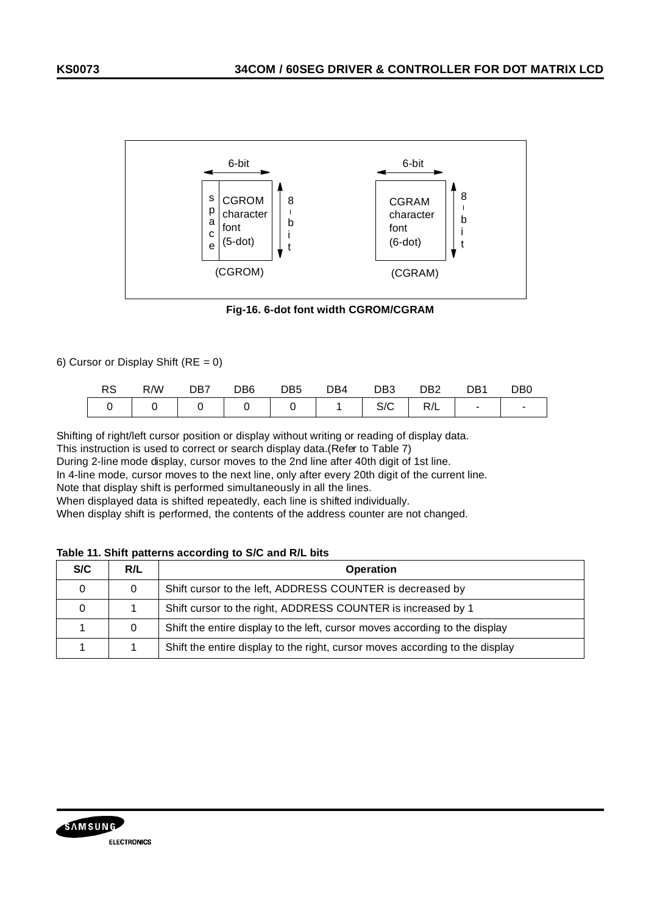6-bit 6-bit

| space | CGROM character font (5-dot) | 8-bit |
|---|---|---|

(CGROM)

| CGRAM character font (6-dot) | 8-bit |
|---|---|

(CGRAM)

**Fig-16. 6-dot font width CGROM/CGRAM**

6) Cursor or Display Shift (RE = 0)

| RS | R/W | DB7 | DB6 | DB5 | DB4 | DB3 | DB2 | DB1 | DB0 |
|---|---|---|---|---|---|---|---|---|---|
| 0 | 0 | 0 | 0 | 0 | 1 | S/C | R/L | - | - |

Shifting of right/left cursor position or display without writing or reading of display data.
This instruction is used to correct or search display data.(Refer to Table 7)
During 2-line mode display, cursor moves to the 2nd line after 40th digit of 1st line.
In 4-line mode, cursor moves to the next line, only after every 20th digit of the current line.
Note that display shift is performed simultaneously in all the lines.
When displayed data is shifted repeatedly, each line is shifted individually.
When display shift is performed, the contents of the address counter are not changed.

**Table 11. Shift patterns according to S/C and R/L bits**

| S/C | R/L | Operation |
|---|---|---|
| 0 | 0 | Shift cursor to the left, ADDRESS COUNTER is decreased by |
| 0 | 1 | Shift cursor to the right, ADDRESS COUNTER is increased by 1 |
| 1 | 0 | Shift the entire display to the left, cursor moves according to the display |
| 1 | 1 | Shift the entire display to the right, cursor moves according to the display |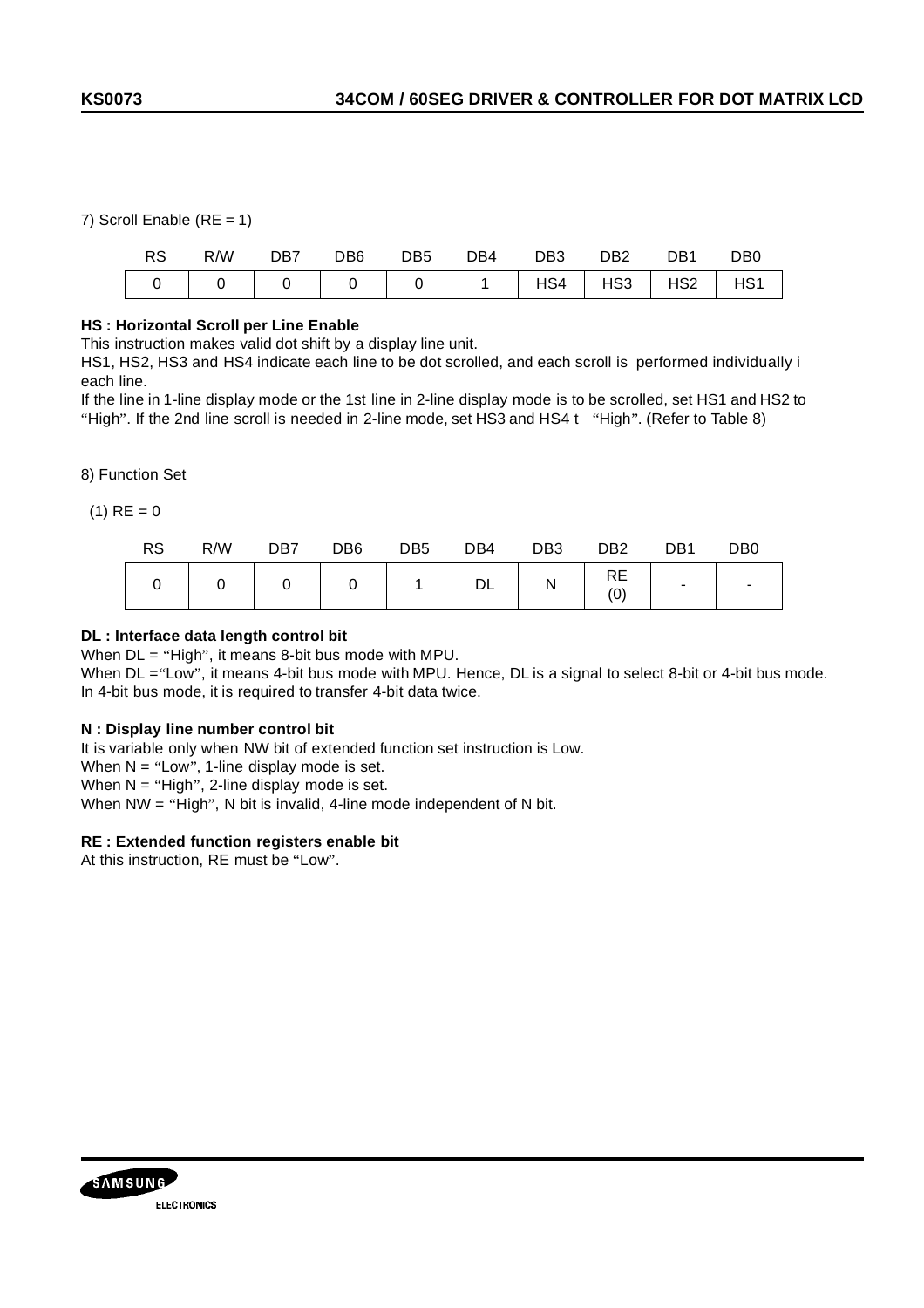7) Scroll Enable (RE = 1)

| RS | R/W | DB7 | DB6 | DB5 | DB4 | DB3 | DB2 | DB1 | DB0 |
|---|---|---|---|---|---|---|---|---|---|
| 0 | 0 | 0 | 0 | 0 | 1 | HS4 | HS3 | HS2 | HS1 |

**HS : Horizontal Scroll per Line Enable**

This instruction makes valid dot shift by a display line unit.

HS1, HS2, HS3 and HS4 indicate each line to be dot scrolled, and each scroll is performed individually i each line.

If the line in 1-line display mode or the 1st line in 2-line display mode is to be scrolled, set HS1 and HS2 to "High". If the 2nd line scroll is needed in 2-line mode, set HS3 and HS4 t "High". (Refer to Table 8)

8) Function Set

(1) RE = 0

| RS | R/W | DB7 | DB6 | DB5 | DB4 | DB3 | DB2 | DB1 | DB0 |
|---|---|---|---|---|---|---|---|---|---|
| 0 | 0 | 0 | 0 | 1 | DL | N | RE (0) | - | - |

**DL : Interface data length control bit**

When DL = "High", it means 8-bit bus mode with MPU.

When DL ="Low", it means 4-bit bus mode with MPU. Hence, DL is a signal to select 8-bit or 4-bit bus mode. In 4-bit bus mode, it is required to transfer 4-bit data twice.

**N : Display line number control bit**

It is variable only when NW bit of extended function set instruction is Low.

When N = "Low", 1-line display mode is set.

When N = "High", 2-line display mode is set.

When NW = "High", N bit is invalid, 4-line mode independent of N bit.

**RE : Extended function registers enable bit**

At this instruction, RE must be "Low".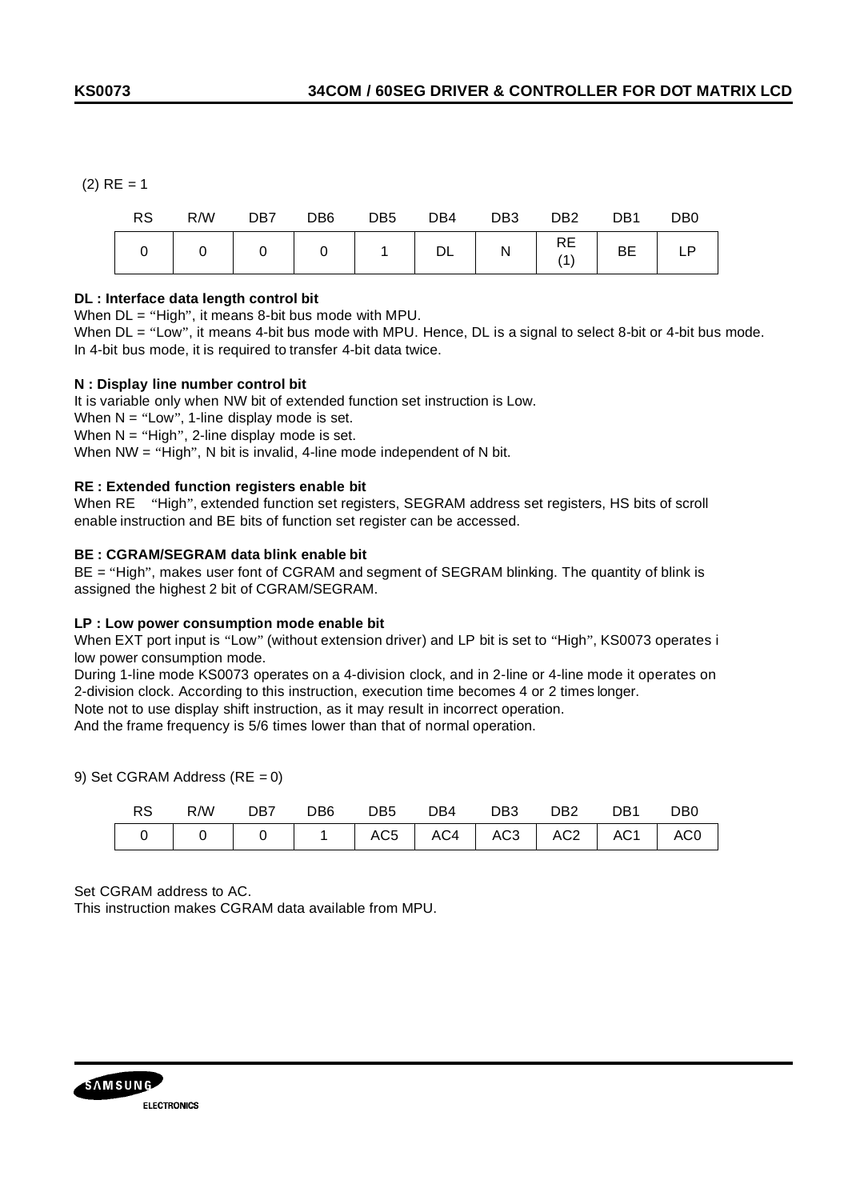(2) RE = 1

| RS | R/W | DB7 | DB6 | DB5 | DB4 | DB3 | DB2 | DB1 | DB0 |
|---|---|---|---|---|---|---|---|---|---|
| 0 | 0 | 0 | 0 | 1 | DL | N | RE (1) | BE | LP |

**DL : Interface data length control bit**

When DL = "High", it means 8-bit bus mode with MPU.
When DL = "Low", it means 4-bit bus mode with MPU. Hence, DL is a signal to select 8-bit or 4-bit bus mode.
In 4-bit bus mode, it is required to transfer 4-bit data twice.

**N : Display line number control bit**

It is variable only when NW bit of extended function set instruction is Low.
When N = "Low", 1-line display mode is set.
When N = "High", 2-line display mode is set.
When NW = "High", N bit is invalid, 4-line mode independent of N bit.

**RE : Extended function registers enable bit**

When RE "High", extended function set registers, SEGRAM address set registers, HS bits of scroll enable instruction and BE bits of function set register can be accessed.

**BE : CGRAM/SEGRAM data blink enable bit**

BE = "High", makes user font of CGRAM and segment of SEGRAM blinking. The quantity of blink is assigned the highest 2 bit of CGRAM/SEGRAM.

**LP : Low power consumption mode enable bit**

When EXT port input is "Low" (without extension driver) and LP bit is set to "High", KS0073 operates i low power consumption mode.
During 1-line mode KS0073 operates on a 4-division clock, and in 2-line or 4-line mode it operates on 2-division clock. According to this instruction, execution time becomes 4 or 2 times longer.
Note not to use display shift instruction, as it may result in incorrect operation.
And the frame frequency is 5/6 times lower than that of normal operation.

9) Set CGRAM Address (RE = 0)

| RS | R/W | DB7 | DB6 | DB5 | DB4 | DB3 | DB2 | DB1 | DB0 |
|---|---|---|---|---|---|---|---|---|---|
| 0 | 0 | 0 | 1 | AC5 | AC4 | AC3 | AC2 | AC1 | AC0 |

Set CGRAM address to AC.
This instruction makes CGRAM data available from MPU.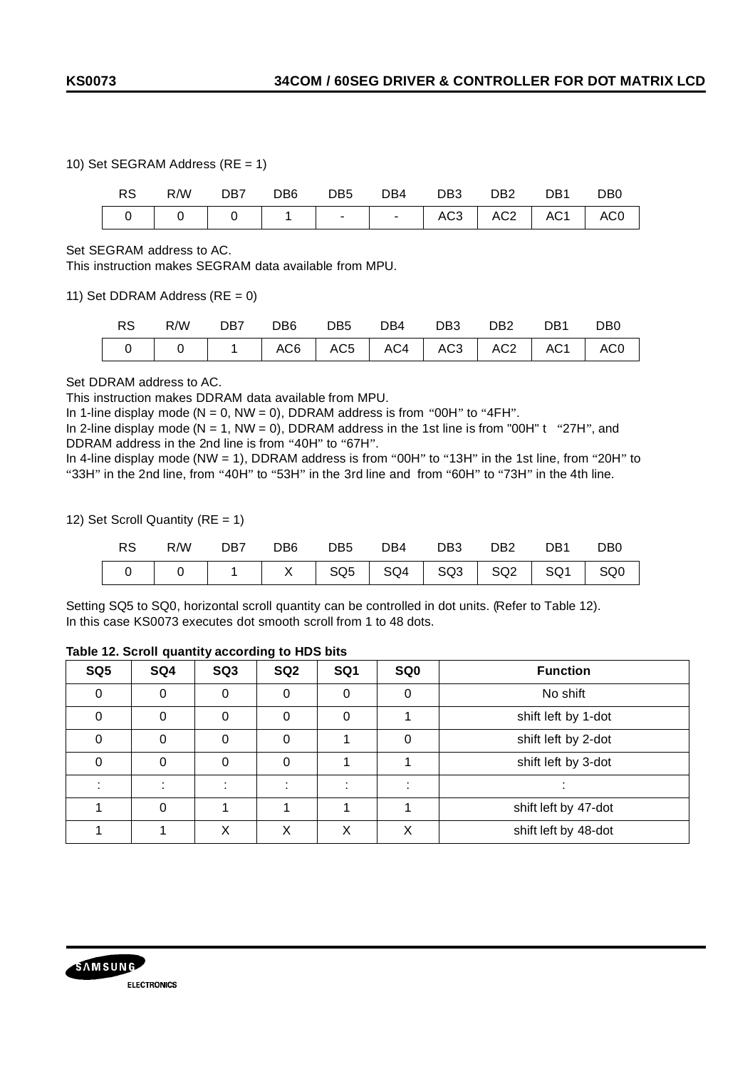10) Set SEGRAM Address (RE = 1)

| RS | R/W | DB7 | DB6 | DB5 | DB4 | DB3 | DB2 | DB1 | DB0 |
|---|---|---|---|---|---|---|---|---|---|
| 0 | 0 | 0 | 1 | - | - | AC3 | AC2 | AC1 | AC0 |

Set SEGRAM address to AC.
This instruction makes SEGRAM data available from MPU.

11) Set DDRAM Address (RE = 0)

| RS | R/W | DB7 | DB6 | DB5 | DB4 | DB3 | DB2 | DB1 | DB0 |
|---|---|---|---|---|---|---|---|---|---|
| 0 | 0 | 1 | AC6 | AC5 | AC4 | AC3 | AC2 | AC1 | AC0 |

Set DDRAM address to AC.
This instruction makes DDRAM data available from MPU.
In 1-line display mode (N = 0, NW = 0), DDRAM address is from "00H" to "4FH".
In 2-line display mode (N = 1, NW = 0), DDRAM address in the 1st line is from "00H" t "27H", and DDRAM address in the 2nd line is from "40H" to "67H".
In 4-line display mode (NW = 1), DDRAM address is from "00H" to "13H" in the 1st line, from "20H" to "33H" in the 2nd line, from "40H" to "53H" in the 3rd line and from "60H" to "73H" in the 4th line.

12) Set Scroll Quantity (RE = 1)

| RS | R/W | DB7 | DB6 | DB5 | DB4 | DB3 | DB2 | DB1 | DB0 |
|---|---|---|---|---|---|---|---|---|---|
| 0 | 0 | 1 | X | SQ5 | SQ4 | SQ3 | SQ2 | SQ1 | SQ0 |

Setting SQ5 to SQ0, horizontal scroll quantity can be controlled in dot units. (Refer to Table 12).
In this case KS0073 executes dot smooth scroll from 1 to 48 dots.

**Table 12. Scroll quantity according to HDS bits**

| SQ5 | SQ4 | SQ3 | SQ2 | SQ1 | SQ0 | Function |
|---|---|---|---|---|---|---|
| 0 | 0 | 0 | 0 | 0 | 0 | No shift |
| 0 | 0 | 0 | 0 | 0 | 1 | shift left by 1-dot |
| 0 | 0 | 0 | 0 | 1 | 0 | shift left by 2-dot |
| 0 | 0 | 0 | 0 | 1 | 1 | shift left by 3-dot |
| : | : | : | : | : | : | : |
| 1 | 0 | 1 | 1 | 1 | 1 | shift left by 47-dot |
| 1 | 1 | X | X | X | X | shift left by 48-dot |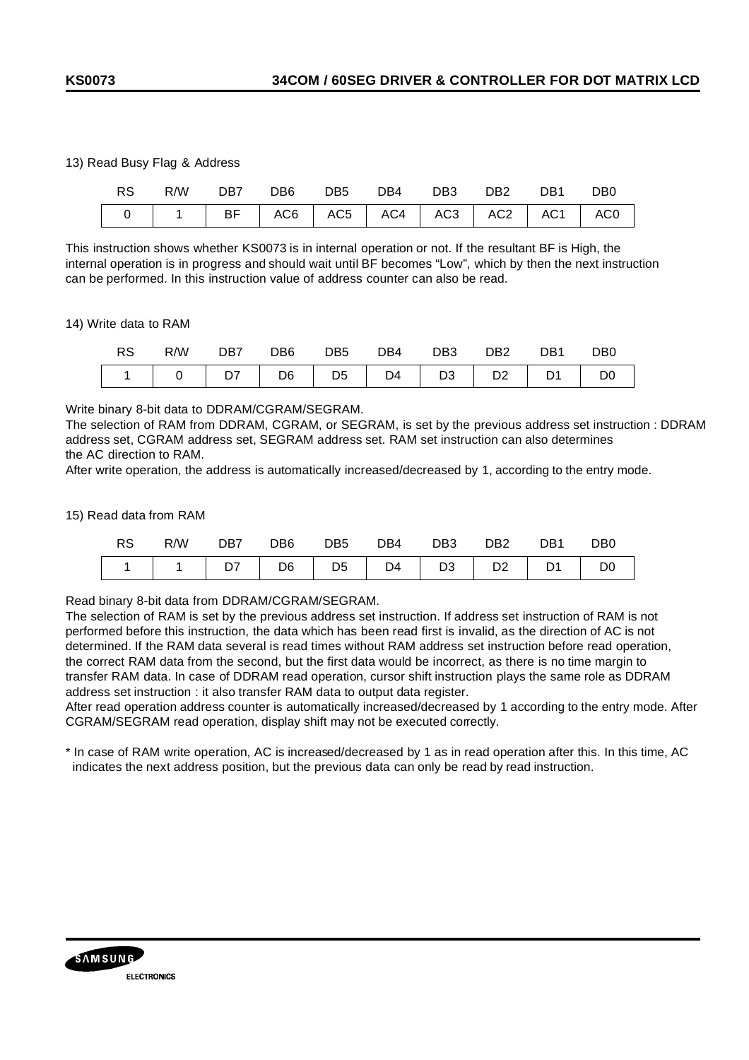13) Read Busy Flag & Address

| RS | R/W | DB7 | DB6 | DB5 | DB4 | DB3 | DB2 | DB1 | DB0 |
|---|---|---|---|---|---|---|---|---|---|
| 0 | 1 | BF | AC6 | AC5 | AC4 | AC3 | AC2 | AC1 | AC0 |

This instruction shows whether KS0073 is in internal operation or not. If the resultant BF is High, the internal operation is in progress and should wait until BF becomes "Low", which by then the next instruction can be performed. In this instruction value of address counter can also be read.

14) Write data to RAM

| RS | R/W | DB7 | DB6 | DB5 | DB4 | DB3 | DB2 | DB1 | DB0 |
|---|---|---|---|---|---|---|---|---|---|
| 1 | 0 | D7 | D6 | D5 | D4 | D3 | D2 | D1 | D0 |

Write binary 8-bit data to DDRAM/CGRAM/SEGRAM.
The selection of RAM from DDRAM, CGRAM, or SEGRAM, is set by the previous address set instruction : DDRAM address set, CGRAM address set, SEGRAM address set. RAM set instruction can also determines the AC direction to RAM.
After write operation, the address is automatically increased/decreased by 1, according to the entry mode.

15) Read data from RAM

| RS | R/W | DB7 | DB6 | DB5 | DB4 | DB3 | DB2 | DB1 | DB0 |
|---|---|---|---|---|---|---|---|---|---|
| 1 | 1 | D7 | D6 | D5 | D4 | D3 | D2 | D1 | D0 |

Read binary 8-bit data from DDRAM/CGRAM/SEGRAM.
The selection of RAM is set by the previous address set instruction. If address set instruction of RAM is not performed before this instruction, the data which has been read first is invalid, as the direction of AC is not determined. If the RAM data several is read times without RAM address set instruction before read operation, the correct RAM data from the second, but the first data would be incorrect, as there is no time margin to transfer RAM data. In case of DDRAM read operation, cursor shift instruction plays the same role as DDRAM address set instruction : it also transfer RAM data to output data register.
After read operation address counter is automatically increased/decreased by 1 according to the entry mode. After CGRAM/SEGRAM read operation, display shift may not be executed correctly.

* In case of RAM write operation, AC is increased/decreased by 1 as in read operation after this. In this time, AC indicates the next address position, but the previous data can only be read by read instruction.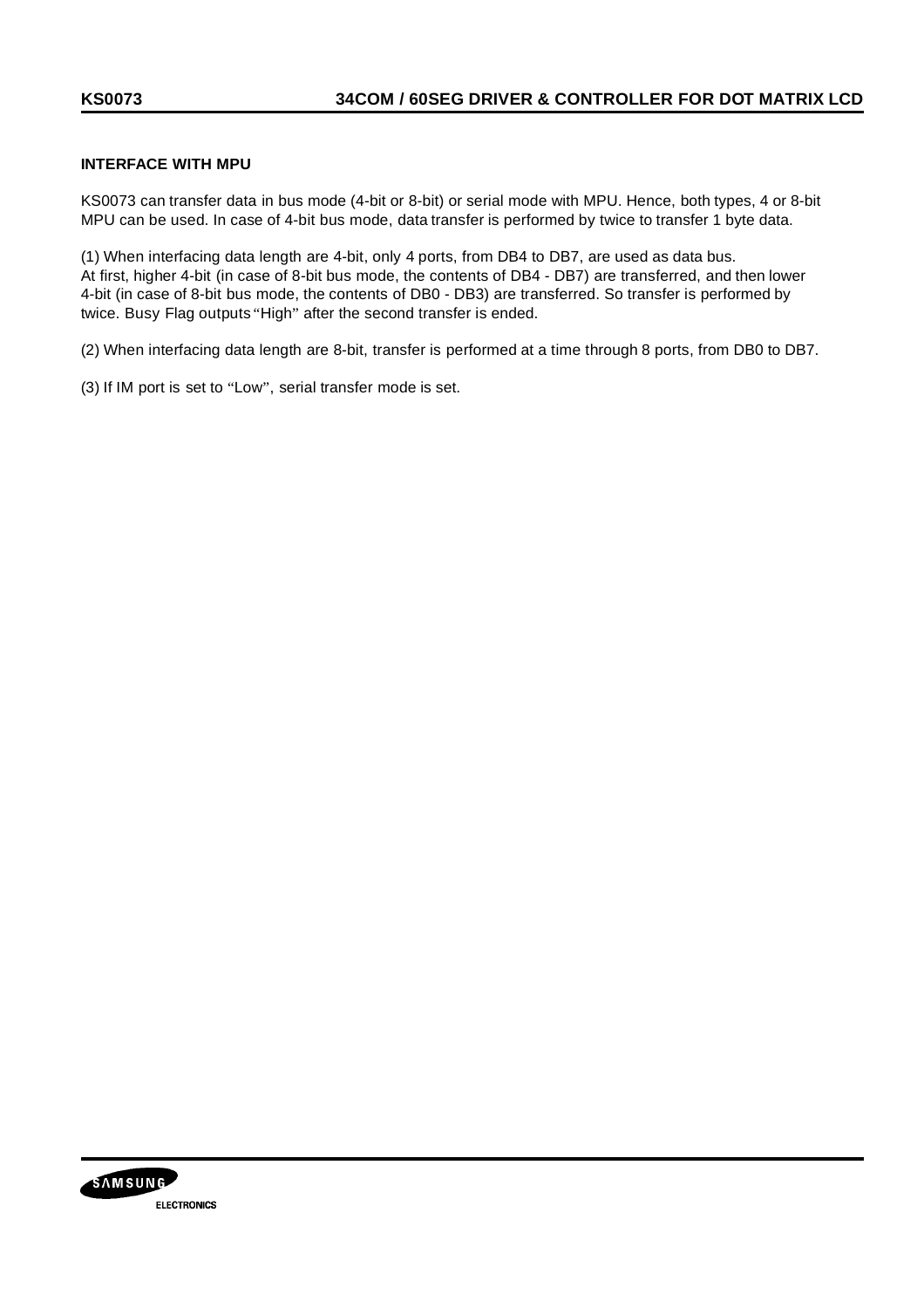## INTERFACE WITH MPU

KS0073 can transfer data in bus mode (4-bit or 8-bit) or serial mode with MPU. Hence, both types, 4 or 8-bit MPU can be used. In case of 4-bit bus mode, data transfer is performed by twice to transfer 1 byte data.

(1) When interfacing data length are 4-bit, only 4 ports, from DB4 to DB7, are used as data bus.
At first, higher 4-bit (in case of 8-bit bus mode, the contents of DB4 - DB7) are transferred, and then lower 4-bit (in case of 8-bit bus mode, the contents of DB0 - DB3) are transferred. So transfer is performed by twice. Busy Flag outputs "High" after the second transfer is ended.

(2) When interfacing data length are 8-bit, transfer is performed at a time through 8 ports, from DB0 to DB7.

(3) If IM port is set to "Low", serial transfer mode is set.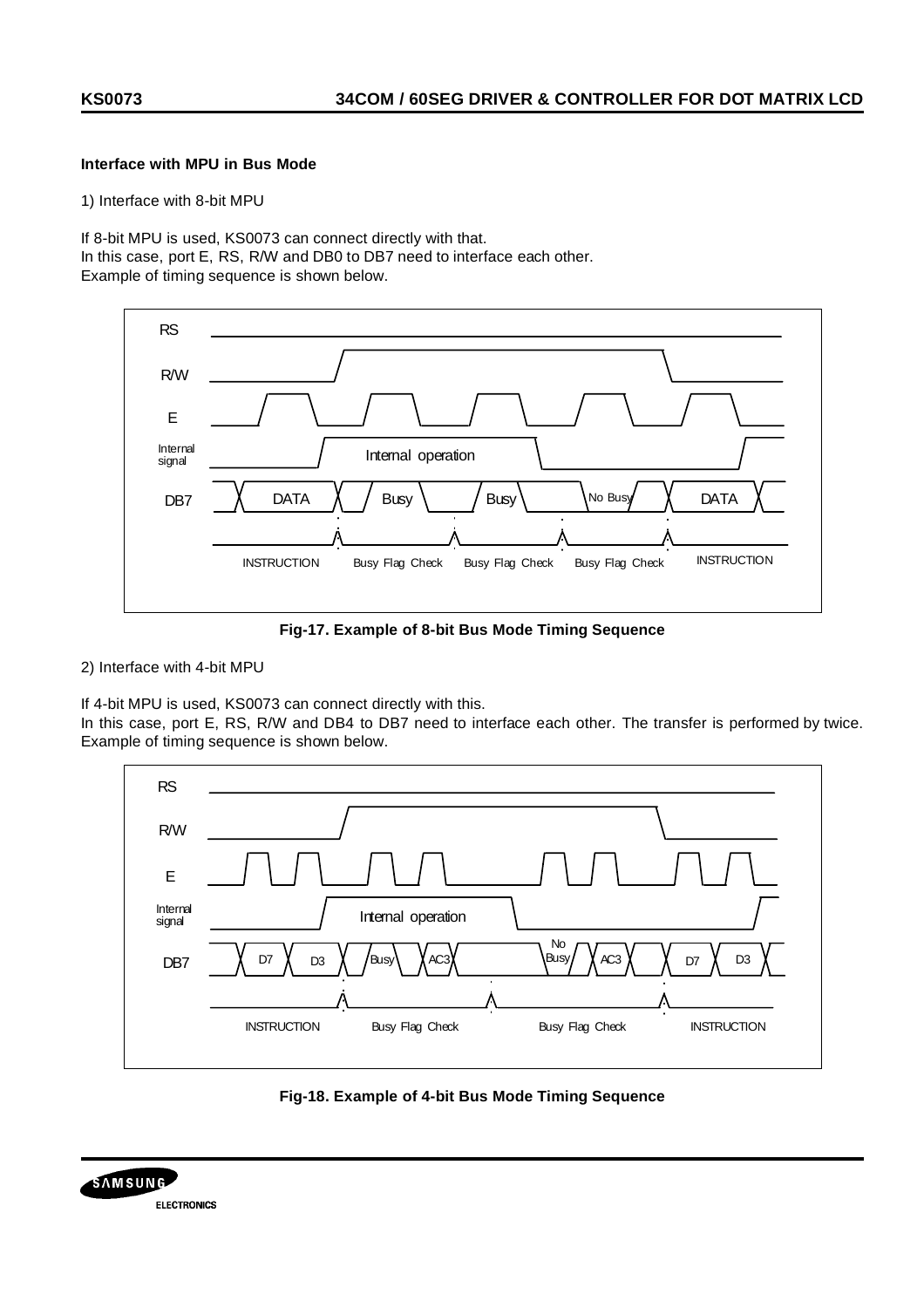**Interface with MPU in Bus Mode**

1) Interface with 8-bit MPU

If 8-bit MPU is used, KS0073 can connect directly with that.
In this case, port E, RS, R/W and DB0 to DB7 need to interface each other.
Example of timing sequence is shown below.

RS
R/W
E
Internal signal
Internal operation
DB7
DATA
Busy
Busy
No Busy
DATA
INSTRUCTION
Busy Flag Check
Busy Flag Check
Busy Flag Check
INSTRUCTION

**Fig-17. Example of 8-bit Bus Mode Timing Sequence**

2) Interface with 4-bit MPU

If 4-bit MPU is used, KS0073 can connect directly with this.
In this case, port E, RS, R/W and DB4 to DB7 need to interface each other. The transfer is performed by twice.
Example of timing sequence is shown below.

RS
R/W
E
Internal signal
Internal operation
DB7
D7
D3
Busy
AC3
No Busy
AC3
D7
D3
INSTRUCTION
Busy Flag Check
Busy Flag Check
INSTRUCTION

**Fig-18. Example of 4-bit Bus Mode Timing Sequence**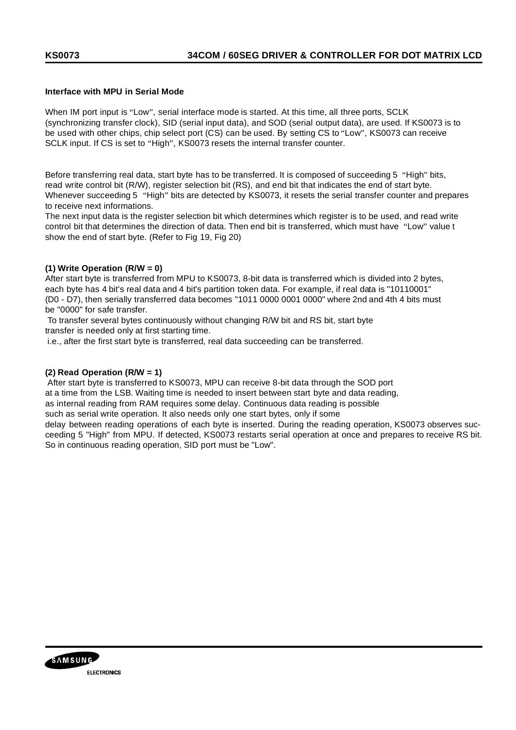### Interface with MPU in Serial Mode

When IM port input is "Low", serial interface mode is started. At this time, all three ports, SCLK (synchronizing transfer clock), SID (serial input data), and SOD (serial output data), are used. If KS0073 is to be used with other chips, chip select port (CS) can be used. By setting CS to "Low", KS0073 can receive SCLK input. If CS is set to "High", KS0073 resets the internal transfer counter.

Before transferring real data, start byte has to be transferred. It is composed of succeeding 5 "High" bits, read write control bit (R/W), register selection bit (RS), and end bit that indicates the end of start byte. Whenever succeeding 5 "High" bits are detected by KS0073, it resets the serial transfer counter and prepares to receive next informations.

The next input data is the register selection bit which determines which register is to be used, and read write control bit that determines the direction of data. Then end bit is transferred, which must have "Low" value t show the end of start byte. (Refer to Fig 19, Fig 20)

#### (1) Write Operation (R/W = 0)

After start byte is transferred from MPU to KS0073, 8-bit data is transferred which is divided into 2 bytes, each byte has 4 bit's real data and 4 bit's partition token data. For example, if real data is "10110001" (D0 - D7), then serially transferred data becomes "1011 0000 0001 0000" where 2nd and 4th 4 bits must be "0000" for safe transfer.

To transfer several bytes continuously without changing R/W bit and RS bit, start byte transfer is needed only at first starting time.

i.e., after the first start byte is transferred, real data succeeding can be transferred.

#### (2) Read Operation (R/W = 1)

After start byte is transferred to KS0073, MPU can receive 8-bit data through the SOD port at a time from the LSB. Waiting time is needed to insert between start byte and data reading, as internal reading from RAM requires some delay. Continuous data reading is possible such as serial write operation. It also needs only one start bytes, only if some delay between reading operations of each byte is inserted. During the reading operation, KS0073 observes succeeding 5 "High" from MPU. If detected, KS0073 restarts serial operation at once and prepares to receive RS bit. So in continuous reading operation, SID port must be "Low".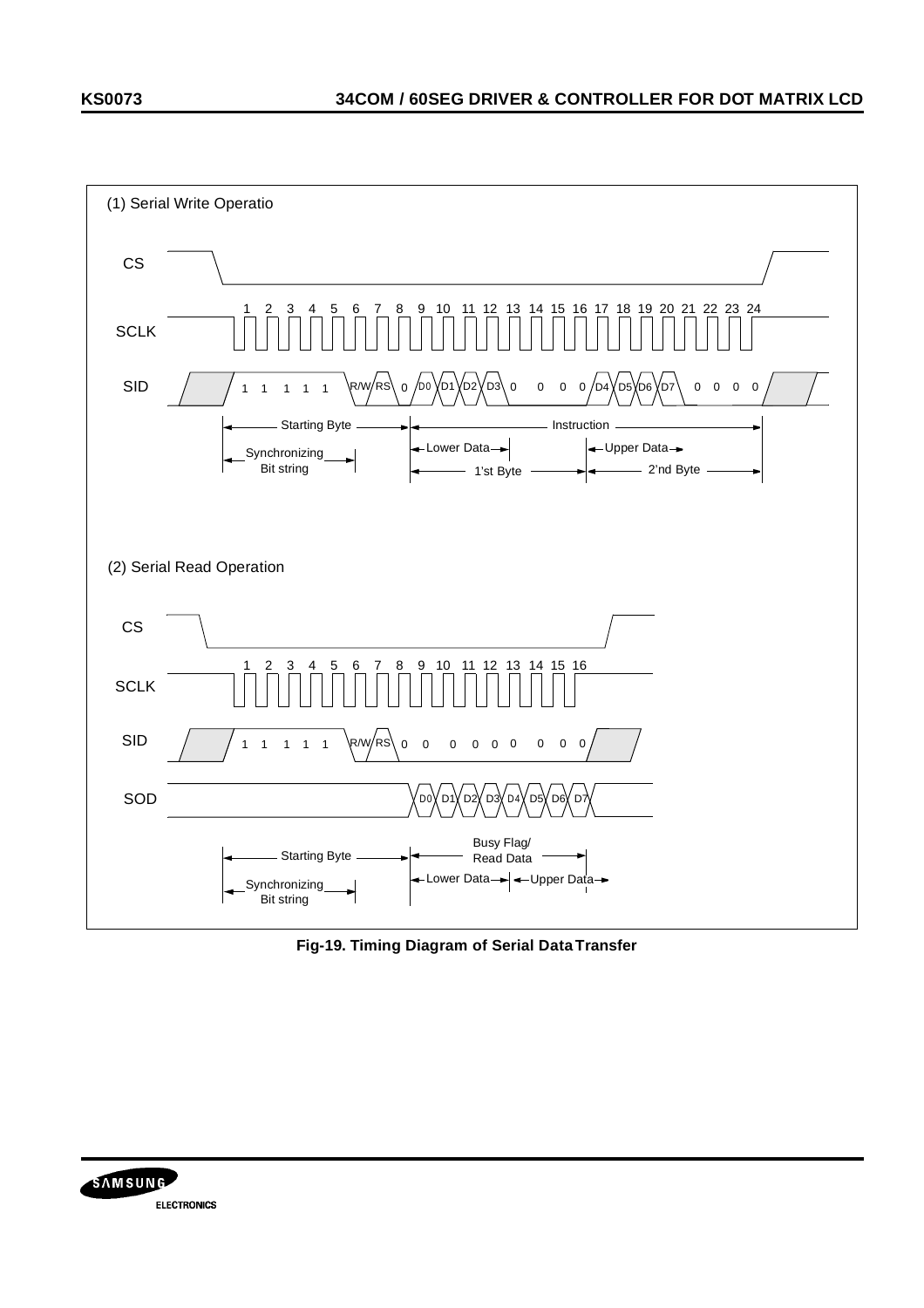(1) Serial Write Operatio

CS

SCLK

1 2 3 4 5 6 7 8 9 10 11 12 13 14 15 16 17 18 19 20 21 22 23 24

SID

1 1 1 1 1 R/W RS 0 D0 D1 D2 D3 0 0 0 0 D4 D5 D6 D7 0 0 0 0

Starting Byte

Instruction

Synchronizing Bit string

Lower Data

Upper Data

1'st Byte

2'nd Byte

(2) Serial Read Operation

CS

SCLK

1 2 3 4 5 6 7 8 9 10 11 12 13 14 15 16

SID

1 1 1 1 1 R/W RS 0 0 0 0 0 0 0 0 0

SOD

D0 D1 D2 D3 D4 D5 D6 D7

Starting Byte

Busy Flag/ Read Data

Synchronizing Bit string

Lower Data

Upper Data

**Fig-19. Timing Diagram of Serial Data Transfer**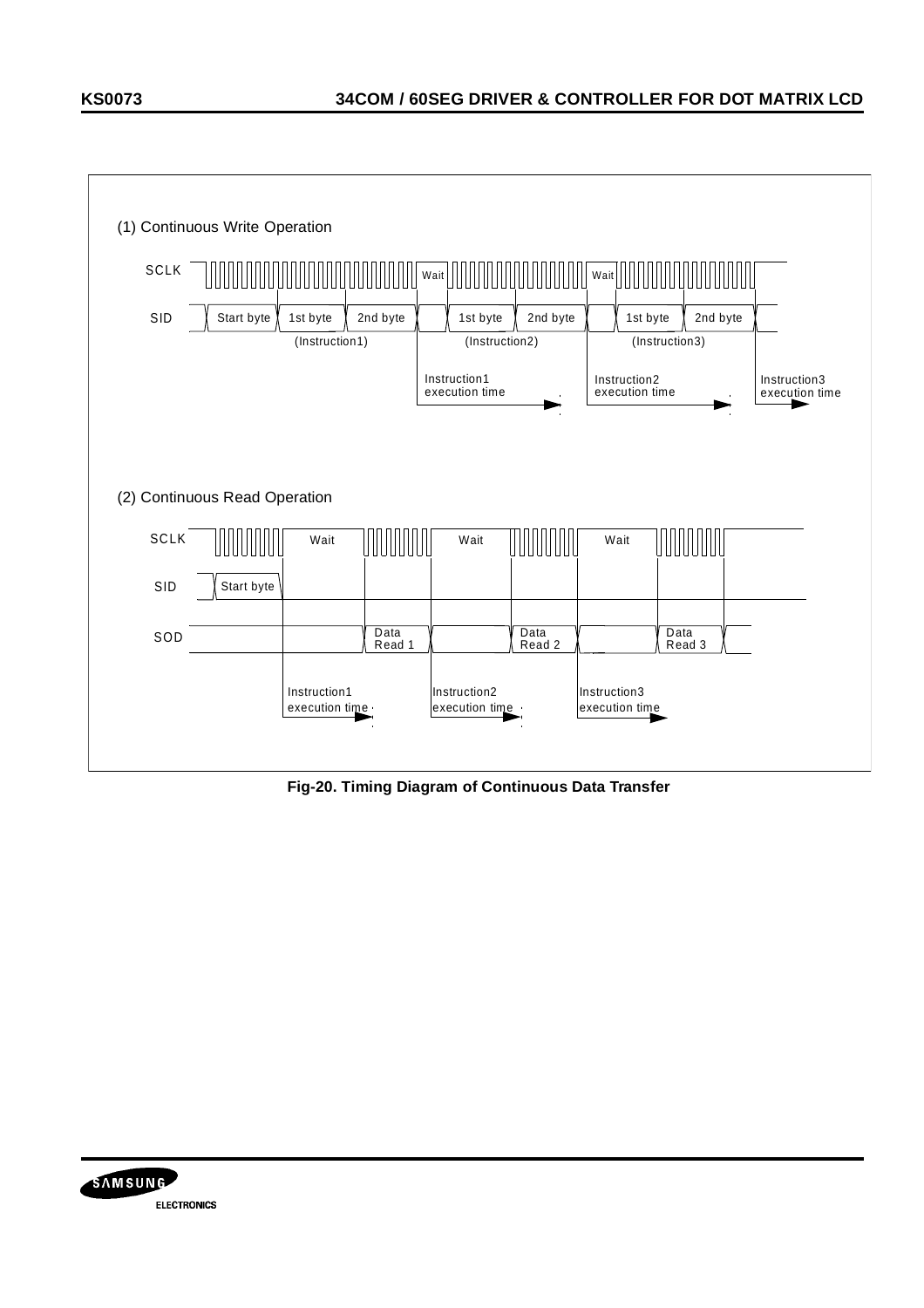(1) Continuous Write Operation

SCLK
Wait
Wait

SID
Start byte
1st byte
2nd byte
1st byte
2nd byte
1st byte
2nd byte

(Instruction1)
(Instruction2)
(Instruction3)

Instruction1
execution time

Instruction2
execution time

Instruction3
execution time

(2) Continuous Read Operation

SCLK
Wait
Wait
Wait

SID
Start byte

SOD
Data
Read 1
Data
Read 2
Data
Read 3

Instruction1
execution time

Instruction2
execution time

Instruction3
execution time

**Fig-20. Timing Diagram of Continuous Data Transfer**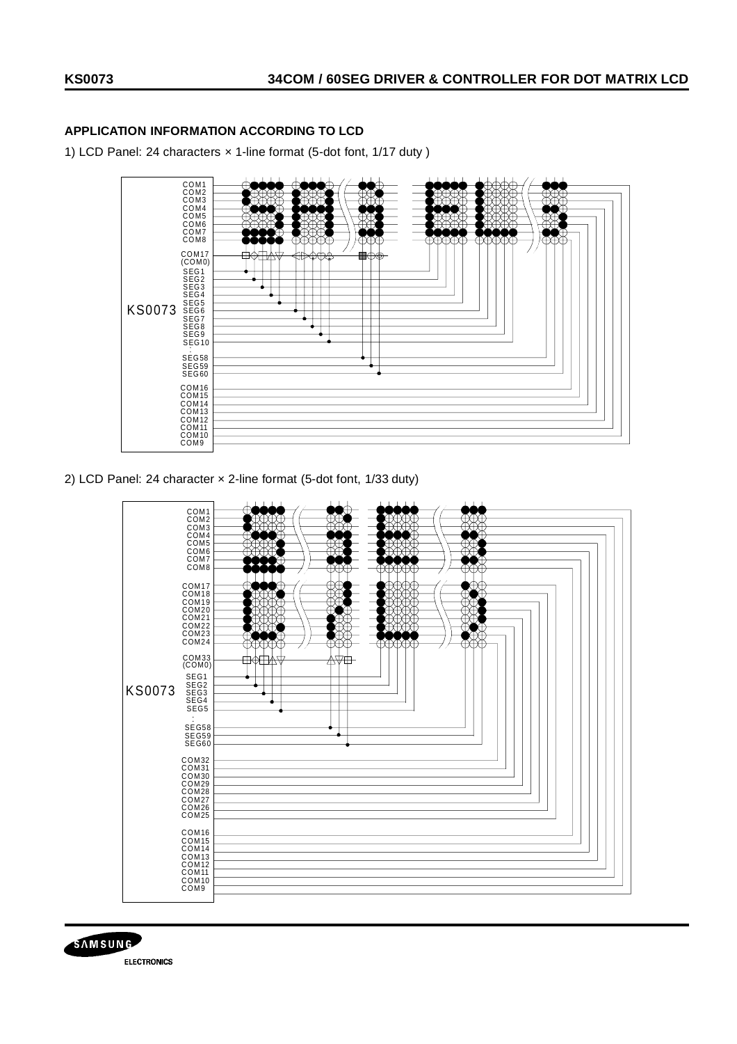## APPLICATION INFORMATION ACCORDING TO LCD

1) LCD Panel: 24 characters × 1-line format (5-dot font, 1/17 duty )

KS0073

COM1
COM2
COM3
COM4
COM5
COM6
COM7
COM8

COM17
(COM0)

SEG1
SEG2
SEG3
SEG4
SEG5
SEG6
SEG7
SEG8
SEG9
SEG10
:
SEG58
SEG59
SEG60

COM16
COM15
COM14
COM13
COM12
COM11
COM10
COM9

2) LCD Panel: 24 character × 2-line format (5-dot font, 1/33 duty)

KS0073

COM1
COM2
COM3
COM4
COM5
COM6
COM7
COM8

COM17
COM18
COM19
COM20
COM21
COM22
COM23
COM24

COM33
(COM0)

SEG1
SEG2
SEG3
SEG4
SEG5
:
SEG58
SEG59
SEG60

COM32
COM31
COM30
COM29
COM28
COM27
COM26
COM25

COM16
COM15
COM14
COM13
COM12
COM11
COM10
COM9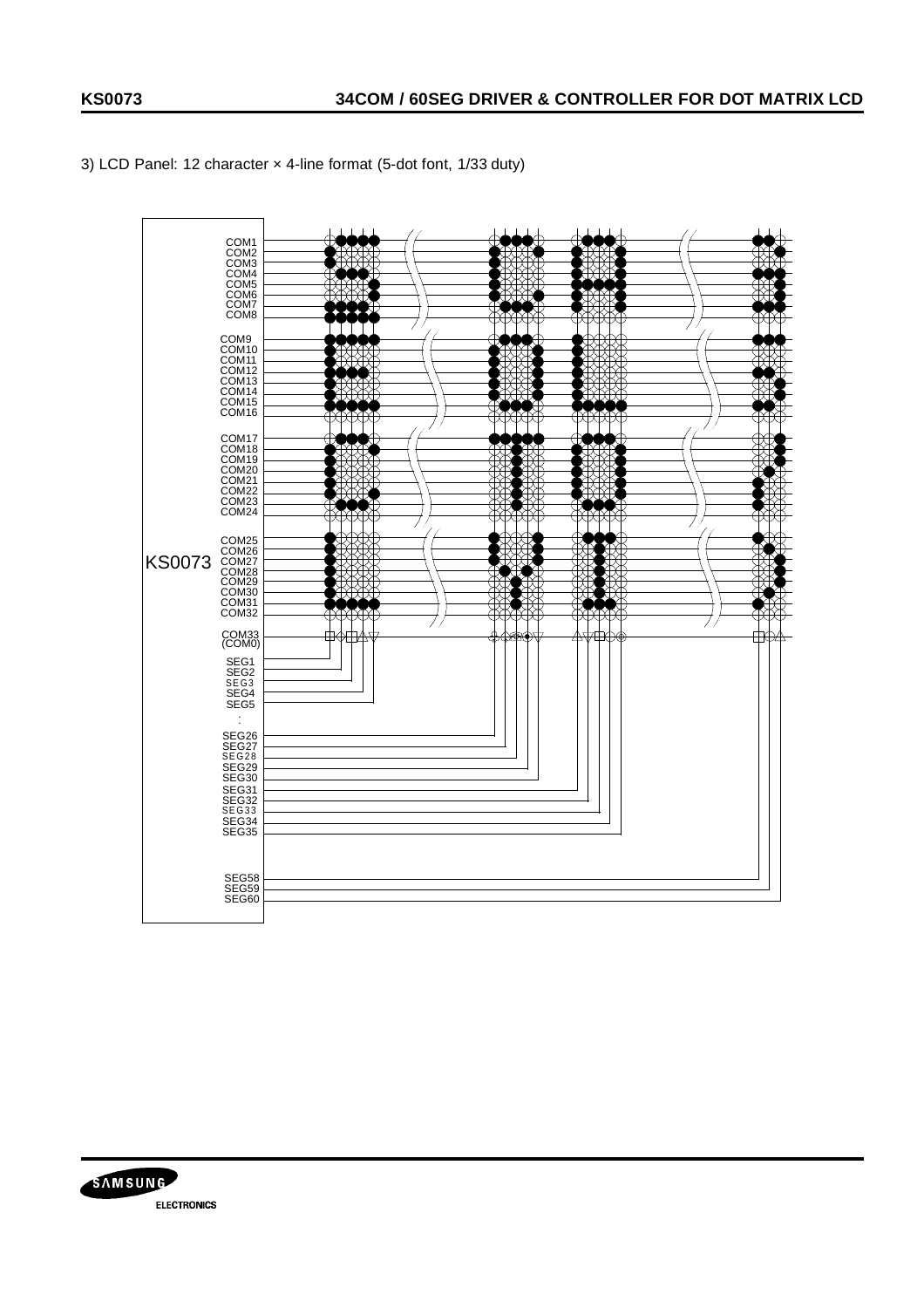3) LCD Panel: 12 character × 4-line format (5-dot font, 1/33 duty)

KS0073

COM1
COM2
COM3
COM4
COM5
COM6
COM7
COM8

COM9
COM10
COM11
COM12
COM13
COM14
COM15
COM16

COM17
COM18
COM19
COM20
COM21
COM22
COM23
COM24

COM25
COM26
COM27
COM28
COM29
COM30
COM31
COM32

COM33
(COM0)

SEG1
SEG2
SEG3
SEG4
SEG5
:
SEG26
SEG27
SEG28
SEG29
SEG30
SEG31
SEG32
SEG33
SEG34
SEG35

SEG58
SEG59
SEG60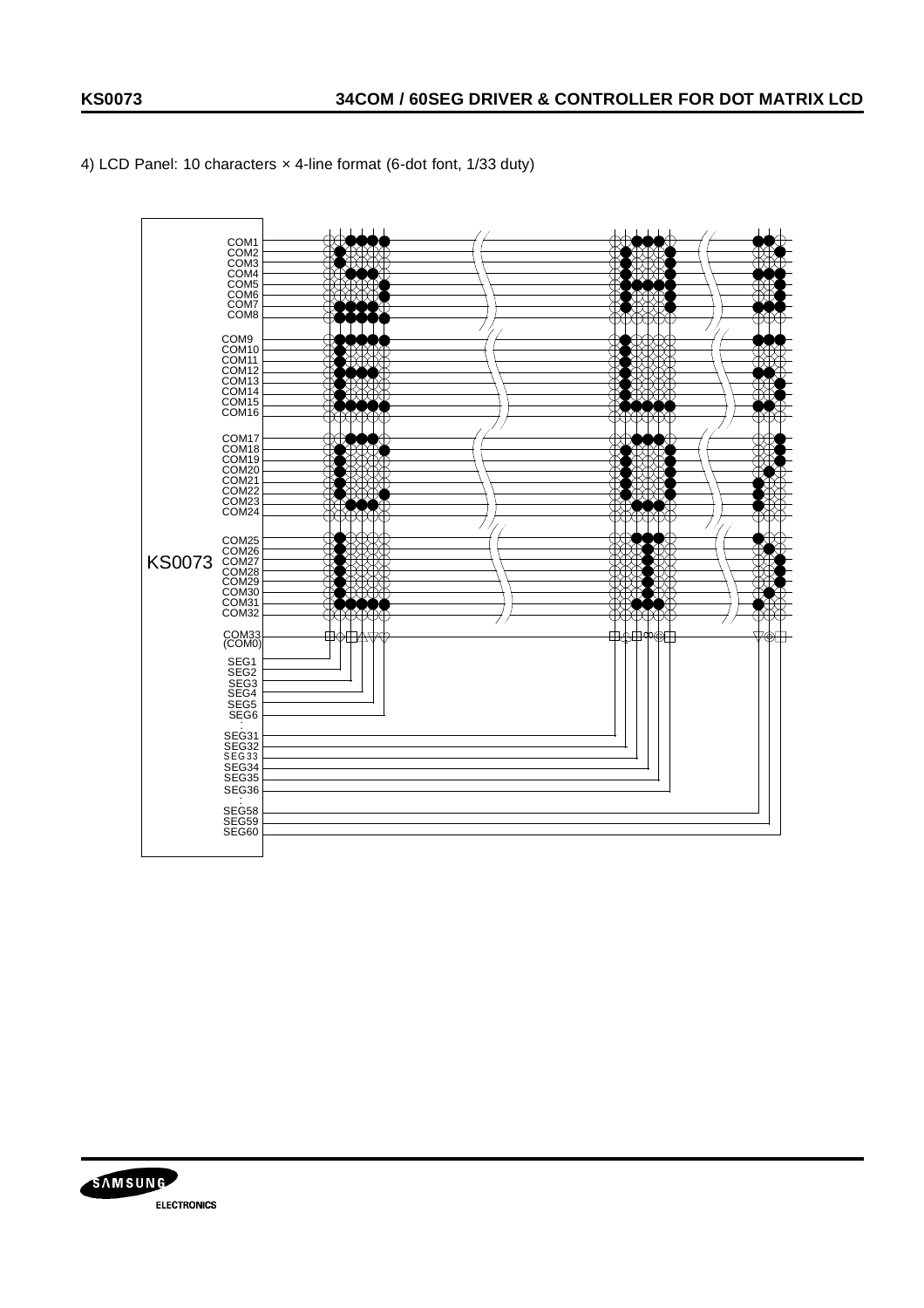4) LCD Panel: 10 characters × 4-line format (6-dot font, 1/33 duty)

KS0073

COM1
COM2
COM3
COM4
COM5
COM6
COM7
COM8

COM9
COM10
COM11
COM12
COM13
COM14
COM15
COM16

COM17
COM18
COM19
COM20
COM21
COM22
COM23
COM24

COM25
COM26
COM27
COM28
COM29
COM30
COM31
COM32

COM33
(COM0)

SEG1
SEG2
SEG3
SEG4
SEG5
SEG6
:
SEG31
SEG32
SEG33
SEG34
SEG35
SEG36
:
SEG58
SEG59
SEG60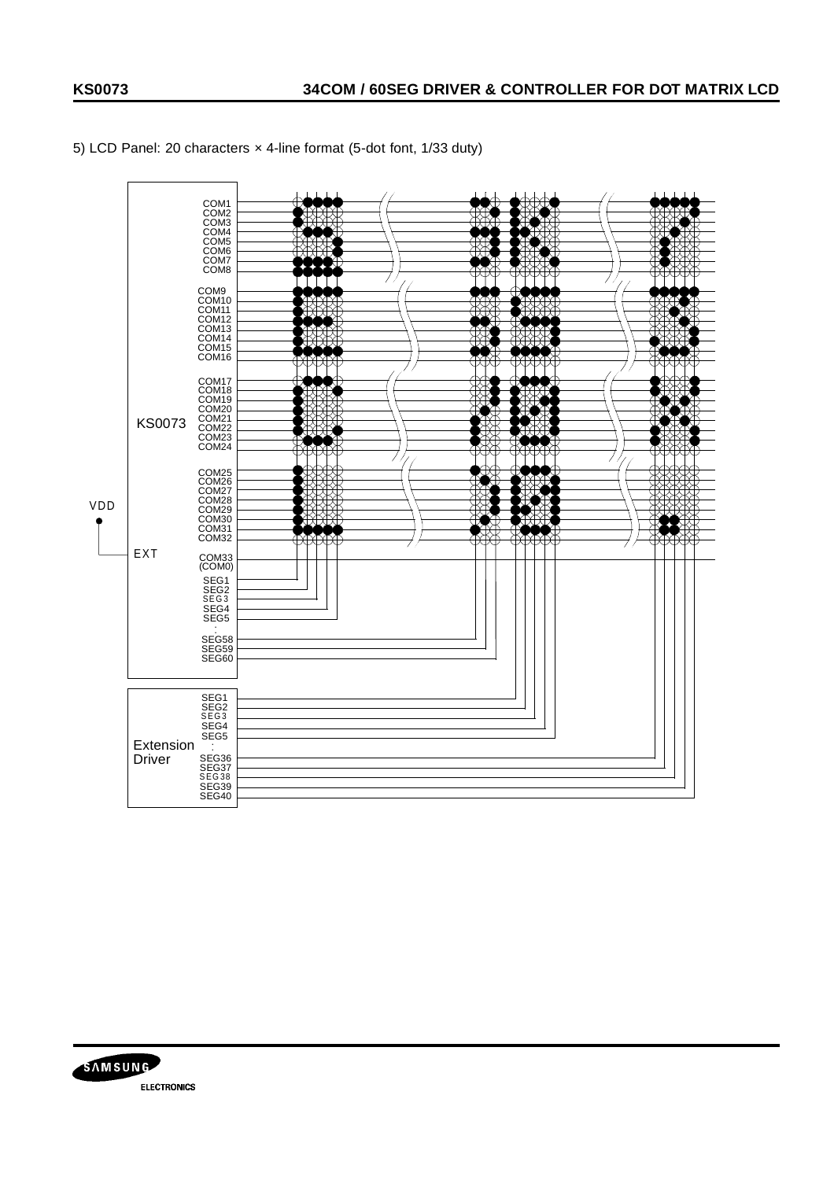5) LCD Panel: 20 characters × 4-line format (5-dot font, 1/33 duty)

KS0073

COM1
COM2
COM3
COM4
COM5
COM6
COM7
COM8

COM9
COM10
COM11
COM12
COM13
COM14
COM15
COM16

COM17
COM18
COM19
COM20
COM21
COM22
COM23
COM24

COM25
COM26
COM27
COM28
COM29
COM30
COM31
COM32

VDD

EXT

COM33
(COM0)

SEG1
SEG2
SEG3
SEG4
SEG5
:
SEG58
SEG59
SEG60

Extension Driver

SEG1
SEG2
SEG3
SEG4
SEG5
:
SEG36
SEG37
SEG38
SEG39
SEG40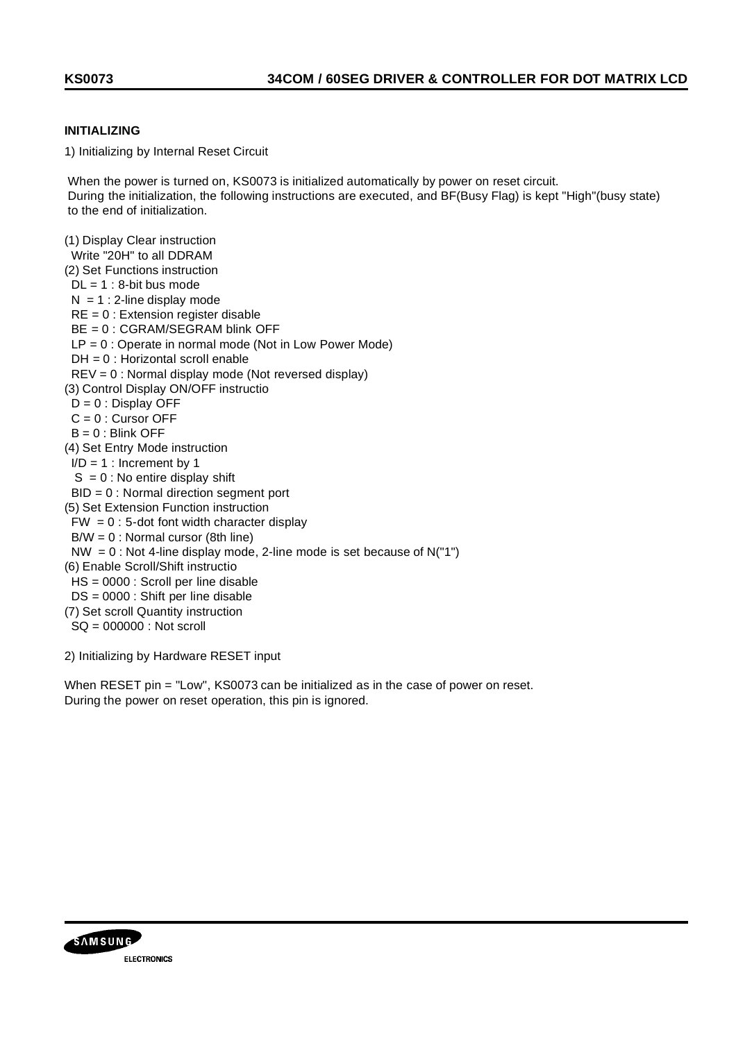## INITIALIZING

1) Initializing by Internal Reset Circuit

When the power is turned on, KS0073 is initialized automatically by power on reset circuit.
During the initialization, the following instructions are executed, and BF(Busy Flag) is kept "High"(busy state) to the end of initialization.

(1) Display Clear instruction
  Write "20H" to all DDRAM
(2) Set Functions instruction
  DL = 1 : 8-bit bus mode
  N = 1 : 2-line display mode
  RE = 0 : Extension register disable
  BE = 0 : CGRAM/SEGRAM blink OFF
  LP = 0 : Operate in normal mode (Not in Low Power Mode)
  DH = 0 : Horizontal scroll enable
  REV = 0 : Normal display mode (Not reversed display)
(3) Control Display ON/OFF instructio
  D = 0 : Display OFF
  C = 0 : Cursor OFF
  B = 0 : Blink OFF
(4) Set Entry Mode instruction
  I/D = 1 : Increment by 1
  S = 0 : No entire display shift
  BID = 0 : Normal direction segment port
(5) Set Extension Function instruction
  FW = 0 : 5-dot font width character display
  B/W = 0 : Normal cursor (8th line)
  NW = 0 : Not 4-line display mode, 2-line mode is set because of N("1")
(6) Enable Scroll/Shift instructio
  HS = 0000 : Scroll per line disable
  DS = 0000 : Shift per line disable
(7) Set scroll Quantity instruction
  SQ = 000000 : Not scroll

2) Initializing by Hardware RESET input

When RESET pin = "Low", KS0073 can be initialized as in the case of power on reset.
During the power on reset operation, this pin is ignored.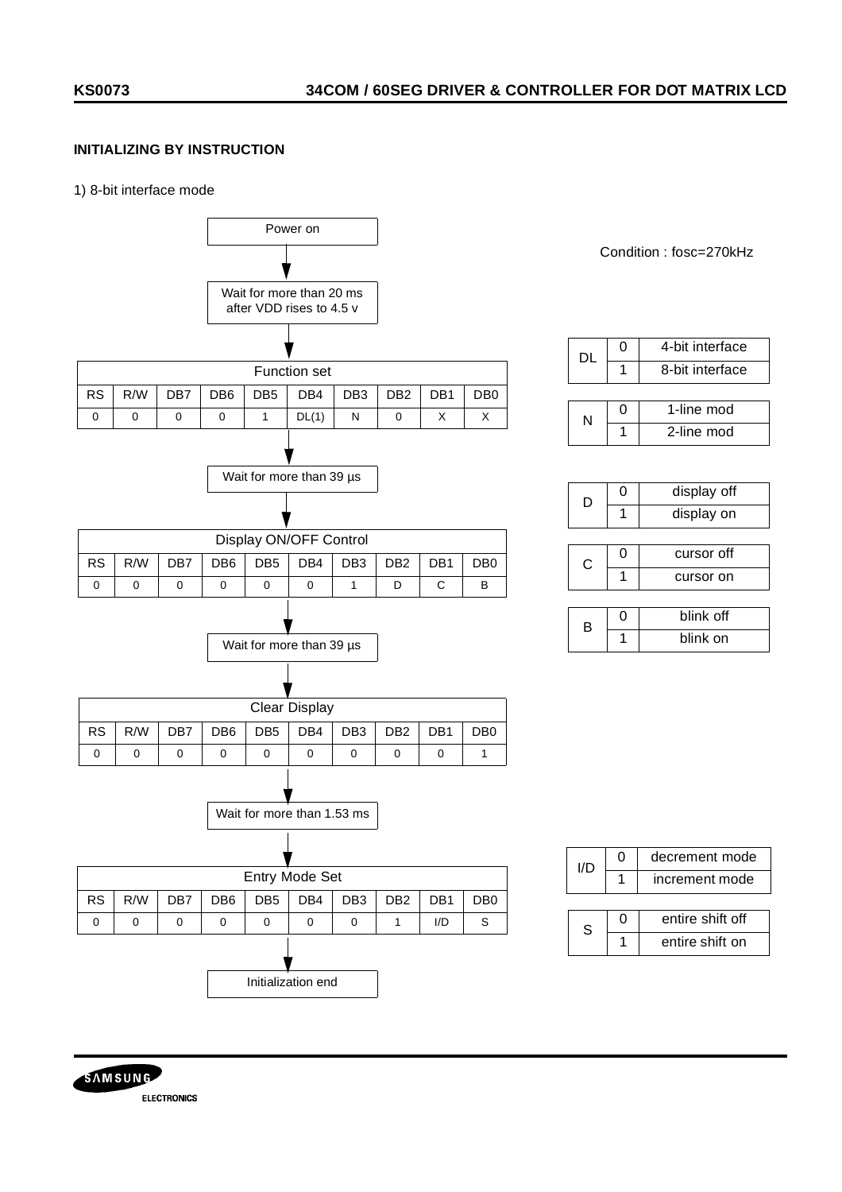## INITIALIZING BY INSTRUCTION

1) 8-bit interface mode

Condition : fosc=270kHz

Power on

Wait for more than 20 ms after VDD rises to 4.5 v

Function set

| RS | R/W | DB7 | DB6 | DB5 | DB4 | DB3 | DB2 | DB1 | DB0 |
|---|---|---|---|---|---|---|---|---|---|
| 0 | 0 | 0 | 0 | 1 | DL(1) | N | 0 | X | X |

Wait for more than 39 µs

Display ON/OFF Control

| RS | R/W | DB7 | DB6 | DB5 | DB4 | DB3 | DB2 | DB1 | DB0 |
|---|---|---|---|---|---|---|---|---|---|
| 0 | 0 | 0 | 0 | 0 | 0 | 1 | D | C | B |

Wait for more than 39 µs

Clear Display

| RS | R/W | DB7 | DB6 | DB5 | DB4 | DB3 | DB2 | DB1 | DB0 |
|---|---|---|---|---|---|---|---|---|---|
| 0 | 0 | 0 | 0 | 0 | 0 | 0 | 0 | 0 | 1 |

Wait for more than 1.53 ms

Entry Mode Set

| RS | R/W | DB7 | DB6 | DB5 | DB4 | DB3 | DB2 | DB1 | DB0 |
|---|---|---|---|---|---|---|---|---|---|
| 0 | 0 | 0 | 0 | 0 | 0 | 0 | 1 | I/D | S |

Initialization end

| | | |
|---|---|---|
| DL | 0 | 4-bit interface |
| | 1 | 8-bit interface |

| | | |
|---|---|---|
| N | 0 | 1-line mod |
| | 1 | 2-line mod |

| | | |
|---|---|---|
| D | 0 | display off |
| | 1 | display on |

| | | |
|---|---|---|
| C | 0 | cursor off |
| | 1 | cursor on |

| | | |
|---|---|---|
| B | 0 | blink off |
| | 1 | blink on |

| | | |
|---|---|---|
| I/D | 0 | decrement mode |
| | 1 | increment mode |

| | | |
|---|---|---|
| S | 0 | entire shift off |
| | 1 | entire shift on |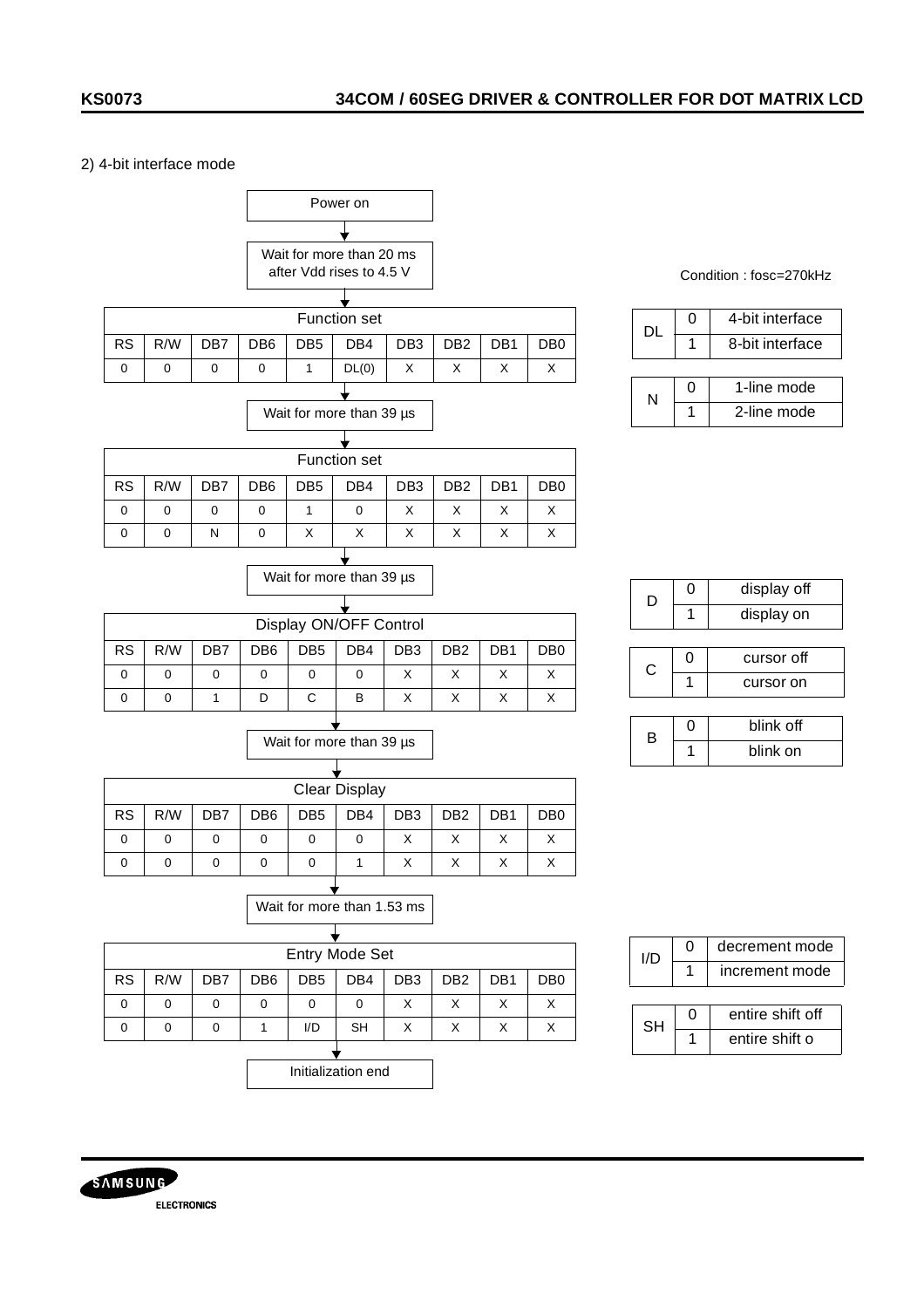2) 4-bit interface mode

Power on

Wait for more than 20 ms after Vdd rises to 4.5 V

Condition : fosc=270kHz

Function set

| RS | R/W | DB7 | DB6 | DB5 | DB4 | DB3 | DB2 | DB1 | DB0 |
|---|---|---|---|---|---|---|---|---|---|
| 0 | 0 | 0 | 0 | 1 | DL(0) | X | X | X | X |

| | | |
|---|---|---|
| DL | 0 | 4-bit interface |
| | 1 | 8-bit interface |

| | | |
|---|---|---|
| N | 0 | 1-line mode |
| | 1 | 2-line mode |

Wait for more than 39 µs

Function set

| RS | R/W | DB7 | DB6 | DB5 | DB4 | DB3 | DB2 | DB1 | DB0 |
|---|---|---|---|---|---|---|---|---|---|
| 0 | 0 | 0 | 0 | 1 | 0 | X | X | X | X |
| 0 | 0 | N | 0 | X | X | X | X | X | X |

Wait for more than 39 µs

Display ON/OFF Control

| RS | R/W | DB7 | DB6 | DB5 | DB4 | DB3 | DB2 | DB1 | DB0 |
|---|---|---|---|---|---|---|---|---|---|
| 0 | 0 | 0 | 0 | 0 | 0 | X | X | X | X |
| 0 | 0 | 1 | D | C | B | X | X | X | X |

| | | |
|---|---|---|
| D | 0 | display off |
| | 1 | display on |

| | | |
|---|---|---|
| C | 0 | cursor off |
| | 1 | cursor on |

| | | |
|---|---|---|
| B | 0 | blink off |
| | 1 | blink on |

Wait for more than 39 µs

Clear Display

| RS | R/W | DB7 | DB6 | DB5 | DB4 | DB3 | DB2 | DB1 | DB0 |
|---|---|---|---|---|---|---|---|---|---|
| 0 | 0 | 0 | 0 | 0 | 0 | X | X | X | X |
| 0 | 0 | 0 | 0 | 0 | 1 | X | X | X | X |

Wait for more than 1.53 ms

Entry Mode Set

| RS | R/W | DB7 | DB6 | DB5 | DB4 | DB3 | DB2 | DB1 | DB0 |
|---|---|---|---|---|---|---|---|---|---|
| 0 | 0 | 0 | 0 | 0 | 0 | X | X | X | X |
| 0 | 0 | 0 | 1 | I/D | SH | X | X | X | X |

| | | |
|---|---|---|
| I/D | 0 | decrement mode |
| | 1 | increment mode |

| | | |
|---|---|---|
| SH | 0 | entire shift off |
| | 1 | entire shift o |

Initialization end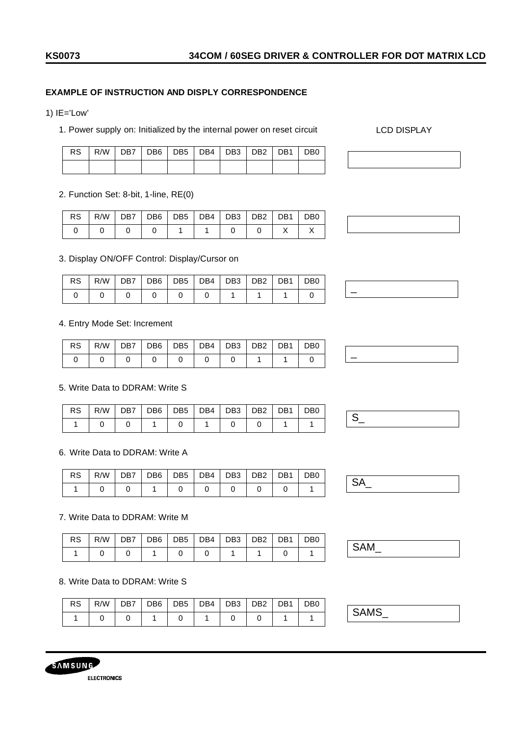### EXAMPLE OF INSTRUCTION AND DISPLY CORRESPONDENCE

1) IE='Low'

1. Power supply on: Initialized by the internal power on reset circuit

LCD DISPLAY

| RS | R/W | DB7 | DB6 | DB5 | DB4 | DB3 | DB2 | DB1 | DB0 |
|---|---|---|---|---|---|---|---|---|---|
| | | | | | | | | | |

2. Function Set: 8-bit, 1-line, RE(0)

| RS | R/W | DB7 | DB6 | DB5 | DB4 | DB3 | DB2 | DB1 | DB0 |
|---|---|---|---|---|---|---|---|---|---|
| 0 | 0 | 0 | 0 | 1 | 1 | 0 | 0 | X | X |

3. Display ON/OFF Control: Display/Cursor on

| RS | R/W | DB7 | DB6 | DB5 | DB4 | DB3 | DB2 | DB1 | DB0 |
|---|---|---|---|---|---|---|---|---|---|
| 0 | 0 | 0 | 0 | 0 | 0 | 1 | 1 | 1 | 0 |

LCD: _

4. Entry Mode Set: Increment

| RS | R/W | DB7 | DB6 | DB5 | DB4 | DB3 | DB2 | DB1 | DB0 |
|---|---|---|---|---|---|---|---|---|---|
| 0 | 0 | 0 | 0 | 0 | 0 | 0 | 1 | 1 | 0 |

LCD: _

5. Write Data to DDRAM: Write S

| RS | R/W | DB7 | DB6 | DB5 | DB4 | DB3 | DB2 | DB1 | DB0 |
|---|---|---|---|---|---|---|---|---|---|
| 1 | 0 | 0 | 1 | 0 | 1 | 0 | 0 | 1 | 1 |

LCD: S_

6. Write Data to DDRAM: Write A

| RS | R/W | DB7 | DB6 | DB5 | DB4 | DB3 | DB2 | DB1 | DB0 |
|---|---|---|---|---|---|---|---|---|---|
| 1 | 0 | 0 | 1 | 0 | 0 | 0 | 0 | 0 | 1 |

LCD: SA_

7. Write Data to DDRAM: Write M

| RS | R/W | DB7 | DB6 | DB5 | DB4 | DB3 | DB2 | DB1 | DB0 |
|---|---|---|---|---|---|---|---|---|---|
| 1 | 0 | 0 | 1 | 0 | 0 | 1 | 1 | 0 | 1 |

LCD: SAM_

8. Write Data to DDRAM: Write S

| RS | R/W | DB7 | DB6 | DB5 | DB4 | DB3 | DB2 | DB1 | DB0 |
|---|---|---|---|---|---|---|---|---|---|
| 1 | 0 | 0 | 1 | 0 | 1 | 0 | 0 | 1 | 1 |

LCD: SAMS_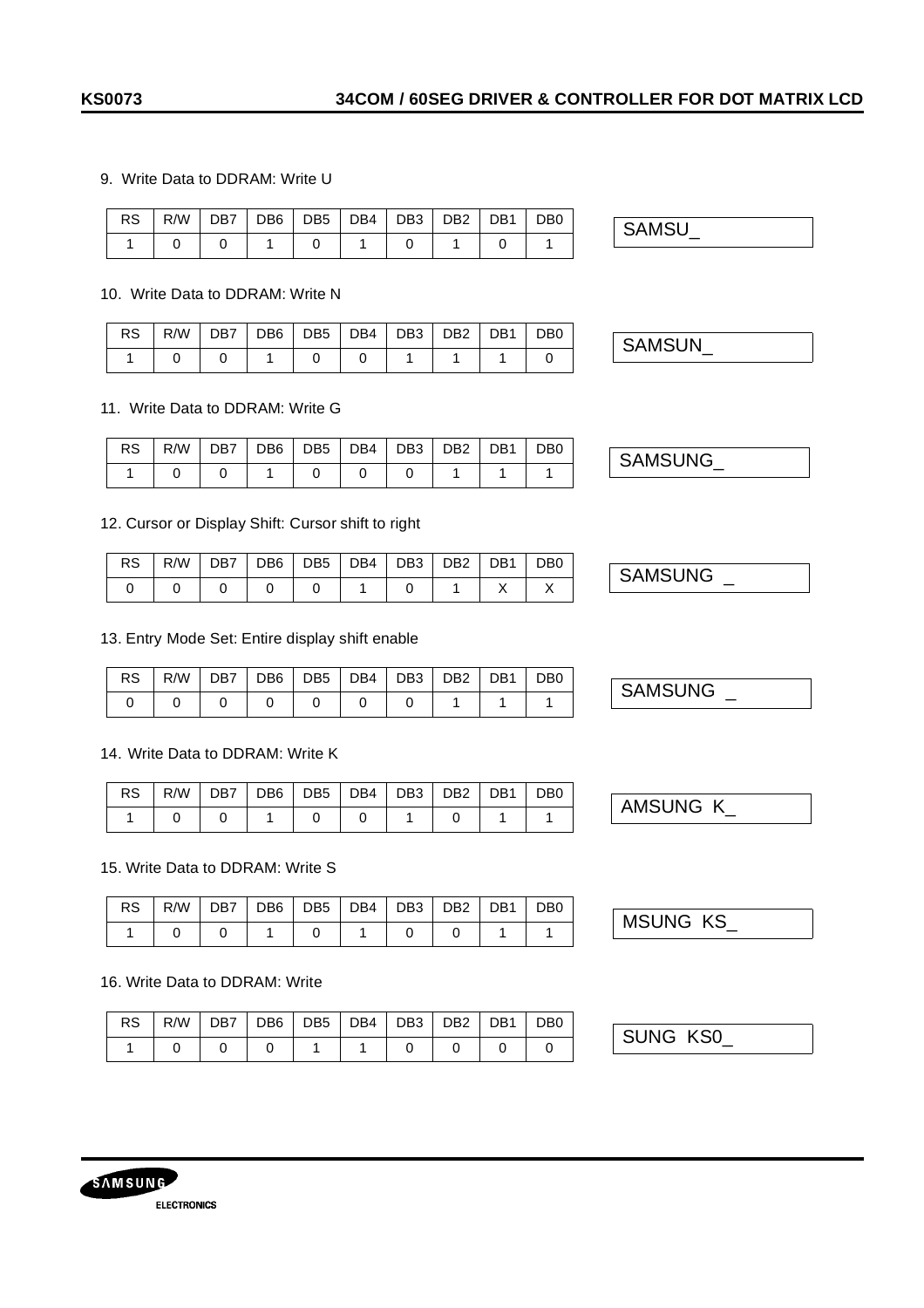9. Write Data to DDRAM: Write U

| RS | R/W | DB7 | DB6 | DB5 | DB4 | DB3 | DB2 | DB1 | DB0 |
|---|---|---|---|---|---|---|---|---|---|
| 1 | 0 | 0 | 1 | 0 | 1 | 0 | 1 | 0 | 1 |

SAMSU_

10. Write Data to DDRAM: Write N

| RS | R/W | DB7 | DB6 | DB5 | DB4 | DB3 | DB2 | DB1 | DB0 |
|---|---|---|---|---|---|---|---|---|---|
| 1 | 0 | 0 | 1 | 0 | 0 | 1 | 1 | 1 | 0 |

SAMSUN_

11. Write Data to DDRAM: Write G

| RS | R/W | DB7 | DB6 | DB5 | DB4 | DB3 | DB2 | DB1 | DB0 |
|---|---|---|---|---|---|---|---|---|---|
| 1 | 0 | 0 | 1 | 0 | 0 | 0 | 1 | 1 | 1 |

SAMSUNG_

12. Cursor or Display Shift: Cursor shift to right

| RS | R/W | DB7 | DB6 | DB5 | DB4 | DB3 | DB2 | DB1 | DB0 |
|---|---|---|---|---|---|---|---|---|---|
| 0 | 0 | 0 | 0 | 0 | 1 | 0 | 1 | X | X |

SAMSUNG _

13. Entry Mode Set: Entire display shift enable

| RS | R/W | DB7 | DB6 | DB5 | DB4 | DB3 | DB2 | DB1 | DB0 |
|---|---|---|---|---|---|---|---|---|---|
| 0 | 0 | 0 | 0 | 0 | 0 | 0 | 1 | 1 | 1 |

SAMSUNG _

14. Write Data to DDRAM: Write K

| RS | R/W | DB7 | DB6 | DB5 | DB4 | DB3 | DB2 | DB1 | DB0 |
|---|---|---|---|---|---|---|---|---|---|
| 1 | 0 | 0 | 1 | 0 | 0 | 1 | 0 | 1 | 1 |

AMSUNG K_

15. Write Data to DDRAM: Write S

| RS | R/W | DB7 | DB6 | DB5 | DB4 | DB3 | DB2 | DB1 | DB0 |
|---|---|---|---|---|---|---|---|---|---|
| 1 | 0 | 0 | 1 | 0 | 1 | 0 | 0 | 1 | 1 |

MSUNG KS_

16. Write Data to DDRAM: Write

| RS | R/W | DB7 | DB6 | DB5 | DB4 | DB3 | DB2 | DB1 | DB0 |
|---|---|---|---|---|---|---|---|---|---|
| 1 | 0 | 0 | 0 | 1 | 1 | 0 | 0 | 0 | 0 |

SUNG KS0_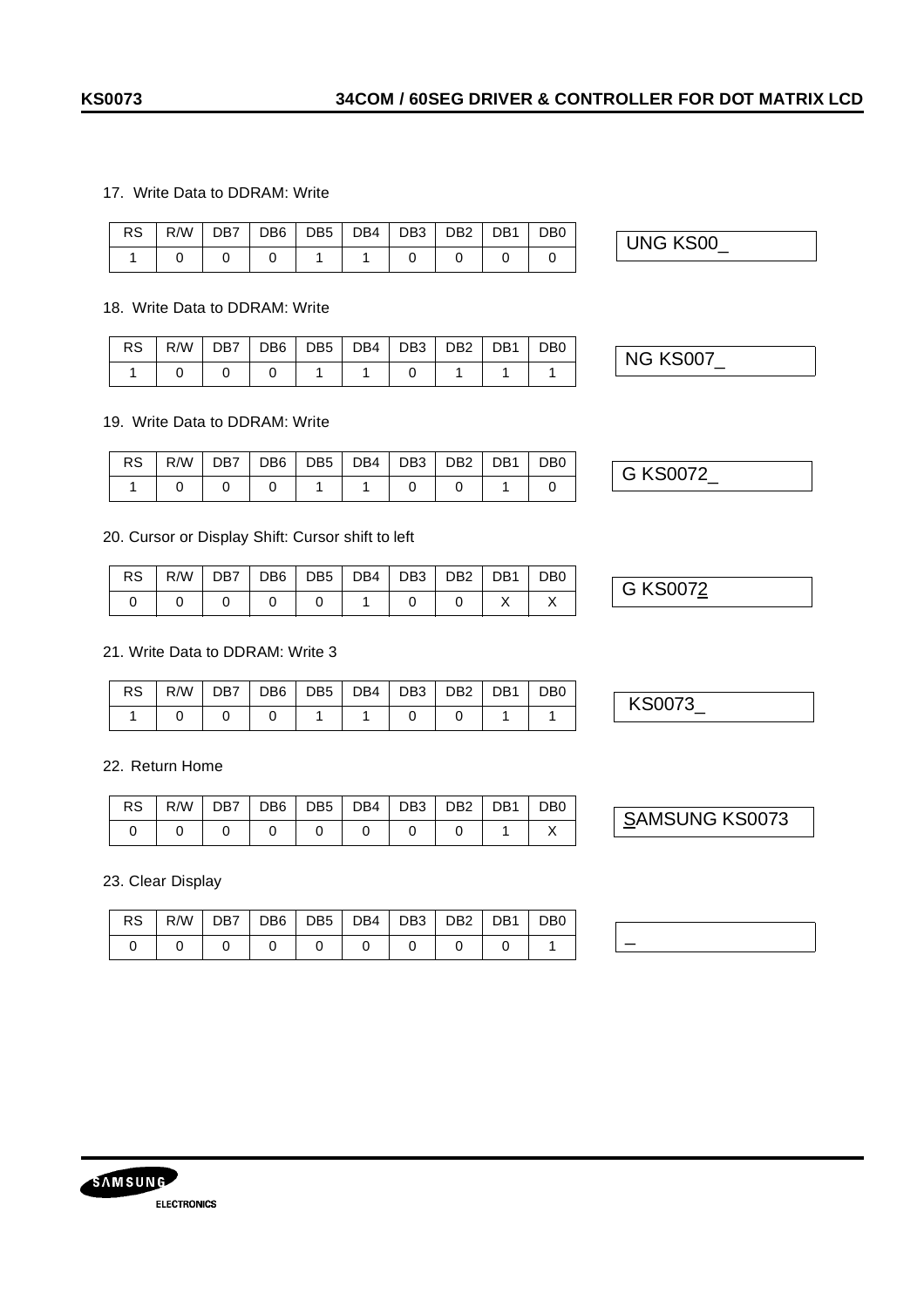17. Write Data to DDRAM: Write

| RS | R/W | DB7 | DB6 | DB5 | DB4 | DB3 | DB2 | DB1 | DB0 |
|---|---|---|---|---|---|---|---|---|---|
| 1 | 0 | 0 | 0 | 1 | 1 | 0 | 0 | 0 | 0 |

UNG KS00_

18. Write Data to DDRAM: Write

| RS | R/W | DB7 | DB6 | DB5 | DB4 | DB3 | DB2 | DB1 | DB0 |
|---|---|---|---|---|---|---|---|---|---|
| 1 | 0 | 0 | 0 | 1 | 1 | 0 | 1 | 1 | 1 |

NG KS007_

19. Write Data to DDRAM: Write

| RS | R/W | DB7 | DB6 | DB5 | DB4 | DB3 | DB2 | DB1 | DB0 |
|---|---|---|---|---|---|---|---|---|---|
| 1 | 0 | 0 | 0 | 1 | 1 | 0 | 0 | 1 | 0 |

G KS0072_

20. Cursor or Display Shift: Cursor shift to left

| RS | R/W | DB7 | DB6 | DB5 | DB4 | DB3 | DB2 | DB1 | DB0 |
|---|---|---|---|---|---|---|---|---|---|
| 0 | 0 | 0 | 0 | 0 | 1 | 0 | 0 | X | X |

G KS0072

21. Write Data to DDRAM: Write 3

| RS | R/W | DB7 | DB6 | DB5 | DB4 | DB3 | DB2 | DB1 | DB0 |
|---|---|---|---|---|---|---|---|---|---|
| 1 | 0 | 0 | 0 | 1 | 1 | 0 | 0 | 1 | 1 |

KS0073_

22. Return Home

| RS | R/W | DB7 | DB6 | DB5 | DB4 | DB3 | DB2 | DB1 | DB0 |
|---|---|---|---|---|---|---|---|---|---|
| 0 | 0 | 0 | 0 | 0 | 0 | 0 | 0 | 1 | X |

SAMSUNG KS0073

23. Clear Display

| RS | R/W | DB7 | DB6 | DB5 | DB4 | DB3 | DB2 | DB1 | DB0 |
|---|---|---|---|---|---|---|---|---|---|
| 0 | 0 | 0 | 0 | 0 | 0 | 0 | 0 | 0 | 1 |

_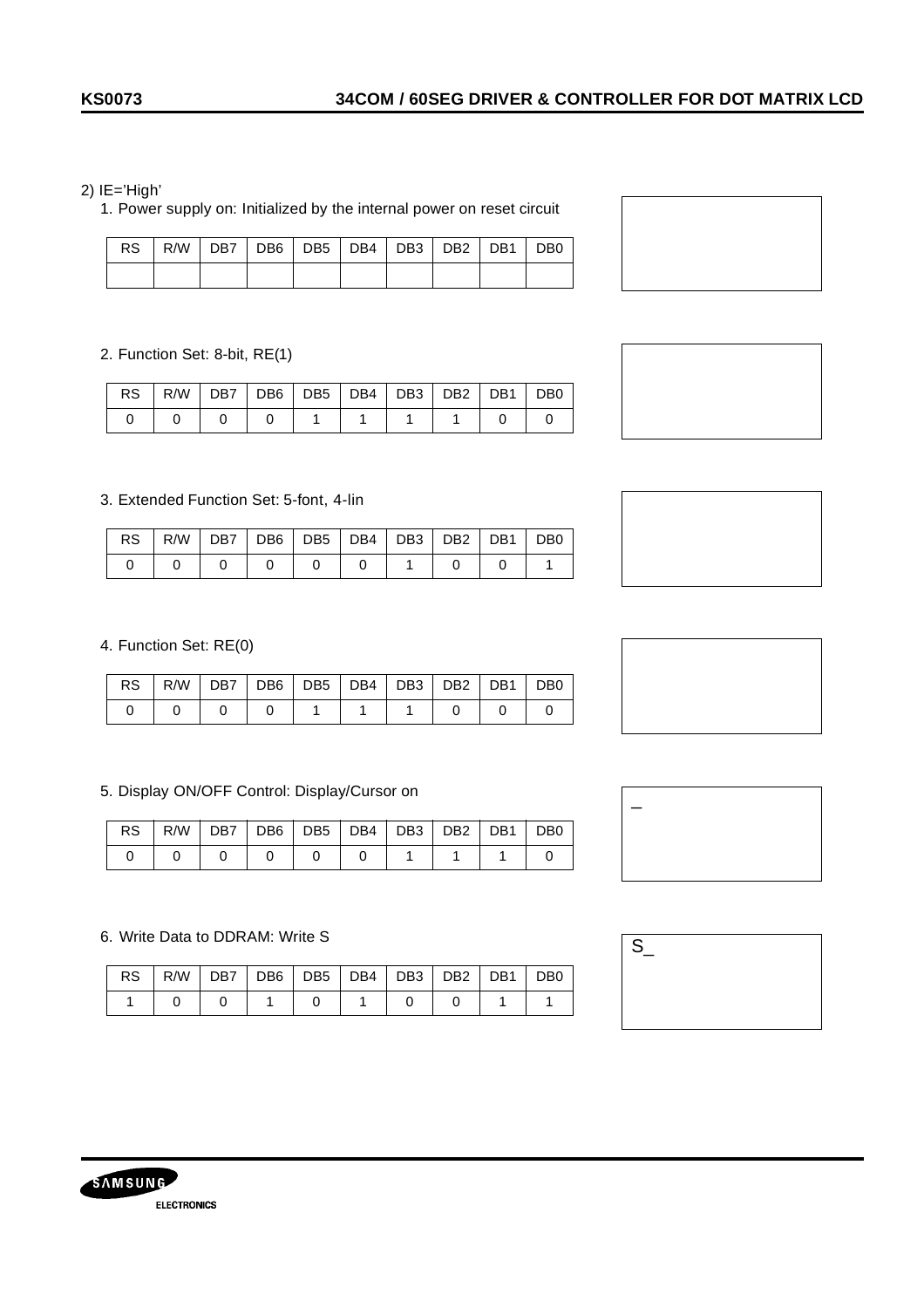2) IE='High'

1. Power supply on: Initialized by the internal power on reset circuit

| RS | R/W | DB7 | DB6 | DB5 | DB4 | DB3 | DB2 | DB1 | DB0 |
|---|---|---|---|---|---|---|---|---|---|
| | | | | | | | | | |

2. Function Set: 8-bit, RE(1)

| RS | R/W | DB7 | DB6 | DB5 | DB4 | DB3 | DB2 | DB1 | DB0 |
|---|---|---|---|---|---|---|---|---|---|
| 0 | 0 | 0 | 0 | 1 | 1 | 1 | 1 | 0 | 0 |

3. Extended Function Set: 5-font, 4-lin

| RS | R/W | DB7 | DB6 | DB5 | DB4 | DB3 | DB2 | DB1 | DB0 |
|---|---|---|---|---|---|---|---|---|---|
| 0 | 0 | 0 | 0 | 0 | 0 | 1 | 0 | 0 | 1 |

4. Function Set: RE(0)

| RS | R/W | DB7 | DB6 | DB5 | DB4 | DB3 | DB2 | DB1 | DB0 |
|---|---|---|---|---|---|---|---|---|---|
| 0 | 0 | 0 | 0 | 1 | 1 | 1 | 0 | 0 | 0 |

5. Display ON/OFF Control: Display/Cursor on

| RS | R/W | DB7 | DB6 | DB5 | DB4 | DB3 | DB2 | DB1 | DB0 |
|---|---|---|---|---|---|---|---|---|---|
| 0 | 0 | 0 | 0 | 0 | 0 | 1 | 1 | 1 | 0 |

_

6. Write Data to DDRAM: Write S

| RS | R/W | DB7 | DB6 | DB5 | DB4 | DB3 | DB2 | DB1 | DB0 |
|---|---|---|---|---|---|---|---|---|---|
| 1 | 0 | 0 | 1 | 0 | 1 | 0 | 0 | 1 | 1 |

S_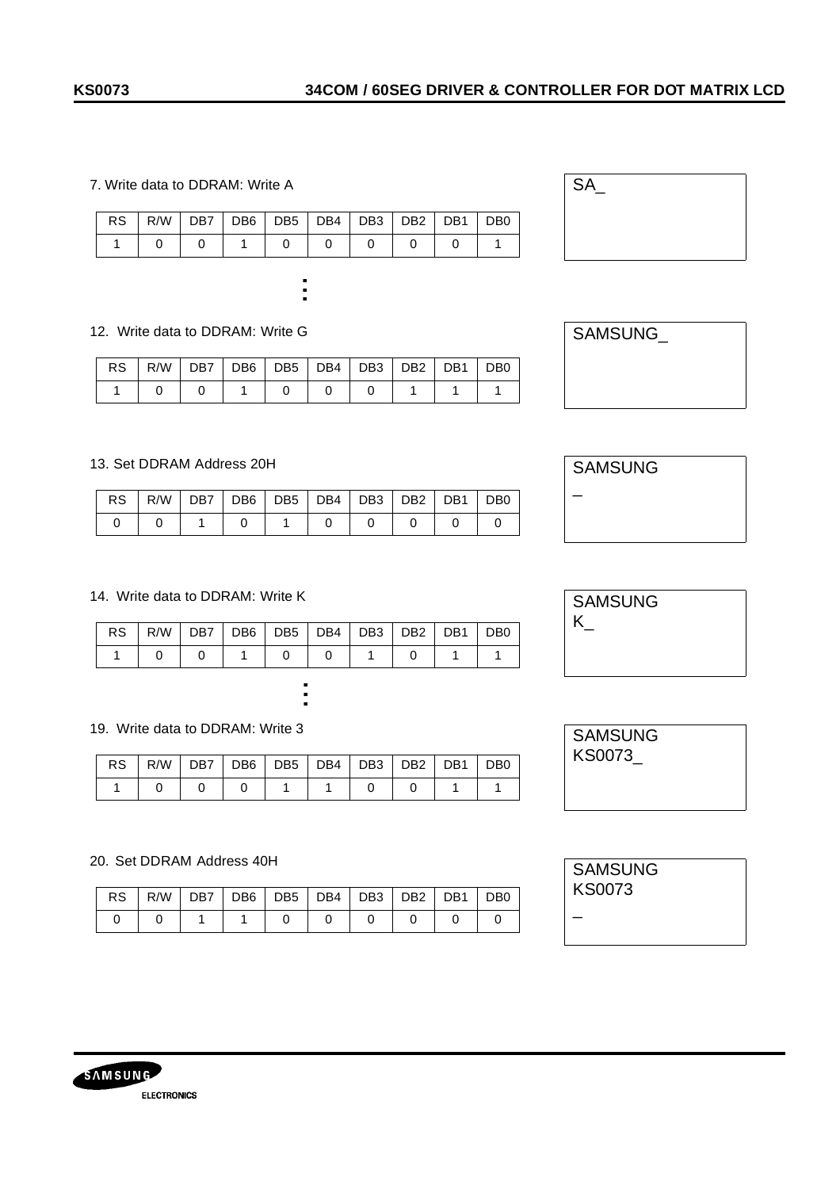7. Write data to DDRAM: Write A

| RS | R/W | DB7 | DB6 | DB5 | DB4 | DB3 | DB2 | DB1 | DB0 |
|---|---|---|---|---|---|---|---|---|---|
| 1 | 0 | 0 | 1 | 0 | 0 | 0 | 0 | 0 | 1 |

```
SA_
```

⋮

12. Write data to DDRAM: Write G

| RS | R/W | DB7 | DB6 | DB5 | DB4 | DB3 | DB2 | DB1 | DB0 |
|---|---|---|---|---|---|---|---|---|---|
| 1 | 0 | 0 | 1 | 0 | 0 | 0 | 1 | 1 | 1 |

```
SAMSUNG_
```

13. Set DDRAM Address 20H

| RS | R/W | DB7 | DB6 | DB5 | DB4 | DB3 | DB2 | DB1 | DB0 |
|---|---|---|---|---|---|---|---|---|---|
| 0 | 0 | 1 | 0 | 1 | 0 | 0 | 0 | 0 | 0 |

```
SAMSUNG
_
```

14. Write data to DDRAM: Write K

| RS | R/W | DB7 | DB6 | DB5 | DB4 | DB3 | DB2 | DB1 | DB0 |
|---|---|---|---|---|---|---|---|---|---|
| 1 | 0 | 0 | 1 | 0 | 0 | 1 | 0 | 1 | 1 |

```
SAMSUNG
K_
```

⋮

19. Write data to DDRAM: Write 3

| RS | R/W | DB7 | DB6 | DB5 | DB4 | DB3 | DB2 | DB1 | DB0 |
|---|---|---|---|---|---|---|---|---|---|
| 1 | 0 | 0 | 0 | 1 | 1 | 0 | 0 | 1 | 1 |

```
SAMSUNG
KS0073_
```

20. Set DDRAM Address 40H

| RS | R/W | DB7 | DB6 | DB5 | DB4 | DB3 | DB2 | DB1 | DB0 |
|---|---|---|---|---|---|---|---|---|---|
| 0 | 0 | 1 | 1 | 0 | 0 | 0 | 0 | 0 | 0 |

```
SAMSUNG
KS0073
_
```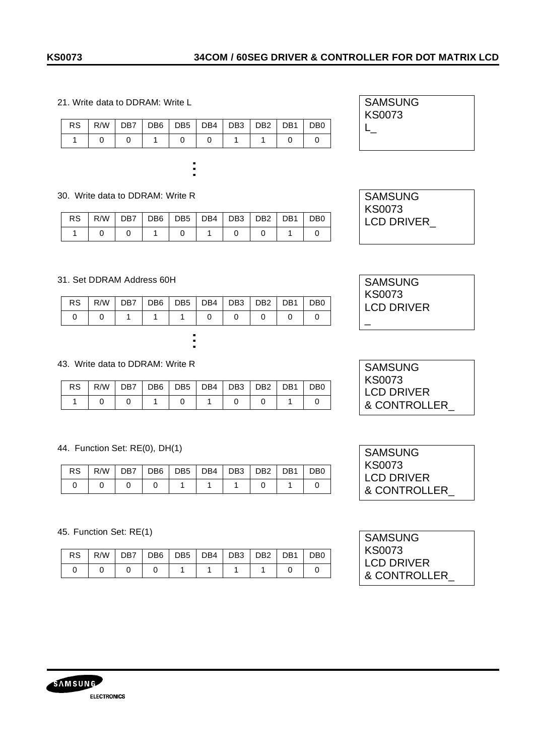21. Write data to DDRAM: Write L

| RS | R/W | DB7 | DB6 | DB5 | DB4 | DB3 | DB2 | DB1 | DB0 |
|---|---|---|---|---|---|---|---|---|---|
| 1 | 0 | 0 | 1 | 0 | 0 | 1 | 1 | 0 | 0 |

```
SAMSUNG
KS0073
L_
```

⋮

30. Write data to DDRAM: Write R

| RS | R/W | DB7 | DB6 | DB5 | DB4 | DB3 | DB2 | DB1 | DB0 |
|---|---|---|---|---|---|---|---|---|---|
| 1 | 0 | 0 | 1 | 0 | 1 | 0 | 0 | 1 | 0 |

```
SAMSUNG
KS0073
LCD DRIVER_
```

31. Set DDRAM Address 60H

| RS | R/W | DB7 | DB6 | DB5 | DB4 | DB3 | DB2 | DB1 | DB0 |
|---|---|---|---|---|---|---|---|---|---|
| 0 | 0 | 1 | 1 | 1 | 0 | 0 | 0 | 0 | 0 |

```
SAMSUNG
KS0073
LCD DRIVER
_
```

⋮

43. Write data to DDRAM: Write R

| RS | R/W | DB7 | DB6 | DB5 | DB4 | DB3 | DB2 | DB1 | DB0 |
|---|---|---|---|---|---|---|---|---|---|
| 1 | 0 | 0 | 1 | 0 | 1 | 0 | 0 | 1 | 0 |

```
SAMSUNG
KS0073
LCD DRIVER
& CONTROLLER_
```

44. Function Set: RE(0), DH(1)

| RS | R/W | DB7 | DB6 | DB5 | DB4 | DB3 | DB2 | DB1 | DB0 |
|---|---|---|---|---|---|---|---|---|---|
| 0 | 0 | 0 | 0 | 1 | 1 | 1 | 0 | 1 | 0 |

```
SAMSUNG
KS0073
LCD DRIVER
& CONTROLLER_
```

45. Function Set: RE(1)

| RS | R/W | DB7 | DB6 | DB5 | DB4 | DB3 | DB2 | DB1 | DB0 |
|---|---|---|---|---|---|---|---|---|---|
| 0 | 0 | 0 | 0 | 1 | 1 | 1 | 1 | 0 | 0 |

```
SAMSUNG
KS0073
LCD DRIVER
& CONTROLLER_
```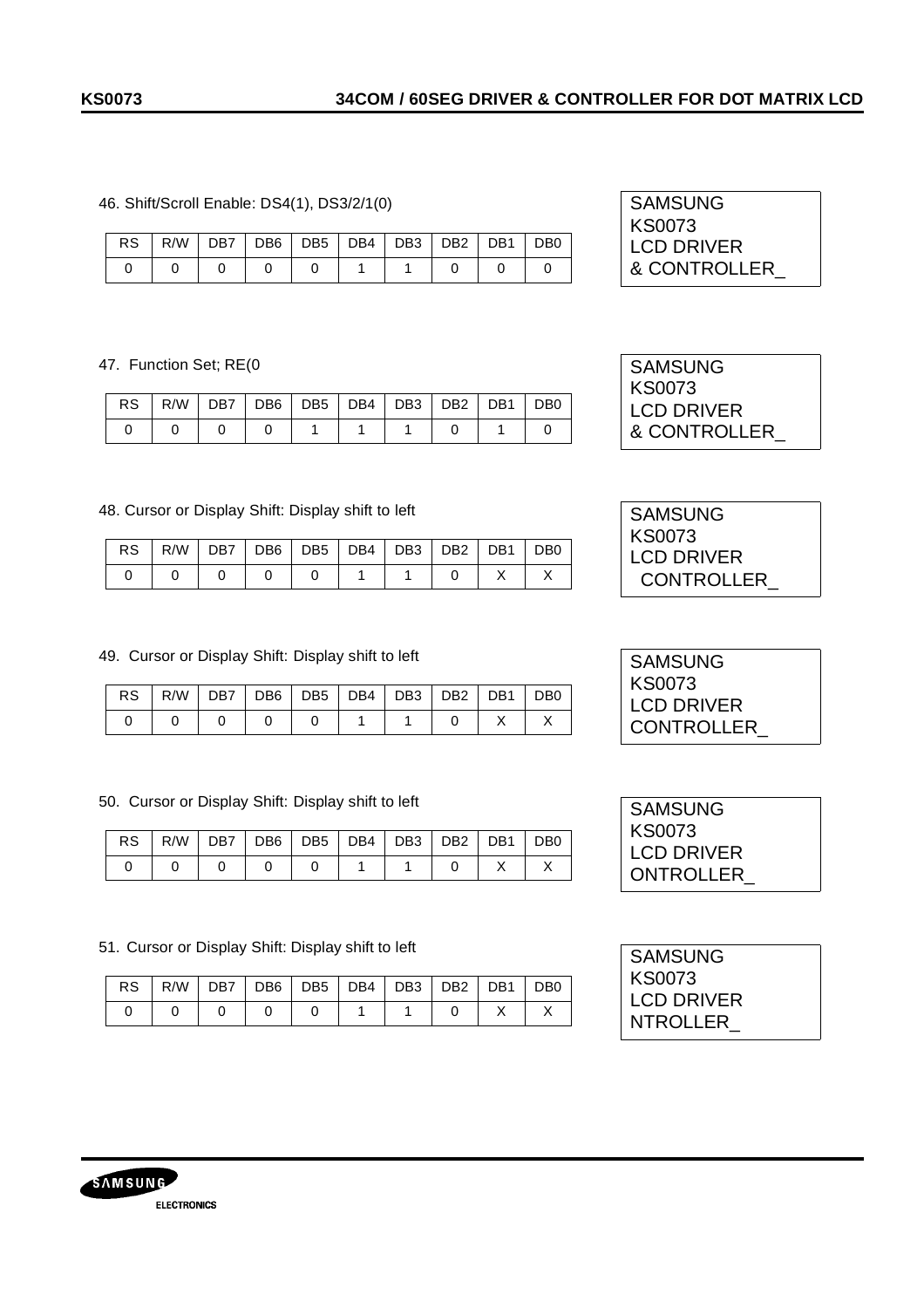46. Shift/Scroll Enable: DS4(1), DS3/2/1(0)

| RS | R/W | DB7 | DB6 | DB5 | DB4 | DB3 | DB2 | DB1 | DB0 |
|---|---|---|---|---|---|---|---|---|---|
| 0 | 0 | 0 | 0 | 0 | 1 | 1 | 0 | 0 | 0 |

```
SAMSUNG
KS0073
LCD DRIVER
& CONTROLLER_
```

47. Function Set; RE(0

| RS | R/W | DB7 | DB6 | DB5 | DB4 | DB3 | DB2 | DB1 | DB0 |
|---|---|---|---|---|---|---|---|---|---|
| 0 | 0 | 0 | 0 | 1 | 1 | 1 | 0 | 1 | 0 |

```
SAMSUNG
KS0073
LCD DRIVER
& CONTROLLER_
```

48. Cursor or Display Shift: Display shift to left

| RS | R/W | DB7 | DB6 | DB5 | DB4 | DB3 | DB2 | DB1 | DB0 |
|---|---|---|---|---|---|---|---|---|---|
| 0 | 0 | 0 | 0 | 0 | 1 | 1 | 0 | X | X |

```
SAMSUNG
KS0073
LCD DRIVER
 CONTROLLER_
```

49. Cursor or Display Shift: Display shift to left

| RS | R/W | DB7 | DB6 | DB5 | DB4 | DB3 | DB2 | DB1 | DB0 |
|---|---|---|---|---|---|---|---|---|---|
| 0 | 0 | 0 | 0 | 0 | 1 | 1 | 0 | X | X |

```
SAMSUNG
KS0073
LCD DRIVER
CONTROLLER_
```

50. Cursor or Display Shift: Display shift to left

| RS | R/W | DB7 | DB6 | DB5 | DB4 | DB3 | DB2 | DB1 | DB0 |
|---|---|---|---|---|---|---|---|---|---|
| 0 | 0 | 0 | 0 | 0 | 1 | 1 | 0 | X | X |

```
SAMSUNG
KS0073
LCD DRIVER
ONTROLLER_
```

51. Cursor or Display Shift: Display shift to left

| RS | R/W | DB7 | DB6 | DB5 | DB4 | DB3 | DB2 | DB1 | DB0 |
|---|---|---|---|---|---|---|---|---|---|
| 0 | 0 | 0 | 0 | 0 | 1 | 1 | 0 | X | X |

```
SAMSUNG
KS0073
LCD DRIVER
NTROLLER_
```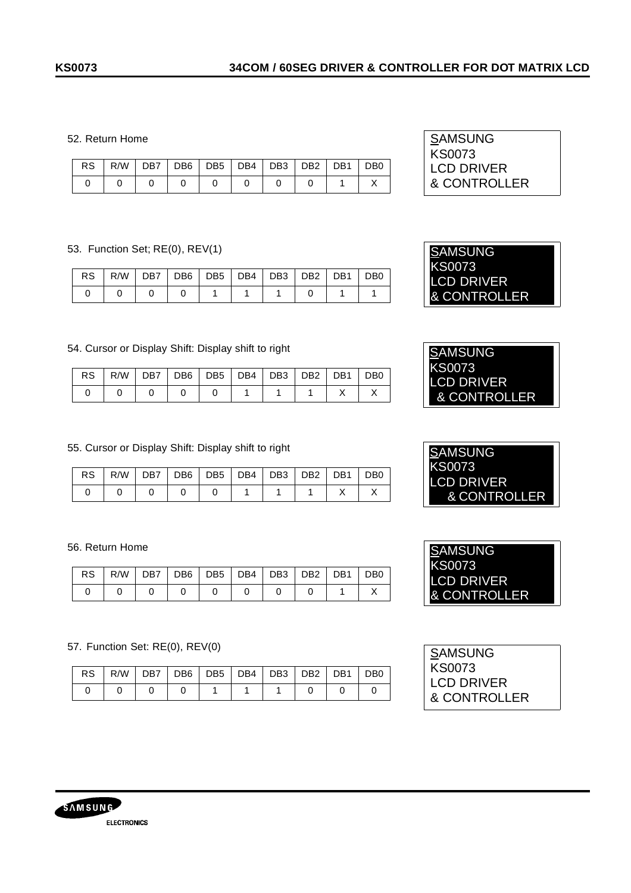52. Return Home

| RS | R/W | DB7 | DB6 | DB5 | DB4 | DB3 | DB2 | DB1 | DB0 |
|---|---|---|---|---|---|---|---|---|---|
| 0 | 0 | 0 | 0 | 0 | 0 | 0 | 0 | 1 | X |

SAMSUNG
KS0073
LCD DRIVER
& CONTROLLER

53. Function Set; RE(0), REV(1)

| RS | R/W | DB7 | DB6 | DB5 | DB4 | DB3 | DB2 | DB1 | DB0 |
|---|---|---|---|---|---|---|---|---|---|
| 0 | 0 | 0 | 0 | 1 | 1 | 1 | 0 | 1 | 1 |

SAMSUNG
KS0073
LCD DRIVER
& CONTROLLER

54. Cursor or Display Shift: Display shift to right

| RS | R/W | DB7 | DB6 | DB5 | DB4 | DB3 | DB2 | DB1 | DB0 |
|---|---|---|---|---|---|---|---|---|---|
| 0 | 0 | 0 | 0 | 0 | 1 | 1 | 1 | X | X |

SAMSUNG
KS0073
LCD DRIVER
 & CONTROLLER

55. Cursor or Display Shift: Display shift to right

| RS | R/W | DB7 | DB6 | DB5 | DB4 | DB3 | DB2 | DB1 | DB0 |
|---|---|---|---|---|---|---|---|---|---|
| 0 | 0 | 0 | 0 | 0 | 1 | 1 | 1 | X | X |

SAMSUNG
KS0073
LCD DRIVER
  & CONTROLLER

56. Return Home

| RS | R/W | DB7 | DB6 | DB5 | DB4 | DB3 | DB2 | DB1 | DB0 |
|---|---|---|---|---|---|---|---|---|---|
| 0 | 0 | 0 | 0 | 0 | 0 | 0 | 0 | 1 | X |

SAMSUNG
KS0073
LCD DRIVER
& CONTROLLER

57. Function Set: RE(0), REV(0)

| RS | R/W | DB7 | DB6 | DB5 | DB4 | DB3 | DB2 | DB1 | DB0 |
|---|---|---|---|---|---|---|---|---|---|
| 0 | 0 | 0 | 0 | 1 | 1 | 1 | 0 | 0 | 0 |

SAMSUNG
KS0073
LCD DRIVER
& CONTROLLER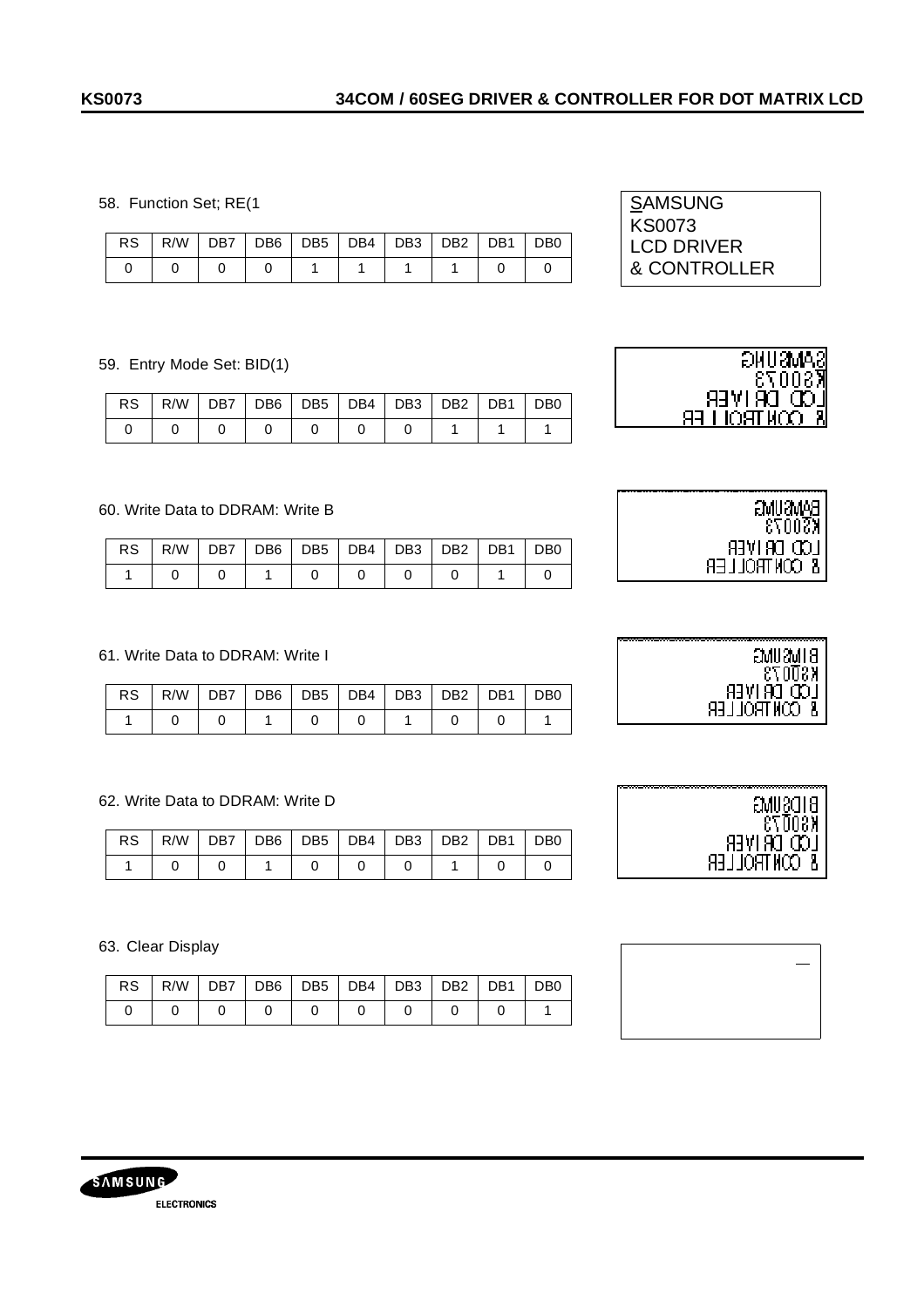58. Function Set; RE(1

| RS | R/W | DB7 | DB6 | DB5 | DB4 | DB3 | DB2 | DB1 | DB0 |
|---|---|---|---|---|---|---|---|---|---|
| 0 | 0 | 0 | 0 | 1 | 1 | 1 | 1 | 0 | 0 |

SAMSUNG
KS0073
LCD DRIVER
& CONTROLLER

59. Entry Mode Set: BID(1)

| RS | R/W | DB7 | DB6 | DB5 | DB4 | DB3 | DB2 | DB1 | DB0 |
|---|---|---|---|---|---|---|---|---|---|
| 0 | 0 | 0 | 0 | 0 | 0 | 0 | 1 | 1 | 1 |

60. Write Data to DDRAM: Write B

| RS | R/W | DB7 | DB6 | DB5 | DB4 | DB3 | DB2 | DB1 | DB0 |
|---|---|---|---|---|---|---|---|---|---|
| 1 | 0 | 0 | 1 | 0 | 0 | 0 | 0 | 1 | 0 |

61. Write Data to DDRAM: Write I

| RS | R/W | DB7 | DB6 | DB5 | DB4 | DB3 | DB2 | DB1 | DB0 |
|---|---|---|---|---|---|---|---|---|---|
| 1 | 0 | 0 | 1 | 0 | 0 | 1 | 0 | 0 | 1 |

62. Write Data to DDRAM: Write D

| RS | R/W | DB7 | DB6 | DB5 | DB4 | DB3 | DB2 | DB1 | DB0 |
|---|---|---|---|---|---|---|---|---|---|
| 1 | 0 | 0 | 1 | 0 | 0 | 0 | 1 | 0 | 0 |

63. Clear Display

| RS | R/W | DB7 | DB6 | DB5 | DB4 | DB3 | DB2 | DB1 | DB0 |
|---|---|---|---|---|---|---|---|---|---|
| 0 | 0 | 0 | 0 | 0 | 0 | 0 | 0 | 0 | 1 |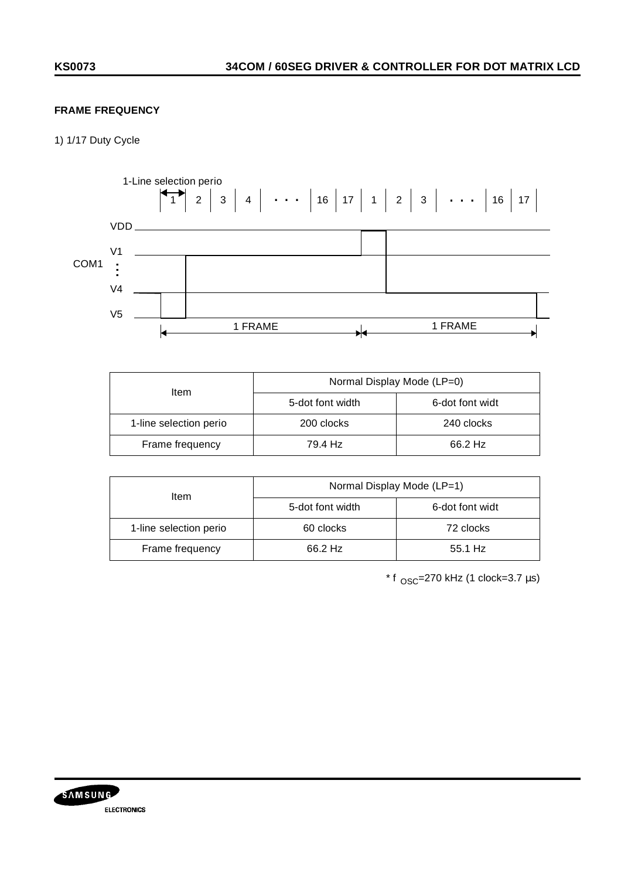**FRAME FREQUENCY**

1) 1/17 Duty Cycle

1-Line selection perio

1 2 3 4 · · · 16 17 1 2 3 · · · 16 17

VDD

V1

COM1

V4

V5

1 FRAME

1 FRAME

| Item | Normal Display Mode (LP=0) | |
|---|---|---|
| | 5-dot font width | 6-dot font widt |
| 1-line selection perio | 200 clocks | 240 clocks |
| Frame frequency | 79.4 Hz | 66.2 Hz |

| Item | Normal Display Mode (LP=1) | |
|---|---|---|
| | 5-dot font width | 6-dot font widt |
| 1-line selection perio | 60 clocks | 72 clocks |
| Frame frequency | 66.2 Hz | 55.1 Hz |

* $f_{OSC}$=270 kHz (1 clock=3.7 µs)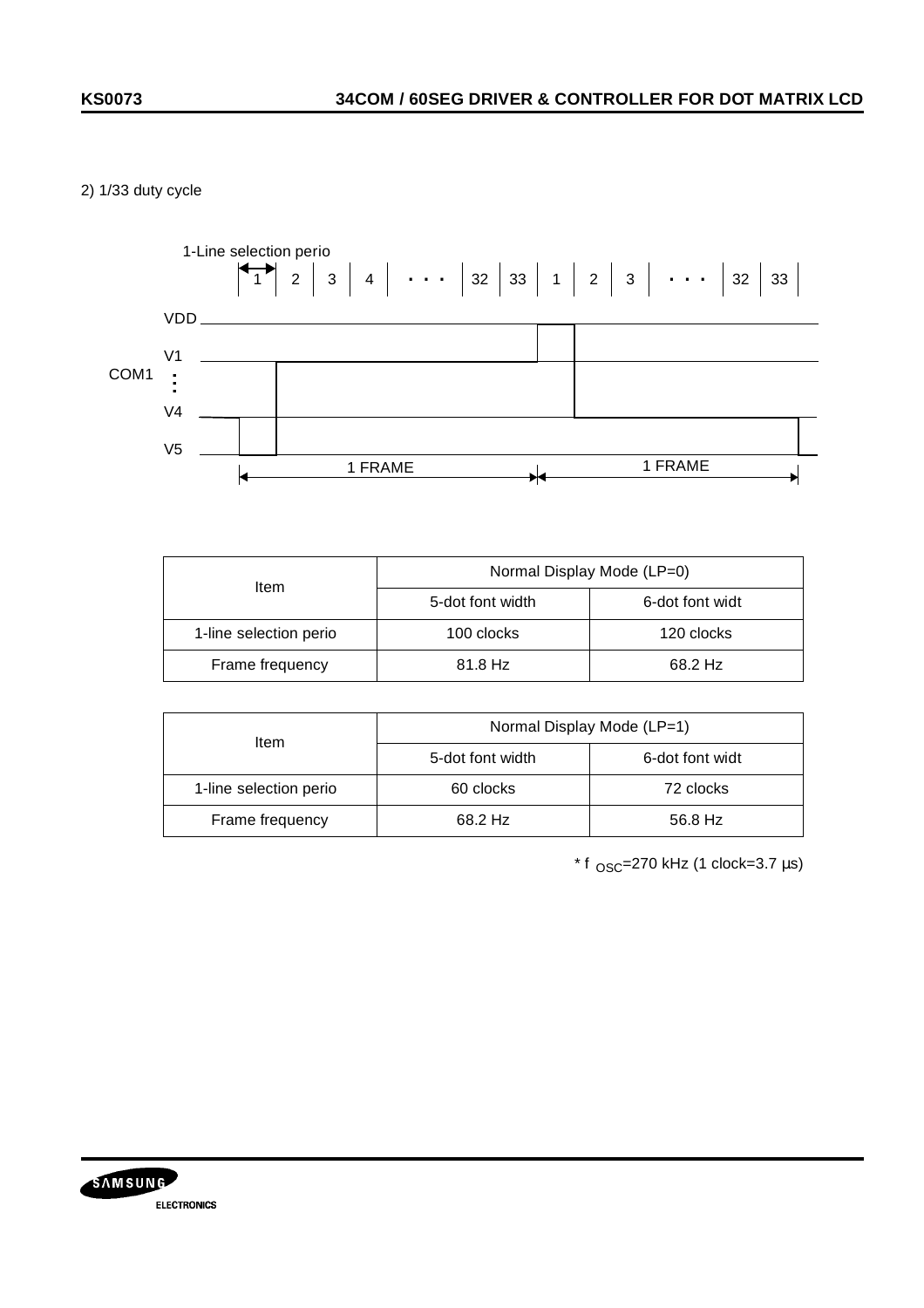2) 1/33 duty cycle

1-Line selection perio

| Item | Normal Display Mode (LP=0) | |
|---|---|---|
| | 5-dot font width | 6-dot font widt |
| 1-line selection perio | 100 clocks | 120 clocks |
| Frame frequency | 81.8 Hz | 68.2 Hz |

| Item | Normal Display Mode (LP=1) | |
|---|---|---|
| | 5-dot font width | 6-dot font widt |
| 1-line selection perio | 60 clocks | 72 clocks |
| Frame frequency | 68.2 Hz | 56.8 Hz |

* $f_{OSC}$=270 kHz (1 clock=3.7 µs)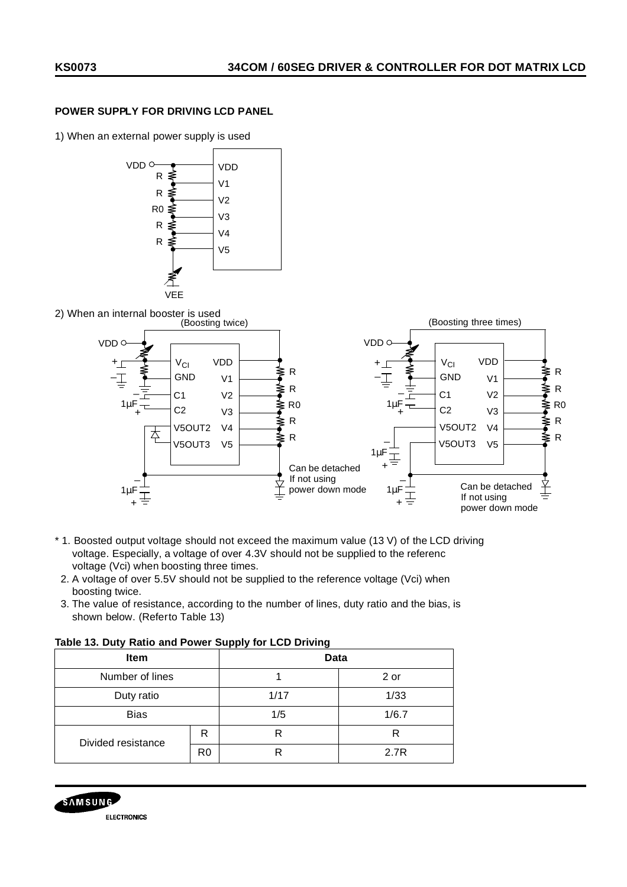## POWER SUPPLY FOR DRIVING LCD PANEL

1) When an external power supply is used

VDD
R
R
R0
R
R
VEE
VDD
V1
V2
V3
V4
V5

2) When an internal booster is used

(Boosting twice)

VDD
+
–
–
1μF
+
$V_{CI}$
GND
C1
C2
V5OUT2
V5OUT3
VDD
V1
V2
V3
V4
V5
R
R
R0
R
R
–
1μF
+
Can be detached
If not using
power down mode

(Boosting three times)

VDD
+
–
–
1μF
+
$V_{CI}$
GND
C1
C2
V5OUT2
V5OUT3
VDD
V1
V2
V3
V4
V5
R
R
R0
R
R
–
1μF
+
–
1μF
+
Can be detached
If not using
power down mode

\* 1. Boosted output voltage should not exceed the maximum value (13 V) of the LCD driving voltage. Especially, a voltage of over 4.3V should not be supplied to the referenc voltage (Vci) when boosting three times.

2. A voltage of over 5.5V should not be supplied to the reference voltage (Vci) when boosting twice.

3. The value of resistance, according to the number of lines, duty ratio and the bias, is shown below. (Referto Table 13)

**Table 13. Duty Ratio and Power Supply for LCD Driving**

| Item | | Data | |
|---|---|---|---|
| Number of lines | | 1 | 2 or |
| Duty ratio | | 1/17 | 1/33 |
| Bias | | 1/5 | 1/6.7 |
| Divided resistance | R | R | R |
| | R0 | R | 2.7R |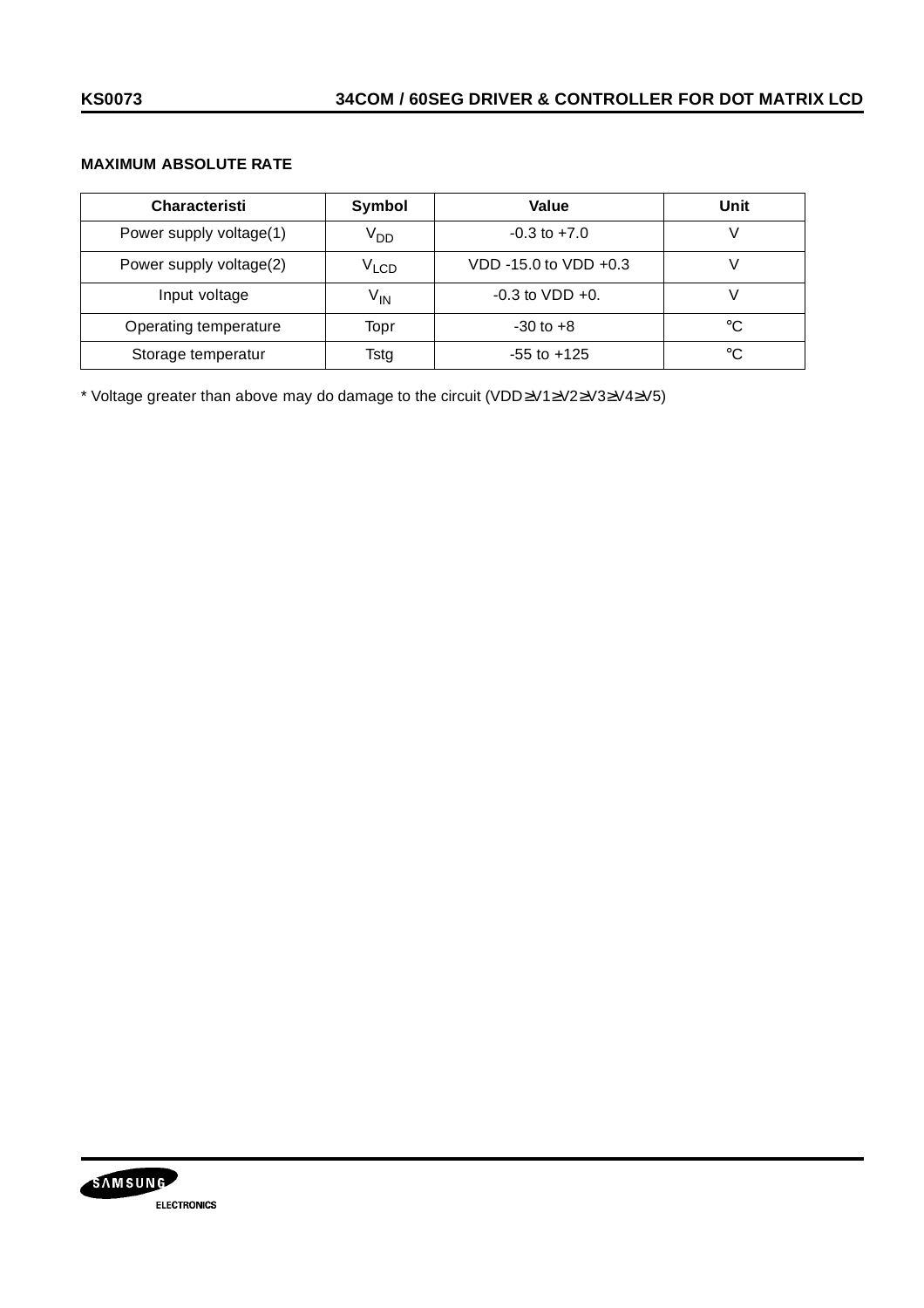## MAXIMUM ABSOLUTE RATE

| Characteristi | Symbol | Value | Unit |
|---|---|---|---|
| Power supply voltage(1) | $V_{DD}$ | -0.3 to +7.0 | V |
| Power supply voltage(2) | $V_{LCD}$ | VDD -15.0 to VDD +0.3 | V |
| Input voltage | $V_{IN}$ | -0.3 to VDD +0. | V |
| Operating temperature | Topr | -30 to +8 | °C |
| Storage temperatur | Tstg | -55 to +125 | °C |

* Voltage greater than above may do damage to the circuit (VDD≥V1≥V2≥V3≥V4≥V5)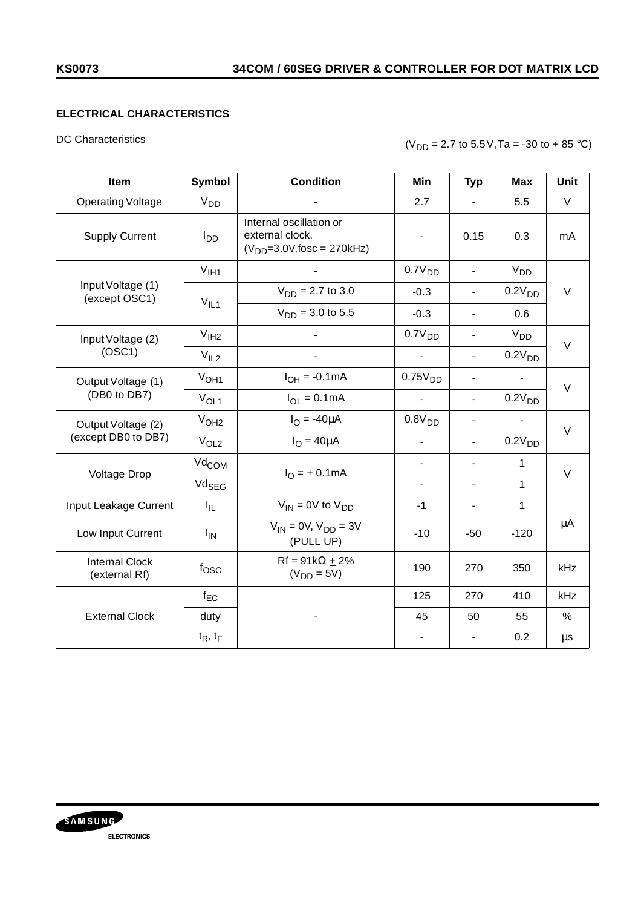## ELECTRICAL CHARACTERISTICS

DC Characteristics

($V_{DD}$ = 2.7 to 5.5V, Ta = -30 to + 85 °C)

| Item | Symbol | Condition | Min | Typ | Max | Unit |
|---|---|---|---|---|---|---|
| Operating Voltage | $V_{DD}$ | - | 2.7 | - | 5.5 | V |
| Supply Current | $I_{DD}$ | Internal oscillation or external clock. ($V_{DD}$=3.0V,fosc = 270kHz) | - | 0.15 | 0.3 | mA |
| Input Voltage (1) (except OSC1) | $V_{IH1}$ | - | $0.7V_{DD}$ | - | $V_{DD}$ | V |
| | $V_{IL1}$ | $V_{DD}$ = 2.7 to 3.0 | -0.3 | - | $0.2V_{DD}$ | |
| | | $V_{DD}$ = 3.0 to 5.5 | -0.3 | - | 0.6 | |
| Input Voltage (2) (OSC1) | $V_{IH2}$ | - | $0.7V_{DD}$ | - | $V_{DD}$ | V |
| | $V_{IL2}$ | - | - | - | $0.2V_{DD}$ | |
| Output Voltage (1) (DB0 to DB7) | $V_{OH1}$ | $I_{OH}$ = -0.1mA | $0.75V_{DD}$ | - | - | V |
| | $V_{OL1}$ | $I_{OL}$ = 0.1mA | - | - | $0.2V_{DD}$ | |
| Output Voltage (2) (except DB0 to DB7) | $V_{OH2}$ | $I_O$ = -40μA | $0.8V_{DD}$ | - | - | V |
| | $V_{OL2}$ | $I_O$ = 40μA | - | - | $0.2V_{DD}$ | |
| Voltage Drop | $Vd_{COM}$ | $I_O$ = ± 0.1mA | - | - | 1 | V |
| | $Vd_{SEG}$ | | - | - | 1 | |
| Input Leakage Current | $I_{IL}$ | $V_{IN}$ = 0V to $V_{DD}$ | -1 | - | 1 | μA |
| Low Input Current | $I_{IN}$ | $V_{IN}$ = 0V, $V_{DD}$ = 3V (PULL UP) | -10 | -50 | -120 | |
| Internal Clock (external Rf) | $f_{OSC}$ | Rf = 91kΩ ± 2% ($V_{DD}$ = 5V) | 190 | 270 | 350 | kHz |
| External Clock | $f_{EC}$ | - | 125 | 270 | 410 | kHz |
| | duty | | 45 | 50 | 55 | % |
| | $t_R$, $t_F$ | | - | - | 0.2 | μs |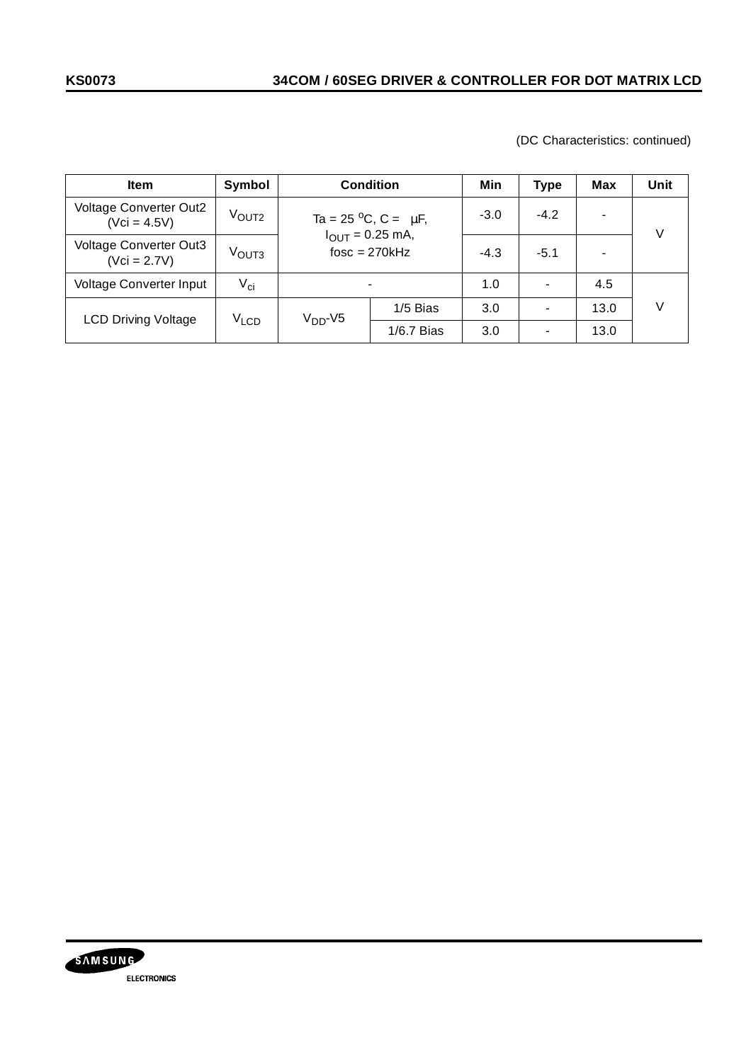(DC Characteristics: continued)

| Item | Symbol | Condition | | Min | Type | Max | Unit |
|---|---|---|---|---|---|---|---|
| Voltage Converter Out2 (Vci = 4.5V) | $V_{OUT2}$ | Ta = 25 $^oC$, C = μF, $I_{OUT}$ = 0.25 mA, fosc = 270kHz | | -3.0 | -4.2 | - | V |
| Voltage Converter Out3 (Vci = 2.7V) | $V_{OUT3}$ | | | -4.3 | -5.1 | - | |
| Voltage Converter Input | $V_{ci}$ | - | | 1.0 | - | 4.5 | V |
| LCD Driving Voltage | $V_{LCD}$ | $V_{DD}$-V5 | 1/5 Bias | 3.0 | - | 13.0 | |
| | | | 1/6.7 Bias | 3.0 | - | 13.0 | |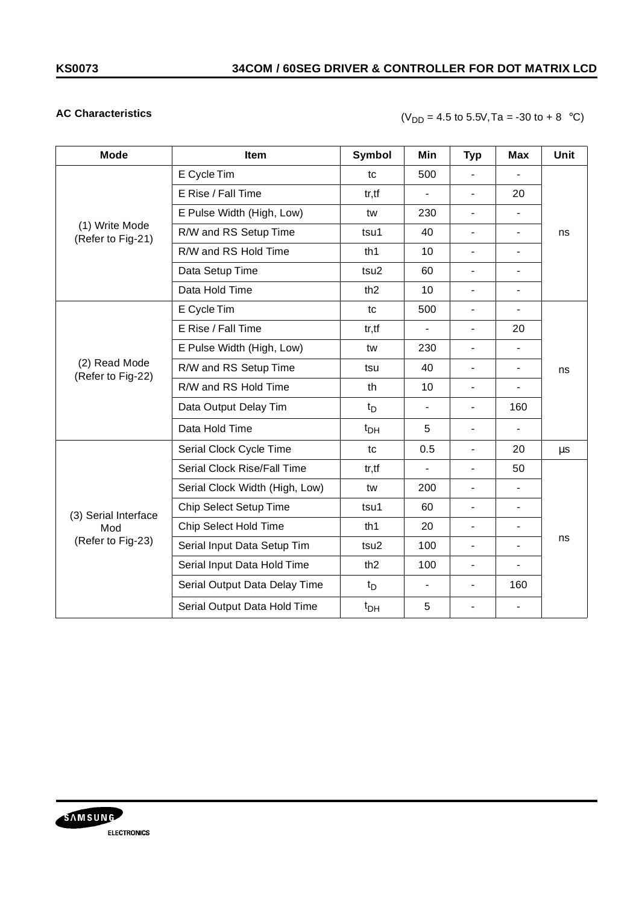## AC Characteristics

($V_{DD}$ = 4.5 to 5.5V, Ta = -30 to + 8 ℃)

| Mode | Item | Symbol | Min | Typ | Max | Unit |
|---|---|---|---|---|---|---|
| (1) Write Mode (Refer to Fig-21) | E Cycle Tim | tc | 500 | - | - | ns |
| | E Rise / Fall Time | tr,tf | - | - | 20 | |
| | E Pulse Width (High, Low) | tw | 230 | - | - | |
| | R/W and RS Setup Time | tsu1 | 40 | - | - | |
| | R/W and RS Hold Time | th1 | 10 | - | - | |
| | Data Setup Time | tsu2 | 60 | - | - | |
| | Data Hold Time | th2 | 10 | - | - | |
| (2) Read Mode (Refer to Fig-22) | E Cycle Tim | tc | 500 | - | - | ns |
| | E Rise / Fall Time | tr,tf | - | - | 20 | |
| | E Pulse Width (High, Low) | tw | 230 | - | - | |
| | R/W and RS Setup Time | tsu | 40 | - | - | |
| | R/W and RS Hold Time | th | 10 | - | - | |
| | Data Output Delay Tim | $t_D$ | - | - | 160 | |
| | Data Hold Time | $t_{DH}$ | 5 | - | - | |
| (3) Serial Interface Mod (Refer to Fig-23) | Serial Clock Cycle Time | tc | 0.5 | - | 20 | µs |
| | Serial Clock Rise/Fall Time | tr,tf | - | - | 50 | ns |
| | Serial Clock Width (High, Low) | tw | 200 | - | - | |
| | Chip Select Setup Time | tsu1 | 60 | - | - | |
| | Chip Select Hold Time | th1 | 20 | - | - | |
| | Serial Input Data Setup Tim | tsu2 | 100 | - | - | |
| | Serial Input Data Hold Time | th2 | 100 | - | - | |
| | Serial Output Data Delay Time | $t_D$ | - | - | 160 | |
| | Serial Output Data Hold Time | $t_{DH}$ | 5 | - | - | |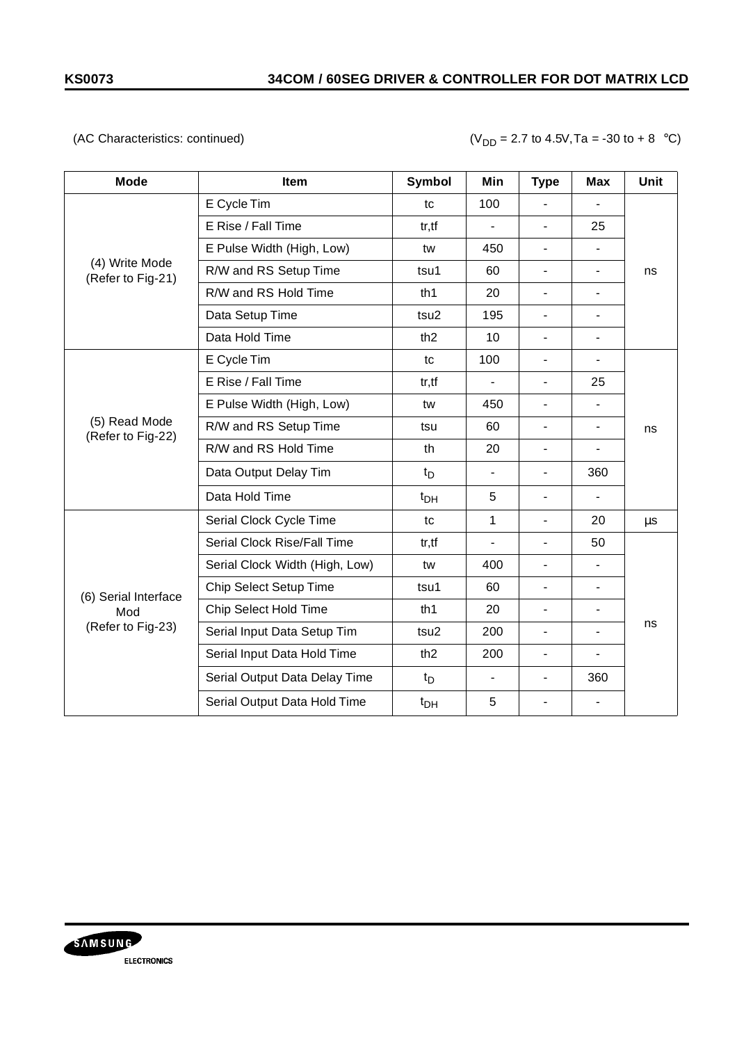(AC Characteristics: continued) ($V_{DD}$ = 2.7 to 4.5V, Ta = -30 to + 8 °C)

| Mode | Item | Symbol | Min | Type | Max | Unit |
|---|---|---|---|---|---|---|
| (4) Write Mode (Refer to Fig-21) | E Cycle Tim | tc | 100 | - | - | ns |
| | E Rise / Fall Time | tr,tf | - | - | 25 | |
| | E Pulse Width (High, Low) | tw | 450 | - | - | |
| | R/W and RS Setup Time | tsu1 | 60 | - | - | |
| | R/W and RS Hold Time | th1 | 20 | - | - | |
| | Data Setup Time | tsu2 | 195 | - | - | |
| | Data Hold Time | th2 | 10 | - | - | |
| (5) Read Mode (Refer to Fig-22) | E Cycle Tim | tc | 100 | - | - | ns |
| | E Rise / Fall Time | tr,tf | - | - | 25 | |
| | E Pulse Width (High, Low) | tw | 450 | - | - | |
| | R/W and RS Setup Time | tsu | 60 | - | - | |
| | R/W and RS Hold Time | th | 20 | - | - | |
| | Data Output Delay Tim | $t_D$ | - | - | 360 | |
| | Data Hold Time | $t_{DH}$ | 5 | - | - | |
| (6) Serial Interface Mod (Refer to Fig-23) | Serial Clock Cycle Time | tc | 1 | - | 20 | µs |
| | Serial Clock Rise/Fall Time | tr,tf | - | - | 50 | ns |
| | Serial Clock Width (High, Low) | tw | 400 | - | - | |
| | Chip Select Setup Time | tsu1 | 60 | - | - | |
| | Chip Select Hold Time | th1 | 20 | - | - | |
| | Serial Input Data Setup Tim | tsu2 | 200 | - | - | |
| | Serial Input Data Hold Time | th2 | 200 | - | - | |
| | Serial Output Data Delay Time | $t_D$ | - | - | 360 | |
| | Serial Output Data Hold Time | $t_{DH}$ | 5 | - | - | |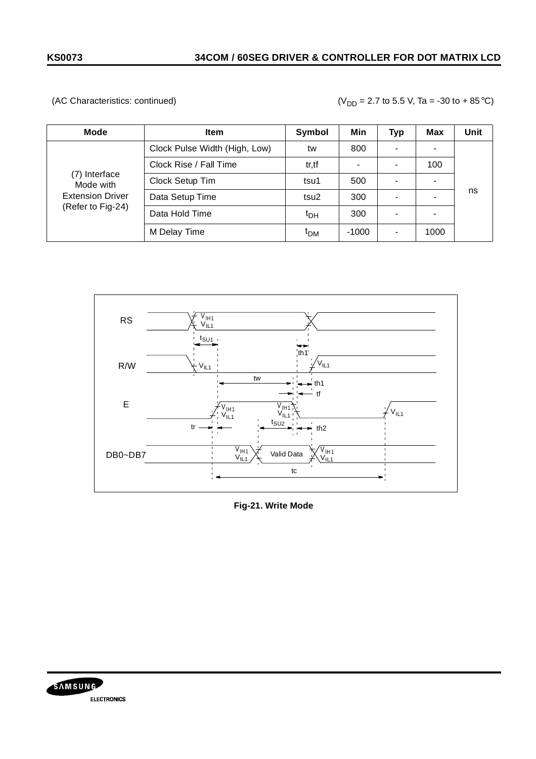(AC Characteristics: continued) ($V_{DD}$ = 2.7 to 5.5 V, Ta = -30 to + 85 °C)

| Mode | Item | Symbol | Min | Typ | Max | Unit |
|---|---|---|---|---|---|---|
| (7) Interface Mode with Extension Driver (Refer to Fig-24) | Clock Pulse Width (High, Low) | tw | 800 | - | - | ns |
| | Clock Rise / Fall Time | tr,tf | - | - | 100 | |
| | Clock Setup Tim | tsu1 | 500 | - | - | |
| | Data Setup Time | tsu2 | 300 | - | - | |
| | Data Hold Time | $t_{DH}$ | 300 | - | - | |
| | M Delay Time | $t_{DM}$ | -1000 | - | 1000 | |

RS
$V_{IH1}$
$V_{IL1}$
$t_{SU1}$
th1'
R/W
$V_{IL1}$
$V_{IL1}$
tw
th1
tf
E
$V_{IH1}$
$V_{IL1}$
$V_{IH1}$
$V_{IL1}$
$V_{IL1}$
tr
$t_{SU2}$
th2
DB0~DB7
$V_{IH1}$
$V_{IL1}$
Valid Data
$V_{IH1}$
$V_{IL1}$
tc

**Fig-21. Write Mode**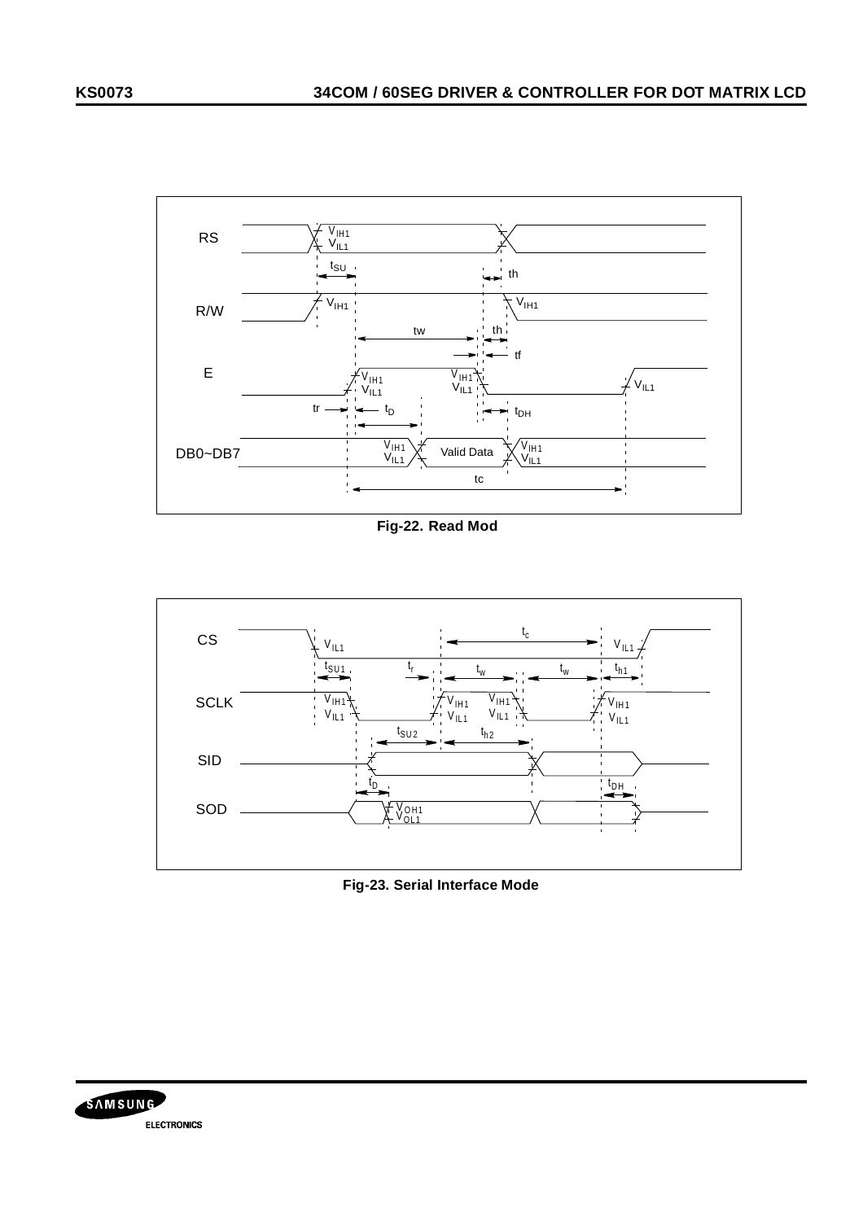RS

R/W

E

DB0~DB7

$V_{IH1}$

$V_{IL1}$

$t_{SU}$

th

tw

tf

tr

$t_D$

$t_{DH}$

Valid Data

tc

Fig-22. Read Mod

CS

SCLK

SID

SOD

$t_c$

$t_{SU1}$

$t_r$

$t_w$

$t_{h1}$

$t_{SU2}$

$t_{h2}$

$t_D$

$t_{DH}$

$V_{IH1}$

$V_{IL1}$

$V_{OH1}$

$V_{OL1}$

Fig-23. Serial Interface Mode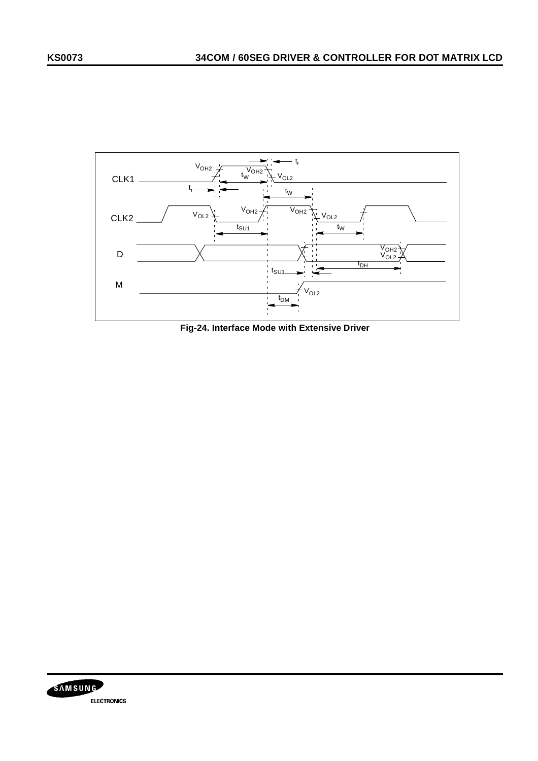CLK1

CLK2

D

M

$V_{OH2}$

$V_{OL2}$

$t_r$

$t_W$

$t_{SU1}$

$t_{DH}$

$t_{DM}$

Fig-24. Interface Mode with Extensive Driver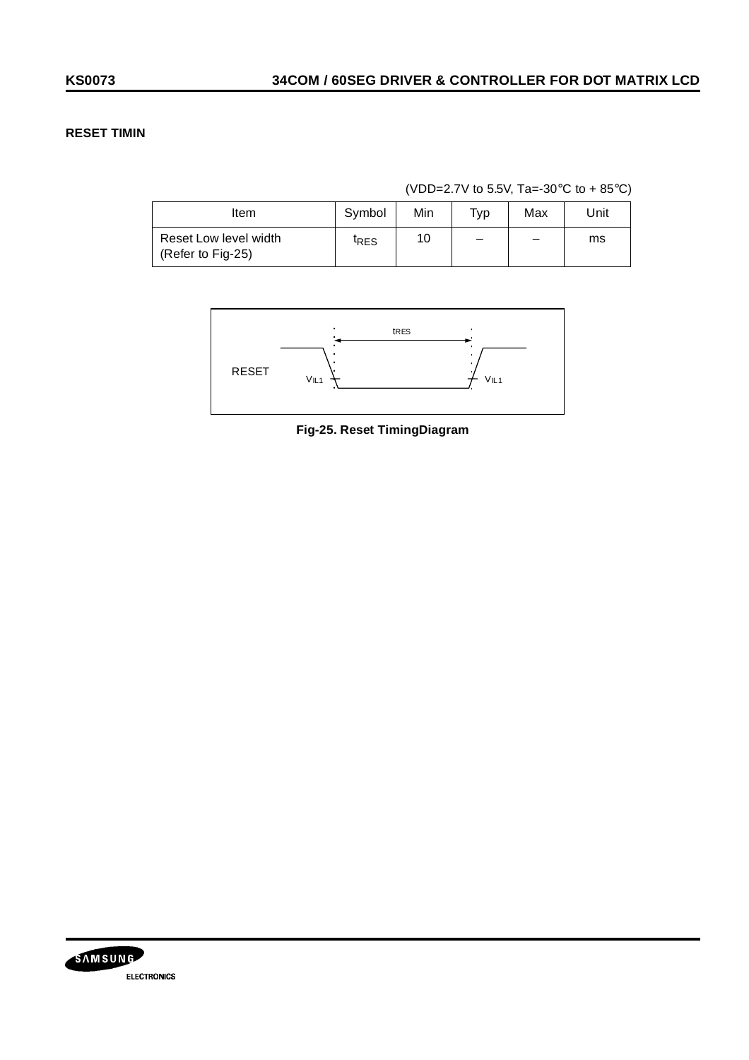### RESET TIMIN

(VDD=2.7V to 5.5V, Ta=-30°C to + 85°C)

| Item | Symbol | Min | Typ | Max | Unit |
|---|---|---|---|---|---|
| Reset Low level width (Refer to Fig-25) | $t_{RES}$ | 10 | – | – | ms |

tRES

RESET

$V_{IL1}$

$V_{IL1}$

**Fig-25. Reset TimingDiagram**